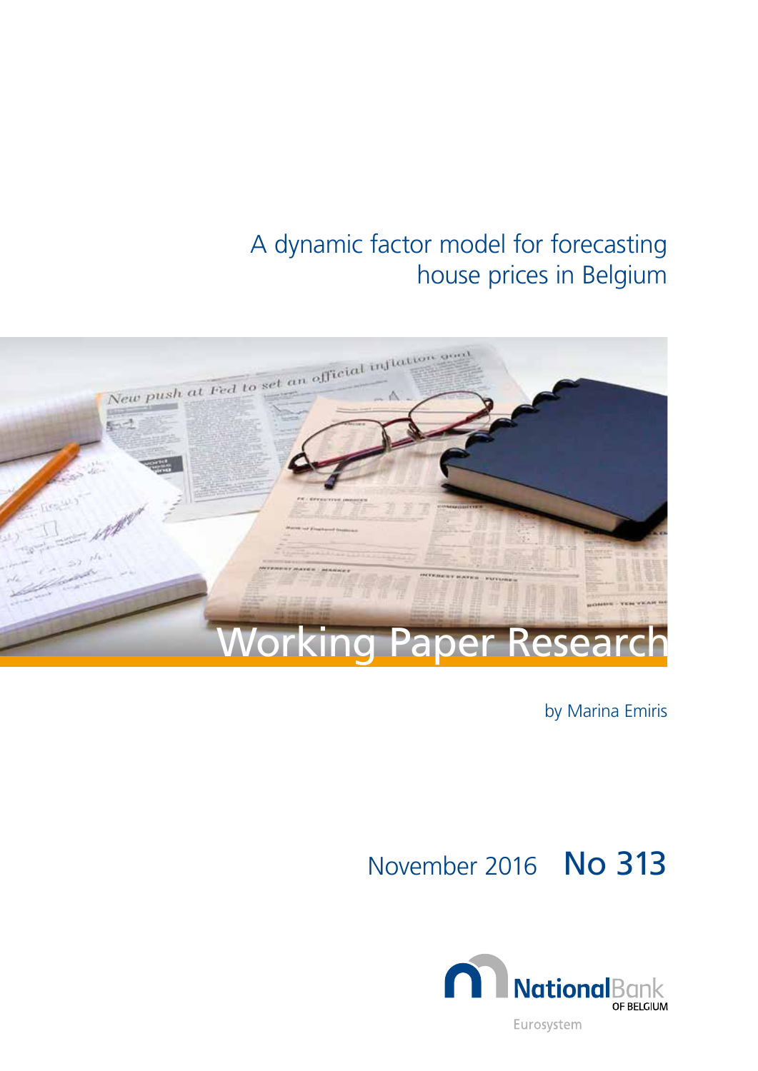# A dynamic factor model for forecasting house prices in Belgium

Working Paper Research

by Marina Emiris

November 2016 **No 313**

National Bank OF BELGIUM

Eurosystem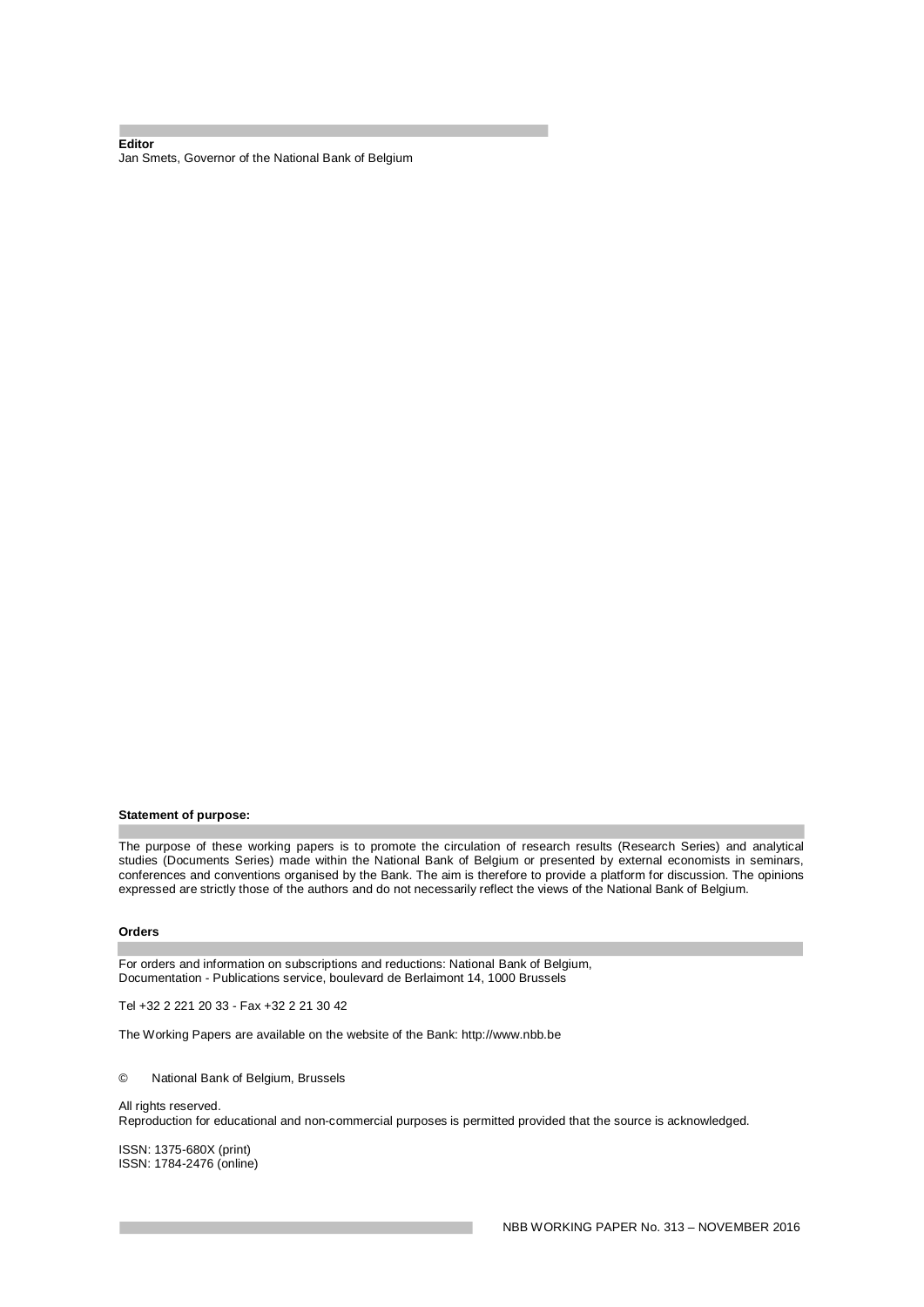**Editor**

Jan Smets, Governor of the National Bank of Belgium

**Statement of purpose:**

The purpose of these working papers is to promote the circulation of research results (Research Series) and analytical studies (Documents Series) made within the National Bank of Belgium or presented by external economists in seminars, conferences and conventions organised by the Bank. The aim is therefore to provide a platform for discussion. The opinions expressed are strictly those of the authors and do not necessarily reflect the views of the National Bank of Belgium.

**Orders**

For orders and information on subscriptions and reductions: National Bank of Belgium, Documentation - Publications service, boulevard de Berlaimont 14, 1000 Brussels

Tel +32 2 221 20 33 - Fax +32 2 21 30 42

The Working Papers are available on the website of the Bank: http://www.nbb.be

© National Bank of Belgium, Brussels

All rights reserved.
Reproduction for educational and non-commercial purposes is permitted provided that the source is acknowledged.

ISSN: 1375-680X (print)
ISSN: 1784-2476 (online)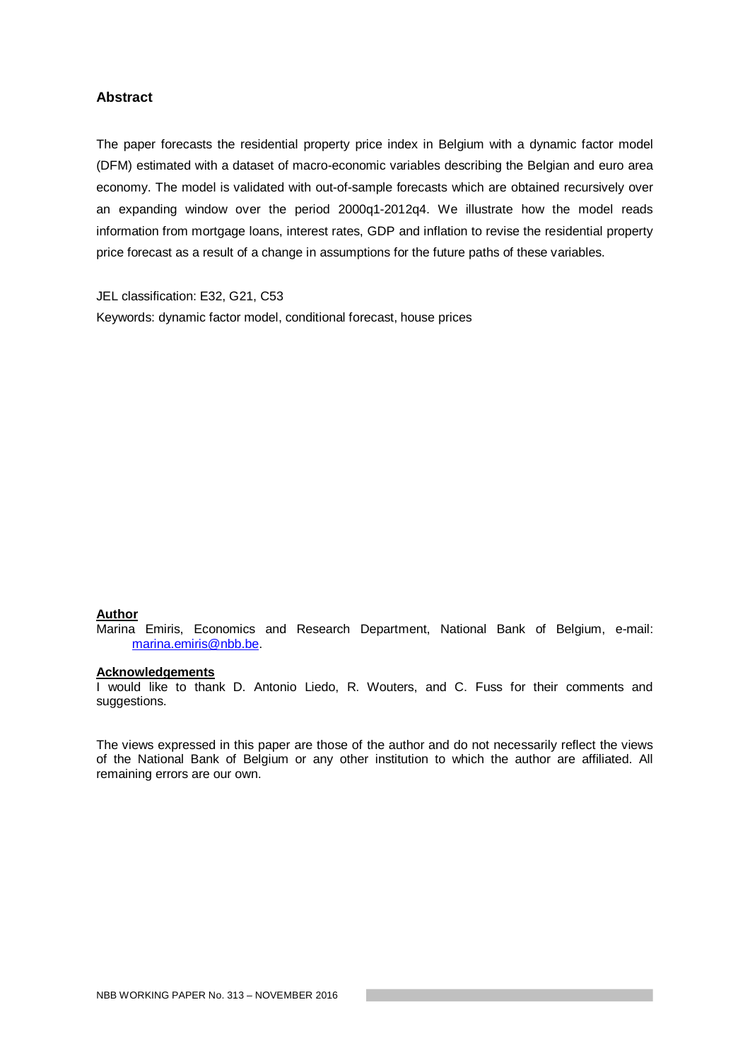## Abstract

The paper forecasts the residential property price index in Belgium with a dynamic factor model (DFM) estimated with a dataset of macro-economic variables describing the Belgian and euro area economy. The model is validated with out-of-sample forecasts which are obtained recursively over an expanding window over the period 2000q1-2012q4. We illustrate how the model reads information from mortgage loans, interest rates, GDP and inflation to revise the residential property price forecast as a result of a change in assumptions for the future paths of these variables.

JEL classification: E32, G21, C53

Keywords: dynamic factor model, conditional forecast, house prices

**Author**

Marina Emiris, Economics and Research Department, National Bank of Belgium, e-mail: marina.emiris@nbb.be.

**Acknowledgements**

I would like to thank D. Antonio Liedo, R. Wouters, and C. Fuss for their comments and suggestions.

The views expressed in this paper are those of the author and do not necessarily reflect the views of the National Bank of Belgium or any other institution to which the author are affiliated. All remaining errors are our own.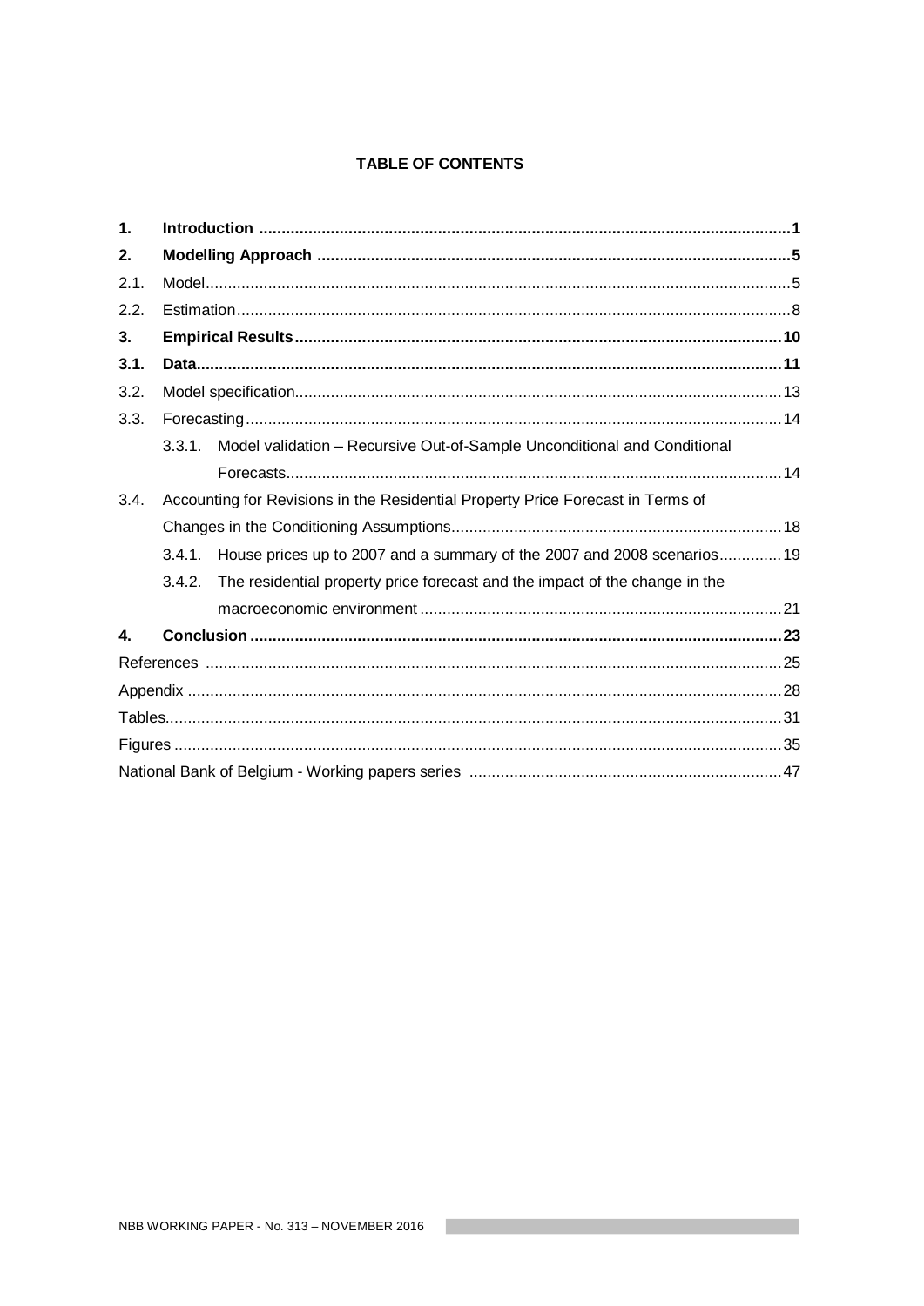# TABLE OF CONTENTS

| | | |
|---|---|---|
| **1.** | **Introduction** | **1** |
| **2.** | **Modelling Approach** | **5** |
| 2.1. | Model | 5 |
| 2.2. | Estimation | 8 |
| **3.** | **Empirical Results** | **10** |
| **3.1.** | **Data** | **11** |
| 3.2. | Model specification | 13 |
| 3.3. | Forecasting | 14 |
| | 3.3.1. Model validation – Recursive Out-of-Sample Unconditional and Conditional Forecasts | 14 |
| 3.4. | Accounting for Revisions in the Residential Property Price Forecast in Terms of Changes in the Conditioning Assumptions | 18 |
| | 3.4.1. House prices up to 2007 and a summary of the 2007 and 2008 scenarios | 19 |
| | 3.4.2. The residential property price forecast and the impact of the change in the macroeconomic environment | 21 |
| **4.** | **Conclusion** | **23** |
| | References | 25 |
| | Appendix | 28 |
| | Tables | 31 |
| | Figures | 35 |
| | National Bank of Belgium - Working papers series | 47 |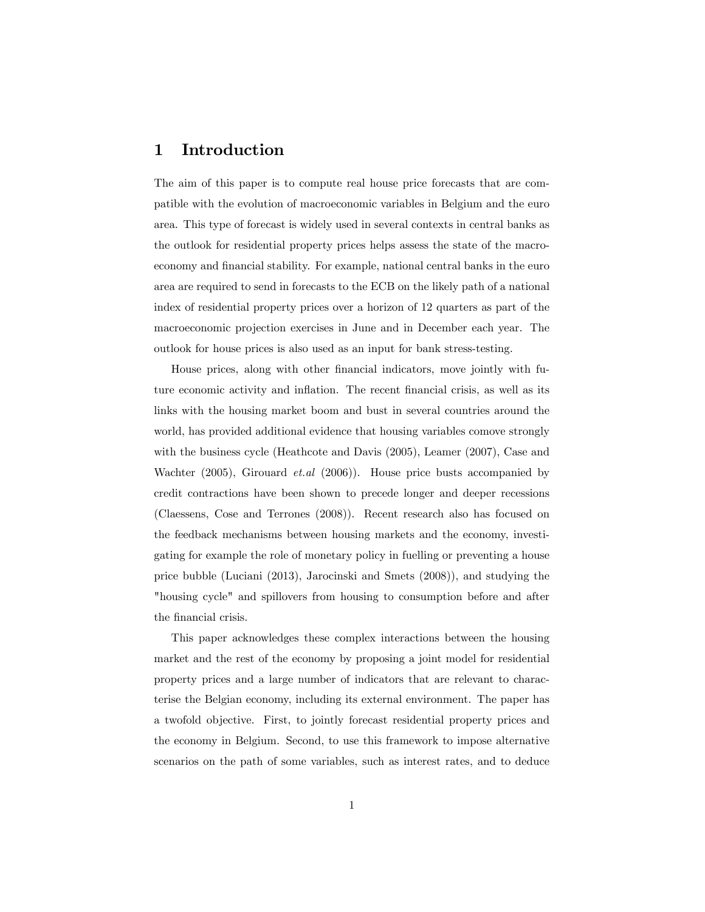# 1 Introduction

The aim of this paper is to compute real house price forecasts that are compatible with the evolution of macroeconomic variables in Belgium and the euro area. This type of forecast is widely used in several contexts in central banks as the outlook for residential property prices helps assess the state of the macroeconomy and financial stability. For example, national central banks in the euro area are required to send in forecasts to the ECB on the likely path of a national index of residential property prices over a horizon of 12 quarters as part of the macroeconomic projection exercises in June and in December each year. The outlook for house prices is also used as an input for bank stress-testing.

House prices, along with other financial indicators, move jointly with future economic activity and inflation. The recent financial crisis, as well as its links with the housing market boom and bust in several countries around the world, has provided additional evidence that housing variables comove strongly with the business cycle (Heathcote and Davis (2005), Leamer (2007), Case and Wachter (2005), Girouard *et.al* (2006)). House price busts accompanied by credit contractions have been shown to precede longer and deeper recessions (Claessens, Cose and Terrones (2008)). Recent research also has focused on the feedback mechanisms between housing markets and the economy, investigating for example the role of monetary policy in fuelling or preventing a house price bubble (Luciani (2013), Jarocinski and Smets (2008)), and studying the "housing cycle" and spillovers from housing to consumption before and after the financial crisis.

This paper acknowledges these complex interactions between the housing market and the rest of the economy by proposing a joint model for residential property prices and a large number of indicators that are relevant to characterise the Belgian economy, including its external environment. The paper has a twofold objective. First, to jointly forecast residential property prices and the economy in Belgium. Second, to use this framework to impose alternative scenarios on the path of some variables, such as interest rates, and to deduce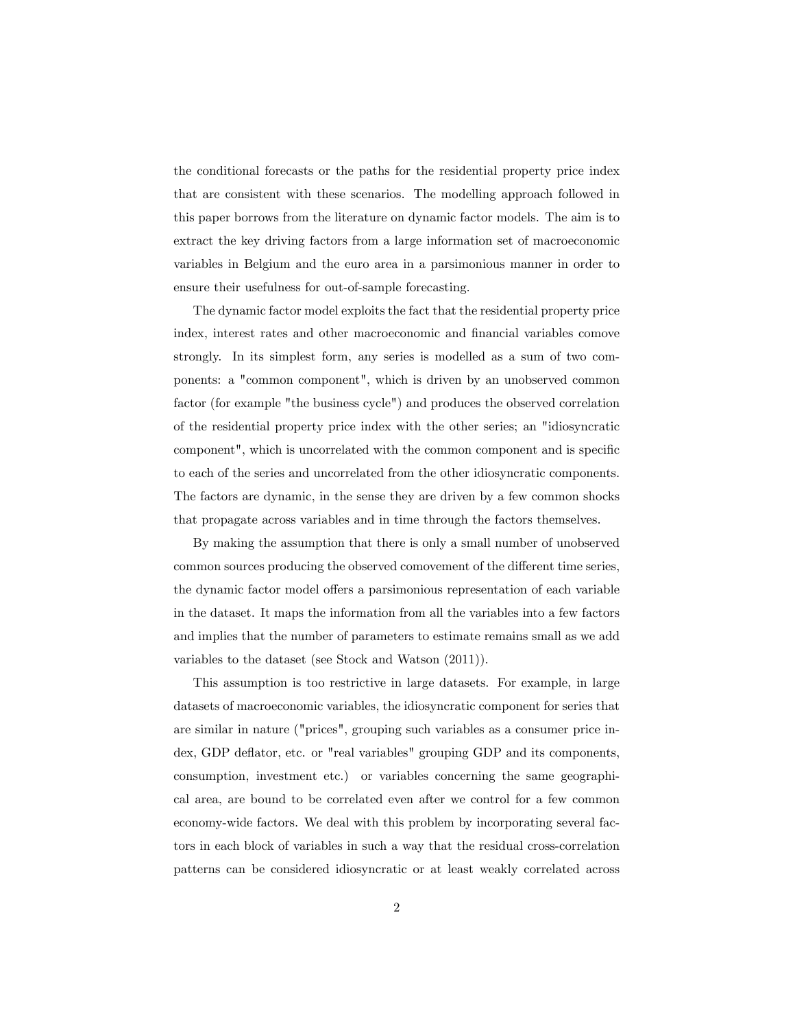the conditional forecasts or the paths for the residential property price index that are consistent with these scenarios. The modelling approach followed in this paper borrows from the literature on dynamic factor models. The aim is to extract the key driving factors from a large information set of macroeconomic variables in Belgium and the euro area in a parsimonious manner in order to ensure their usefulness for out-of-sample forecasting.

The dynamic factor model exploits the fact that the residential property price index, interest rates and other macroeconomic and financial variables comove strongly. In its simplest form, any series is modelled as a sum of two components: a "common component", which is driven by an unobserved common factor (for example "the business cycle") and produces the observed correlation of the residential property price index with the other series; an "idiosyncratic component", which is uncorrelated with the common component and is specific to each of the series and uncorrelated from the other idiosyncratic components. The factors are dynamic, in the sense they are driven by a few common shocks that propagate across variables and in time through the factors themselves.

By making the assumption that there is only a small number of unobserved common sources producing the observed comovement of the different time series, the dynamic factor model offers a parsimonious representation of each variable in the dataset. It maps the information from all the variables into a few factors and implies that the number of parameters to estimate remains small as we add variables to the dataset (see Stock and Watson (2011)).

This assumption is too restrictive in large datasets. For example, in large datasets of macroeconomic variables, the idiosyncratic component for series that are similar in nature ("prices", grouping such variables as a consumer price index, GDP deflator, etc. or "real variables" grouping GDP and its components, consumption, investment etc.) or variables concerning the same geographical area, are bound to be correlated even after we control for a few common economy-wide factors. We deal with this problem by incorporating several factors in each block of variables in such a way that the residual cross-correlation patterns can be considered idiosyncratic or at least weakly correlated across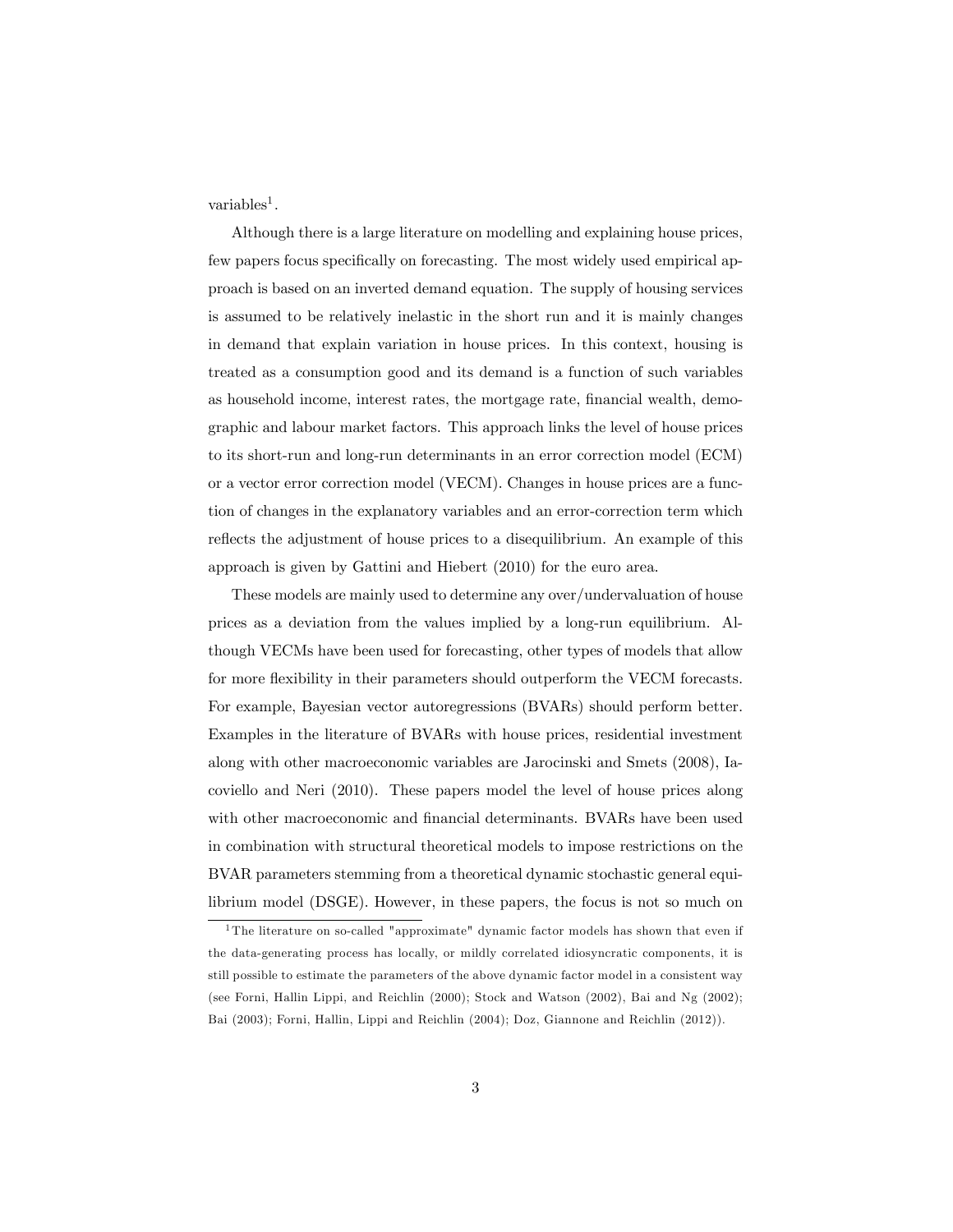variables[1].

Although there is a large literature on modelling and explaining house prices, few papers focus specifically on forecasting. The most widely used empirical approach is based on an inverted demand equation. The supply of housing services is assumed to be relatively inelastic in the short run and it is mainly changes in demand that explain variation in house prices. In this context, housing is treated as a consumption good and its demand is a function of such variables as household income, interest rates, the mortgage rate, financial wealth, demographic and labour market factors. This approach links the level of house prices to its short-run and long-run determinants in an error correction model (ECM) or a vector error correction model (VECM). Changes in house prices are a function of changes in the explanatory variables and an error-correction term which reflects the adjustment of house prices to a disequilibrium. An example of this approach is given by Gattini and Hiebert (2010) for the euro area.

These models are mainly used to determine any over/undervaluation of house prices as a deviation from the values implied by a long-run equilibrium. Although VECMs have been used for forecasting, other types of models that allow for more flexibility in their parameters should outperform the VECM forecasts. For example, Bayesian vector autoregressions (BVARs) should perform better. Examples in the literature of BVARs with house prices, residential investment along with other macroeconomic variables are Jarocinski and Smets (2008), Iacoviello and Neri (2010). These papers model the level of house prices along with other macroeconomic and financial determinants. BVARs have been used in combination with structural theoretical models to impose restrictions on the BVAR parameters stemming from a theoretical dynamic stochastic general equilibrium model (DSGE). However, in these papers, the focus is not so much on

[1] The literature on so-called "approximate" dynamic factor models has shown that even if the data-generating process has locally, or mildly correlated idiosyncratic components, it is still possible to estimate the parameters of the above dynamic factor model in a consistent way (see Forni, Hallin Lippi, and Reichlin (2000); Stock and Watson (2002), Bai and Ng (2002); Bai (2003); Forni, Hallin, Lippi and Reichlin (2004); Doz, Giannone and Reichlin (2012)).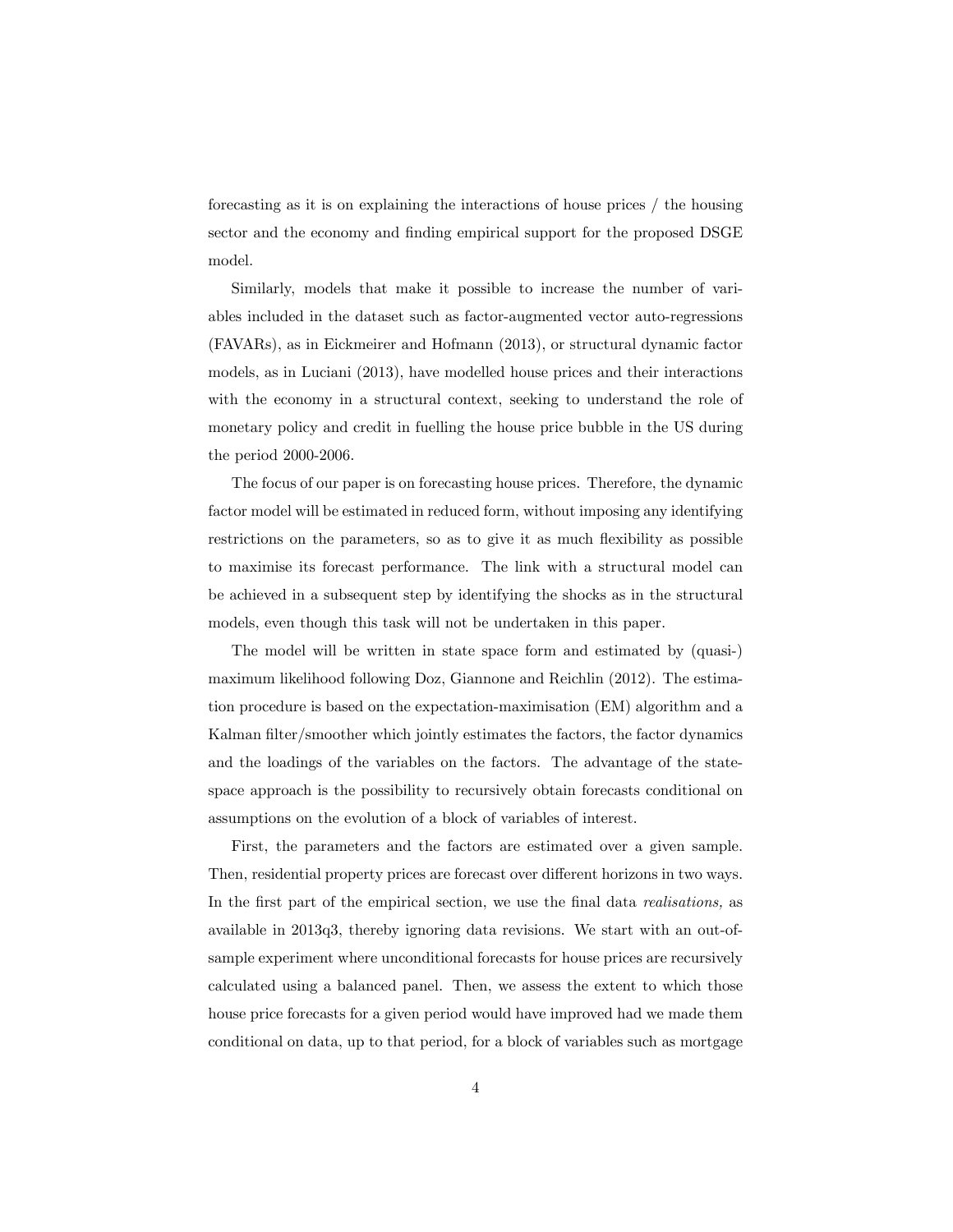forecasting as it is on explaining the interactions of house prices / the housing sector and the economy and finding empirical support for the proposed DSGE model.

Similarly, models that make it possible to increase the number of variables included in the dataset such as factor-augmented vector auto-regressions (FAVARs), as in Eickmeirer and Hofmann (2013), or structural dynamic factor models, as in Luciani (2013), have modelled house prices and their interactions with the economy in a structural context, seeking to understand the role of monetary policy and credit in fuelling the house price bubble in the US during the period 2000-2006.

The focus of our paper is on forecasting house prices. Therefore, the dynamic factor model will be estimated in reduced form, without imposing any identifying restrictions on the parameters, so as to give it as much flexibility as possible to maximise its forecast performance. The link with a structural model can be achieved in a subsequent step by identifying the shocks as in the structural models, even though this task will not be undertaken in this paper.

The model will be written in state space form and estimated by (quasi-) maximum likelihood following Doz, Giannone and Reichlin (2012). The estimation procedure is based on the expectation-maximisation (EM) algorithm and a Kalman filter/smoother which jointly estimates the factors, the factor dynamics and the loadings of the variables on the factors. The advantage of the state-space approach is the possibility to recursively obtain forecasts conditional on assumptions on the evolution of a block of variables of interest.

First, the parameters and the factors are estimated over a given sample. Then, residential property prices are forecast over different horizons in two ways. In the first part of the empirical section, we use the final data *realisations,* as available in 2013q3, thereby ignoring data revisions. We start with an out-of-sample experiment where unconditional forecasts for house prices are recursively calculated using a balanced panel. Then, we assess the extent to which those house price forecasts for a given period would have improved had we made them conditional on data, up to that period, for a block of variables such as mortgage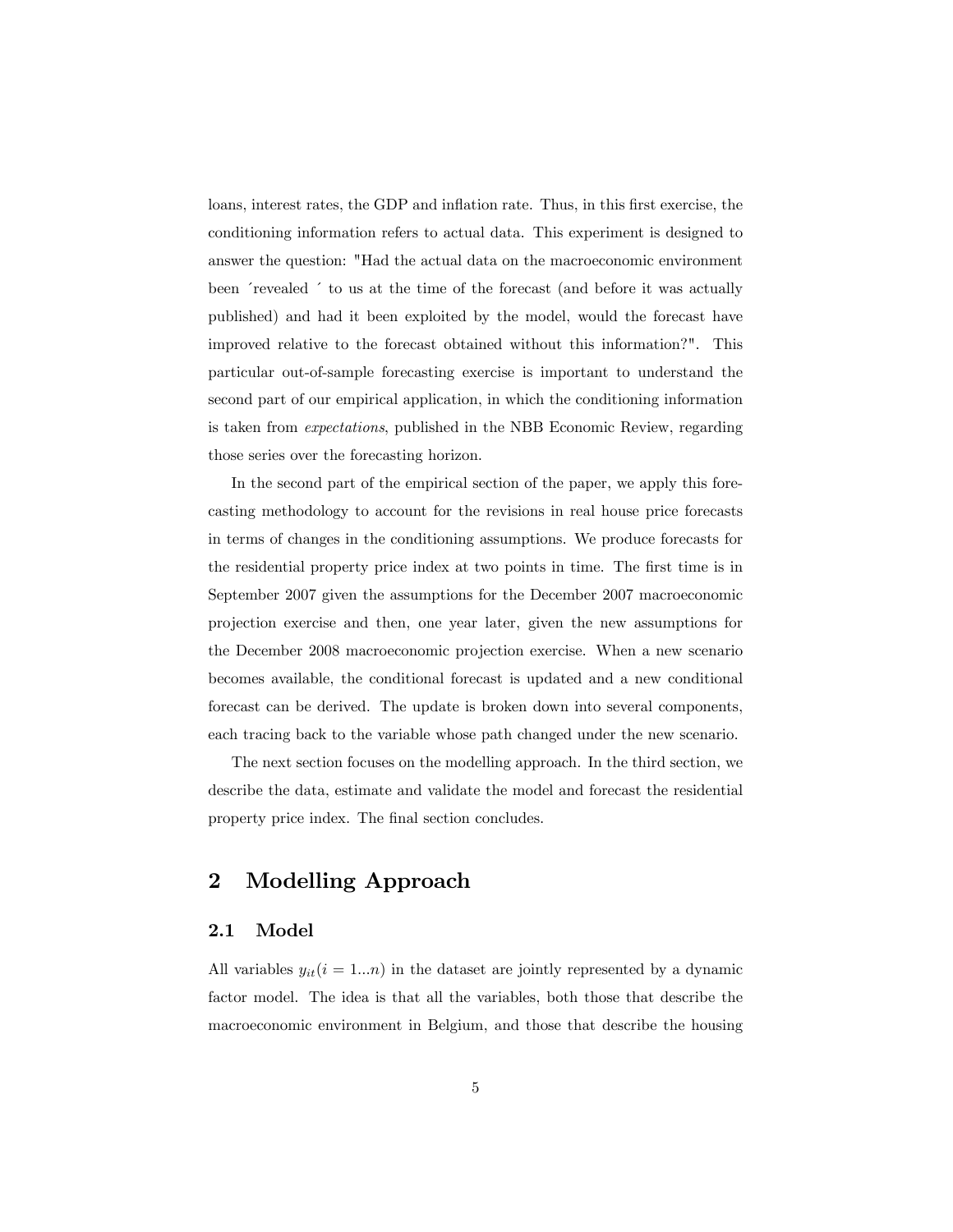loans, interest rates, the GDP and inflation rate. Thus, in this first exercise, the conditioning information refers to actual data. This experiment is designed to answer the question: "Had the actual data on the macroeconomic environment been ´revealed ´ to us at the time of the forecast (and before it was actually published) and had it been exploited by the model, would the forecast have improved relative to the forecast obtained without this information?". This particular out-of-sample forecasting exercise is important to understand the second part of our empirical application, in which the conditioning information is taken from *expectations*, published in the NBB Economic Review, regarding those series over the forecasting horizon.

In the second part of the empirical section of the paper, we apply this forecasting methodology to account for the revisions in real house price forecasts in terms of changes in the conditioning assumptions. We produce forecasts for the residential property price index at two points in time. The first time is in September 2007 given the assumptions for the December 2007 macroeconomic projection exercise and then, one year later, given the new assumptions for the December 2008 macroeconomic projection exercise. When a new scenario becomes available, the conditional forecast is updated and a new conditional forecast can be derived. The update is broken down into several components, each tracing back to the variable whose path changed under the new scenario.

The next section focuses on the modelling approach. In the third section, we describe the data, estimate and validate the model and forecast the residential property price index. The final section concludes.

# 2 Modelling Approach

## 2.1 Model

All variables $y_{it} (i = 1...n)$ in the dataset are jointly represented by a dynamic factor model. The idea is that all the variables, both those that describe the macroeconomic environment in Belgium, and those that describe the housing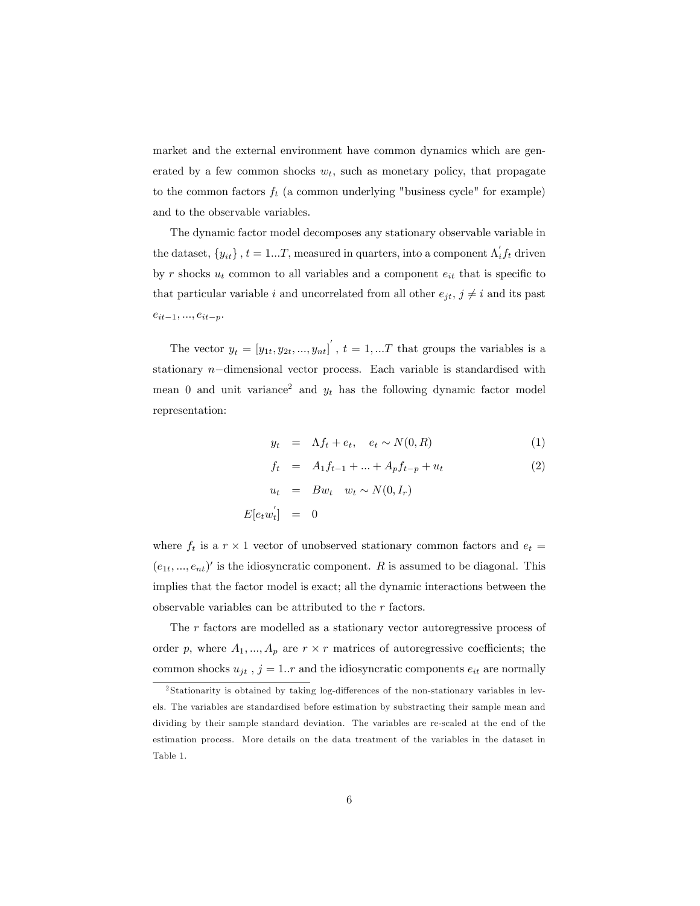market and the external environment have common dynamics which are generated by a few common shocks $w_t$, such as monetary policy, that propagate to the common factors $f_t$ (a common underlying "business cycle" for example) and to the observable variables.

The dynamic factor model decomposes any stationary observable variable in the dataset, $\{y_{it}\}$, $t = 1...T$, measured in quarters, into a component $\Lambda_i^{'} f_t$ driven by $r$ shocks $u_t$ common to all variables and a component $e_{it}$ that is specific to that particular variable $i$ and uncorrelated from all other $e_{jt}$, $j \neq i$ and its past $e_{it-1}, ..., e_{it-p}$.

The vector $y_t = [y_{1t}, y_{2t}, ..., y_{nt}]^{'}$, $t = 1, ...T$ that groups the variables is a stationary $n-$dimensional vector process. Each variable is standardised with mean 0 and unit variance[2] and $y_t$ has the following dynamic factor model representation:

$$
\begin{aligned}
y_t &= \Lambda f_t + e_t, \quad e_t \sim N(0, R) &(1)\\
f_t &= A_1 f_{t-1} + ... + A_p f_{t-p} + u_t &(2)\\
u_t &= B w_t \quad w_t \sim N(0, I_r)\\
E[e_t w_t^{'}] &= 0
\end{aligned}
$$

where $f_t$ is a $r \times 1$ vector of unobserved stationary common factors and $e_t = (e_{1t}, ..., e_{nt})'$ is the idiosyncratic component. $R$ is assumed to be diagonal. This implies that the factor model is exact; all the dynamic interactions between the observable variables can be attributed to the $r$ factors.

The $r$ factors are modelled as a stationary vector autoregressive process of order $p$, where $A_1, ..., A_p$ are $r \times r$ matrices of autoregressive coefficients; the common shocks $u_{jt}$ , $j = 1..r$ and the idiosyncratic components $e_{it}$ are normally

[2] Stationarity is obtained by taking log-differences of the non-stationary variables in levels. The variables are standardised before estimation by substracting their sample mean and dividing by their sample standard deviation. The variables are re-scaled at the end of the estimation process. More details on the data treatment of the variables in the dataset in Table 1.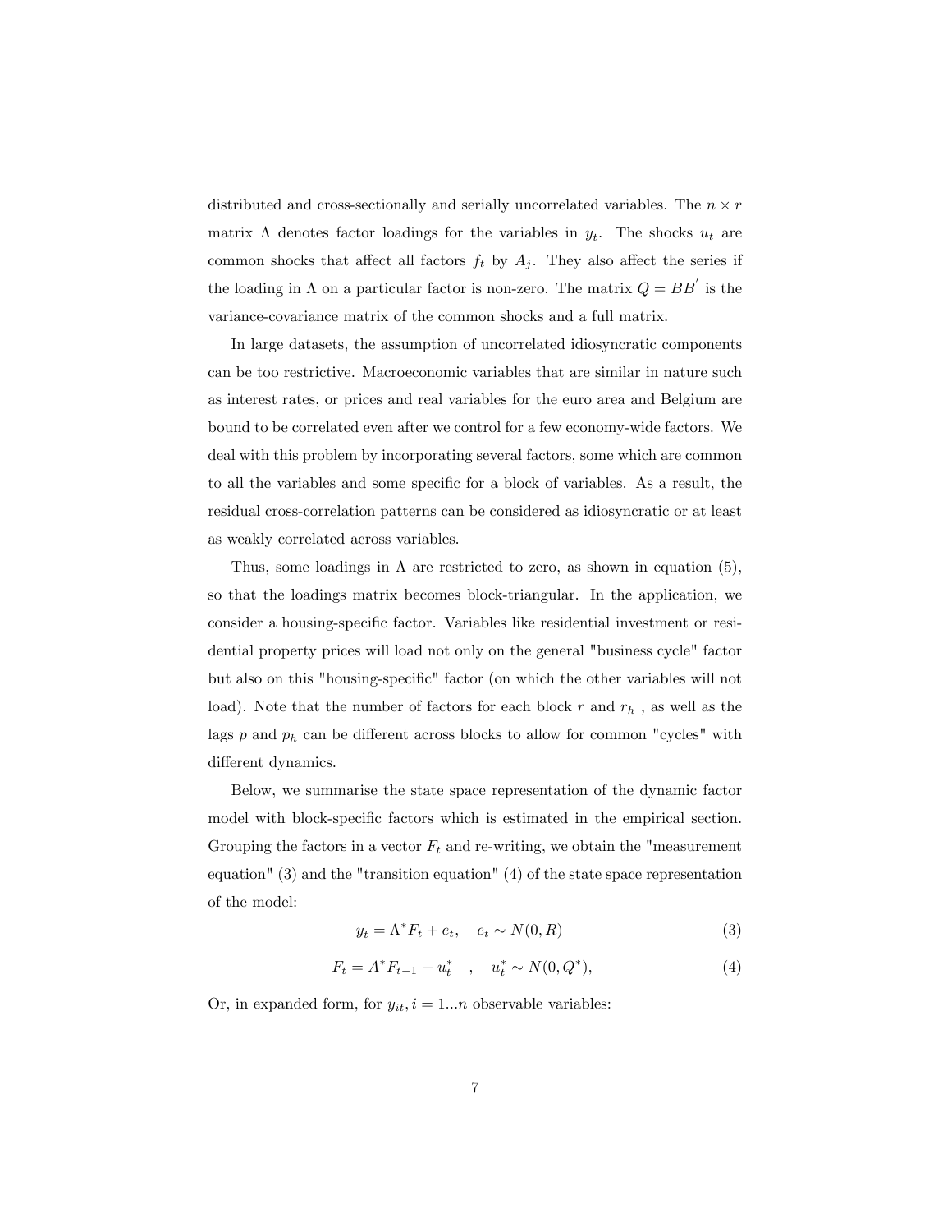distributed and cross-sectionally and serially uncorrelated variables. The $n \times r$ matrix $\Lambda$ denotes factor loadings for the variables in $y_t$. The shocks $u_t$ are common shocks that affect all factors $f_t$ by $A_j$. They also affect the series if the loading in $\Lambda$ on a particular factor is non-zero. The matrix $Q = BB^{'}$ is the variance-covariance matrix of the common shocks and a full matrix.

In large datasets, the assumption of uncorrelated idiosyncratic components can be too restrictive. Macroeconomic variables that are similar in nature such as interest rates, or prices and real variables for the euro area and Belgium are bound to be correlated even after we control for a few economy-wide factors. We deal with this problem by incorporating several factors, some which are common to all the variables and some specific for a block of variables. As a result, the residual cross-correlation patterns can be considered as idiosyncratic or at least as weakly correlated across variables.

Thus, some loadings in $\Lambda$ are restricted to zero, as shown in equation (5), so that the loadings matrix becomes block-triangular. In the application, we consider a housing-specific factor. Variables like residential investment or residential property prices will load not only on the general "business cycle" factor but also on this "housing-specific" factor (on which the other variables will not load). Note that the number of factors for each block $r$ and $r_h$, as well as the lags $p$ and $p_h$ can be different across blocks to allow for common "cycles" with different dynamics.

Below, we summarise the state space representation of the dynamic factor model with block-specific factors which is estimated in the empirical section. Grouping the factors in a vector $F_t$ and re-writing, we obtain the "measurement equation" (3) and the "transition equation" (4) of the state space representation of the model:

$$y_t = \Lambda^* F_t + e_t, \quad e_t \sim N(0, R) \tag{3}$$

$$F_t = A^* F_{t-1} + u_t^* \quad , \quad u_t^* \sim N(0, Q^*), \tag{4}$$

Or, in expanded form, for $y_{it}, i = 1...n$ observable variables: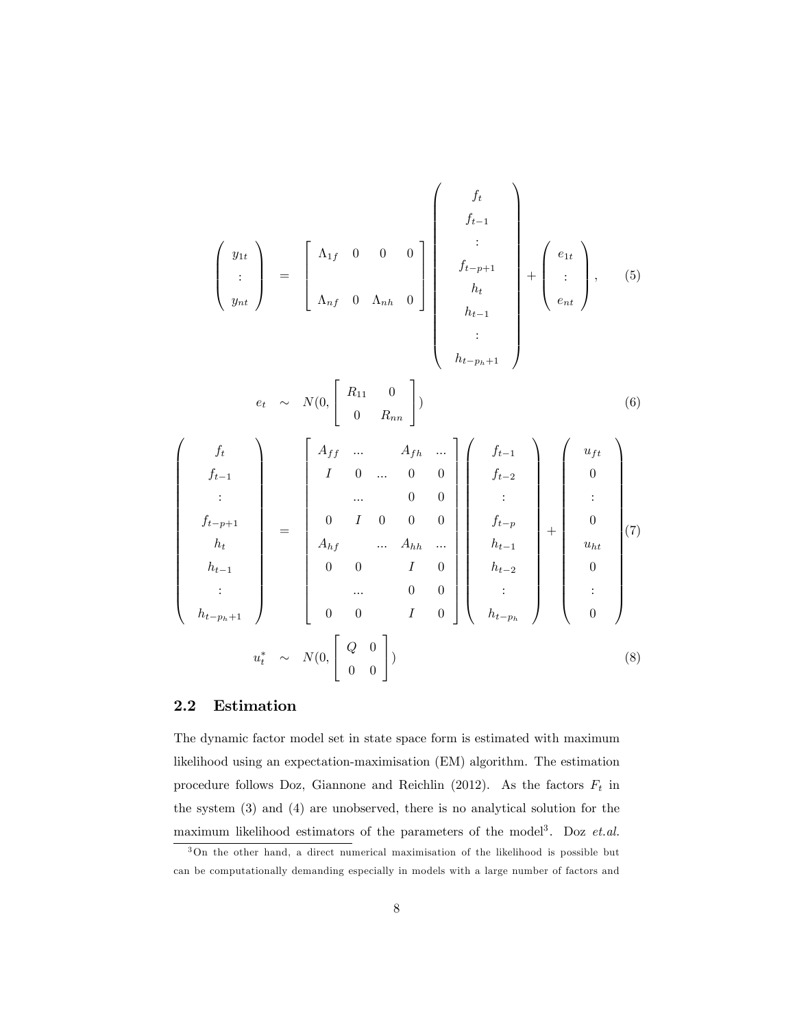$$
\begin{pmatrix} y_{1t} \\ \vdots \\ y_{nt} \end{pmatrix} = \begin{bmatrix} \Lambda_{1f} & 0 & 0 & 0 \\ & & & \\ \Lambda_{nf} & 0 & \Lambda_{nh} & 0 \end{bmatrix} \begin{pmatrix} f_t \\ f_{t-1} \\ \vdots \\ f_{t-p+1} \\ h_t \\ h_{t-1} \\ \vdots \\ h_{t-p_h+1} \end{pmatrix} + \begin{pmatrix} e_{1t} \\ \vdots \\ e_{nt} \end{pmatrix}, \tag{5}
$$

$$
e_t \sim N(0, \begin{bmatrix} R_{11} & 0 \\ 0 & R_{nn} \end{bmatrix}) \tag{6}
$$

$$
\begin{pmatrix} f_t \\ f_{t-1} \\ \vdots \\ f_{t-p+1} \\ h_t \\ h_{t-1} \\ \vdots \\ h_{t-p_h+1} \end{pmatrix} = \begin{bmatrix} A_{ff} & ... & & A_{fh} & ... \\ I & 0 & ... & 0 & 0 \\ & ... & & 0 & 0 \\ 0 & I & 0 & 0 & 0 \\ A_{hf} & & ... & A_{hh} & ... \\ 0 & 0 & & I & 0 \\ & ... & & 0 & 0 \\ 0 & 0 & & I & 0 \end{bmatrix} \begin{pmatrix} f_{t-1} \\ f_{t-2} \\ \vdots \\ f_{t-p} \\ h_{t-1} \\ h_{t-2} \\ \vdots \\ h_{t-p_h} \end{pmatrix} + \begin{pmatrix} u_{ft} \\ 0 \\ \vdots \\ 0 \\ u_{ht} \\ 0 \\ \vdots \\ 0 \end{pmatrix} \tag{7}
$$

$$
u_t^* \sim N(0, \begin{bmatrix} Q & 0 \\ 0 & 0 \end{bmatrix}) \tag{8}
$$

### 2.2 Estimation

The dynamic factor model set in state space form is estimated with maximum likelihood using an expectation-maximisation (EM) algorithm. The estimation procedure follows Doz, Giannone and Reichlin (2012). As the factors $F_t$ in the system (3) and (4) are unobserved, there is no analytical solution for the maximum likelihood estimators of the parameters of the model[3]. Doz *et.al.*

[3] On the other hand, a direct numerical maximisation of the likelihood is possible but can be computationally demanding especially in models with a large number of factors and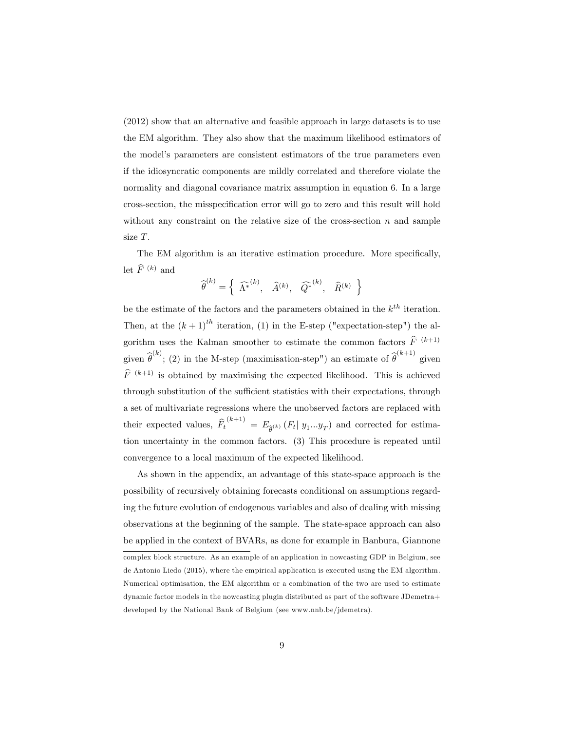(2012) show that an alternative and feasible approach in large datasets is to use the EM algorithm. They also show that the maximum likelihood estimators of the model's parameters are consistent estimators of the true parameters even if the idiosyncratic components are mildly correlated and therefore violate the normality and diagonal covariance matrix assumption in equation 6. In a large cross-section, the misspecification error will go to zero and this result will hold without any constraint on the relative size of the cross-section $n$ and sample size $T$.

The EM algorithm is an iterative estimation procedure. More specifically, let $\widehat{F}^{\ (k)}$ and

$$\widehat{\theta}^{(k)} = \left\{ \ \widehat{\Lambda^{*}}^{(k)}, \quad \widehat{A}^{(k)}, \quad \widehat{Q^{*}}^{(k)}, \quad \widehat{R}^{(k)} \ \right\}$$

be the estimate of the factors and the parameters obtained in the $k^{th}$ iteration. Then, at the $(k+1)^{th}$ iteration, (1) in the E-step ("expectation-step") the algorithm uses the Kalman smoother to estimate the common factors $\widehat{F}^{\ (k+1)}$ given $\widehat{\theta}^{(k)}$; (2) in the M-step (maximisation-step") an estimate of $\widehat{\theta}^{(k+1)}$ given $\widehat{F}^{\ (k+1)}$ is obtained by maximising the expected likelihood. This is achieved through substitution of the sufficient statistics with their expectations, through a set of multivariate regressions where the unobserved factors are replaced with their expected values, $\widehat{F}_t^{(k+1)} = E_{\widehat{\theta}^{(k)}} \left( F_t | \ y_1 ... y_T \right)$ and corrected for estimation uncertainty in the common factors. (3) This procedure is repeated until convergence to a local maximum of the expected likelihood.

As shown in the appendix, an advantage of this state-space approach is the possibility of recursively obtaining forecasts conditional on assumptions regarding the future evolution of endogenous variables and also of dealing with missing observations at the beginning of the sample. The state-space approach can also be applied in the context of BVARs, as done for example in Banbura, Giannone

complex block structure. As an example of an application in nowcasting GDP in Belgium, see de Antonio Liedo (2015), where the empirical application is executed using the EM algorithm. Numerical optimisation, the EM algorithm or a combination of the two are used to estimate dynamic factor models in the nowcasting plugin distributed as part of the software JDemetra+ developed by the National Bank of Belgium (see www.nnb.be/jdemetra).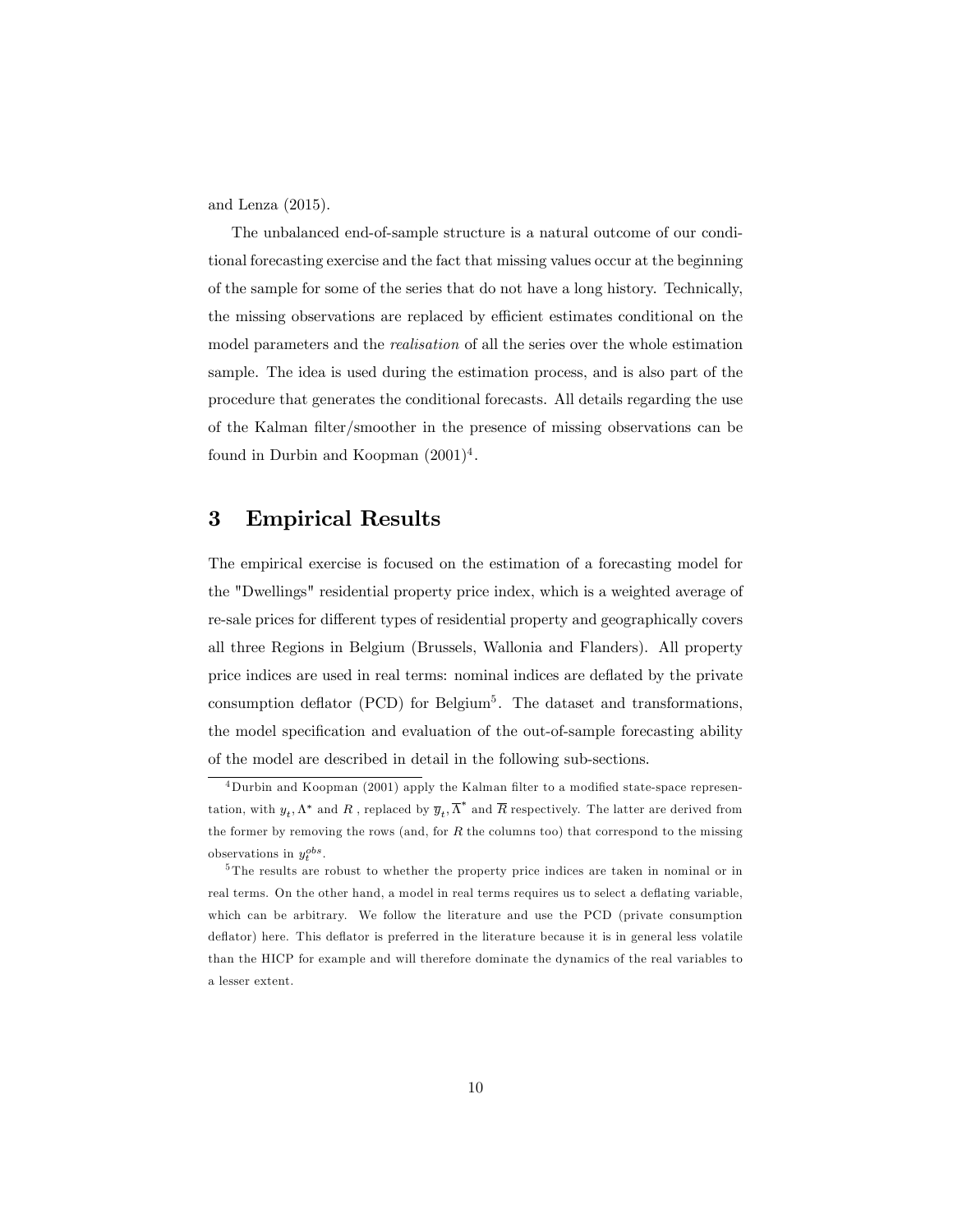and Lenza (2015).

The unbalanced end-of-sample structure is a natural outcome of our conditional forecasting exercise and the fact that missing values occur at the beginning of the sample for some of the series that do not have a long history. Technically, the missing observations are replaced by efficient estimates conditional on the model parameters and the *realisation* of all the series over the whole estimation sample. The idea is used during the estimation process, and is also part of the procedure that generates the conditional forecasts. All details regarding the use of the Kalman filter/smoother in the presence of missing observations can be found in Durbin and Koopman (2001)[4].

# 3 Empirical Results

The empirical exercise is focused on the estimation of a forecasting model for the "Dwellings" residential property price index, which is a weighted average of re-sale prices for different types of residential property and geographically covers all three Regions in Belgium (Brussels, Wallonia and Flanders). All property price indices are used in real terms: nominal indices are deflated by the private consumption deflator (PCD) for Belgium[5]. The dataset and transformations, the model specification and evaluation of the out-of-sample forecasting ability of the model are described in detail in the following sub-sections.

[4] Durbin and Koopman (2001) apply the Kalman filter to a modified state-space representation, with $y_t, \Lambda^*$ and $R$ , replaced by $\overline{y}_t, \overline{\Lambda}^*$ and $\overline{R}$ respectively. The latter are derived from the former by removing the rows (and, for $R$ the columns too) that correspond to the missing observations in $y_t^{obs}$.

[5] The results are robust to whether the property price indices are taken in nominal or in real terms. On the other hand, a model in real terms requires us to select a deflating variable, which can be arbitrary. We follow the literature and use the PCD (private consumption deflator) here. This deflator is preferred in the literature because it is in general less volatile than the HICP for example and will therefore dominate the dynamics of the real variables to a lesser extent.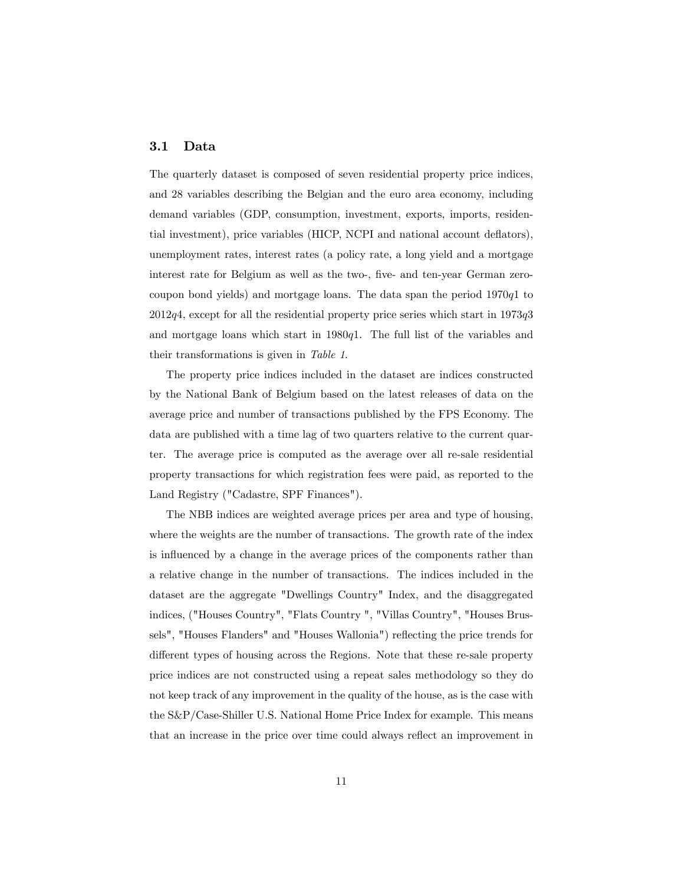### 3.1 Data

The quarterly dataset is composed of seven residential property price indices, and 28 variables describing the Belgian and the euro area economy, including demand variables (GDP, consumption, investment, exports, imports, residential investment), price variables (HICP, NCPI and national account deflators), unemployment rates, interest rates (a policy rate, a long yield and a mortgage interest rate for Belgium as well as the two-, five- and ten-year German zero-coupon bond yields) and mortgage loans. The data span the period 1970$q$1 to 2012$q$4, except for all the residential property price series which start in 1973$q$3 and mortgage loans which start in 1980$q$1. The full list of the variables and their transformations is given in *Table 1.*

The property price indices included in the dataset are indices constructed by the National Bank of Belgium based on the latest releases of data on the average price and number of transactions published by the FPS Economy. The data are published with a time lag of two quarters relative to the current quarter. The average price is computed as the average over all re-sale residential property transactions for which registration fees were paid, as reported to the Land Registry ("Cadastre, SPF Finances").

The NBB indices are weighted average prices per area and type of housing, where the weights are the number of transactions. The growth rate of the index is influenced by a change in the average prices of the components rather than a relative change in the number of transactions. The indices included in the dataset are the aggregate "Dwellings Country" Index, and the disaggregated indices, ("Houses Country", "Flats Country ", "Villas Country", "Houses Brussels", "Houses Flanders" and "Houses Wallonia") reflecting the price trends for different types of housing across the Regions. Note that these re-sale property price indices are not constructed using a repeat sales methodology so they do not keep track of any improvement in the quality of the house, as is the case with the S&P/Case-Shiller U.S. National Home Price Index for example. This means that an increase in the price over time could always reflect an improvement in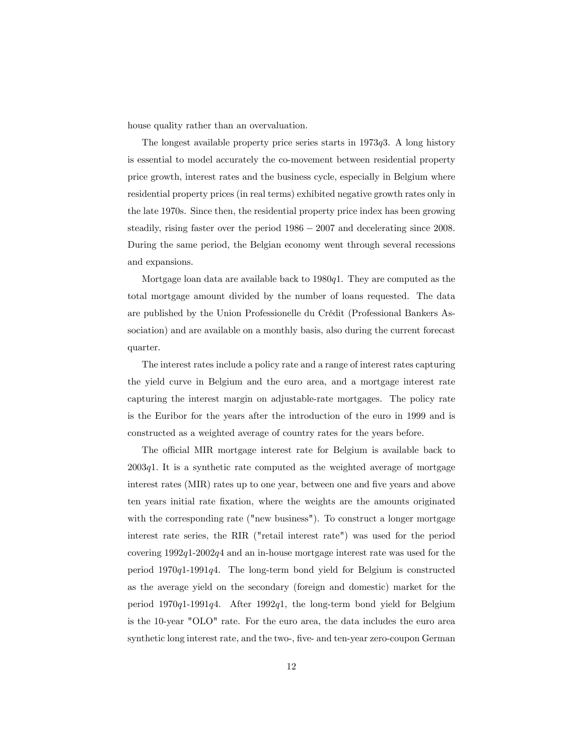house quality rather than an overvaluation.

The longest available property price series starts in 1973$q$3. A long history is essential to model accurately the co-movement between residential property price growth, interest rates and the business cycle, especially in Belgium where residential property prices (in real terms) exhibited negative growth rates only in the late 1970s. Since then, the residential property price index has been growing steadily, rising faster over the period $1986-2007$ and decelerating since 2008. During the same period, the Belgian economy went through several recessions and expansions.

Mortgage loan data are available back to 1980$q$1. They are computed as the total mortgage amount divided by the number of loans requested. The data are published by the Union Professionelle du Crédit (Professional Bankers Association) and are available on a monthly basis, also during the current forecast quarter.

The interest rates include a policy rate and a range of interest rates capturing the yield curve in Belgium and the euro area, and a mortgage interest rate capturing the interest margin on adjustable-rate mortgages. The policy rate is the Euribor for the years after the introduction of the euro in 1999 and is constructed as a weighted average of country rates for the years before.

The official MIR mortgage interest rate for Belgium is available back to 2003$q$1. It is a synthetic rate computed as the weighted average of mortgage interest rates (MIR) rates up to one year, between one and five years and above ten years initial rate fixation, where the weights are the amounts originated with the corresponding rate ("new business"). To construct a longer mortgage interest rate series, the RIR ("retail interest rate") was used for the period covering 1992$q$1-2002$q$4 and an in-house mortgage interest rate was used for the period 1970$q$1-1991$q$4. The long-term bond yield for Belgium is constructed as the average yield on the secondary (foreign and domestic) market for the period 1970$q$1-1991$q$4. After 1992$q$1, the long-term bond yield for Belgium is the 10-year "OLO" rate. For the euro area, the data includes the euro area synthetic long interest rate, and the two-, five- and ten-year zero-coupon German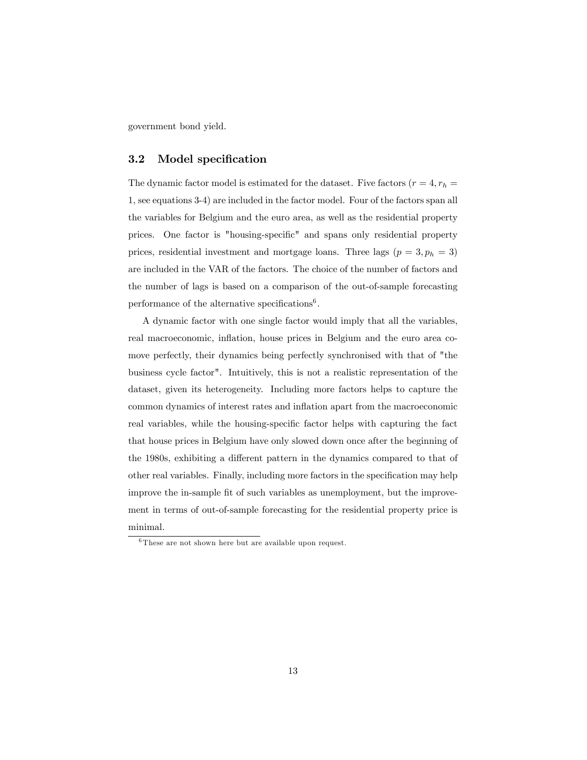government bond yield.

## 3.2 Model specification

The dynamic factor model is estimated for the dataset. Five factors ($r = 4, r_h = 1$, see equations 3-4) are included in the factor model. Four of the factors span all the variables for Belgium and the euro area, as well as the residential property prices. One factor is "housing-specific" and spans only residential property prices, residential investment and mortgage loans. Three lags ($p = 3, p_h = 3$) are included in the VAR of the factors. The choice of the number of factors and the number of lags is based on a comparison of the out-of-sample forecasting performance of the alternative specifications[6].

A dynamic factor with one single factor would imply that all the variables, real macroeconomic, inflation, house prices in Belgium and the euro area comove perfectly, their dynamics being perfectly synchronised with that of "the business cycle factor". Intuitively, this is not a realistic representation of the dataset, given its heterogeneity. Including more factors helps to capture the common dynamics of interest rates and inflation apart from the macroeconomic real variables, while the housing-specific factor helps with capturing the fact that house prices in Belgium have only slowed down once after the beginning of the 1980s, exhibiting a different pattern in the dynamics compared to that of other real variables. Finally, including more factors in the specification may help improve the in-sample fit of such variables as unemployment, but the improvement in terms of out-of-sample forecasting for the residential property price is minimal.

[6] These are not shown here but are available upon request.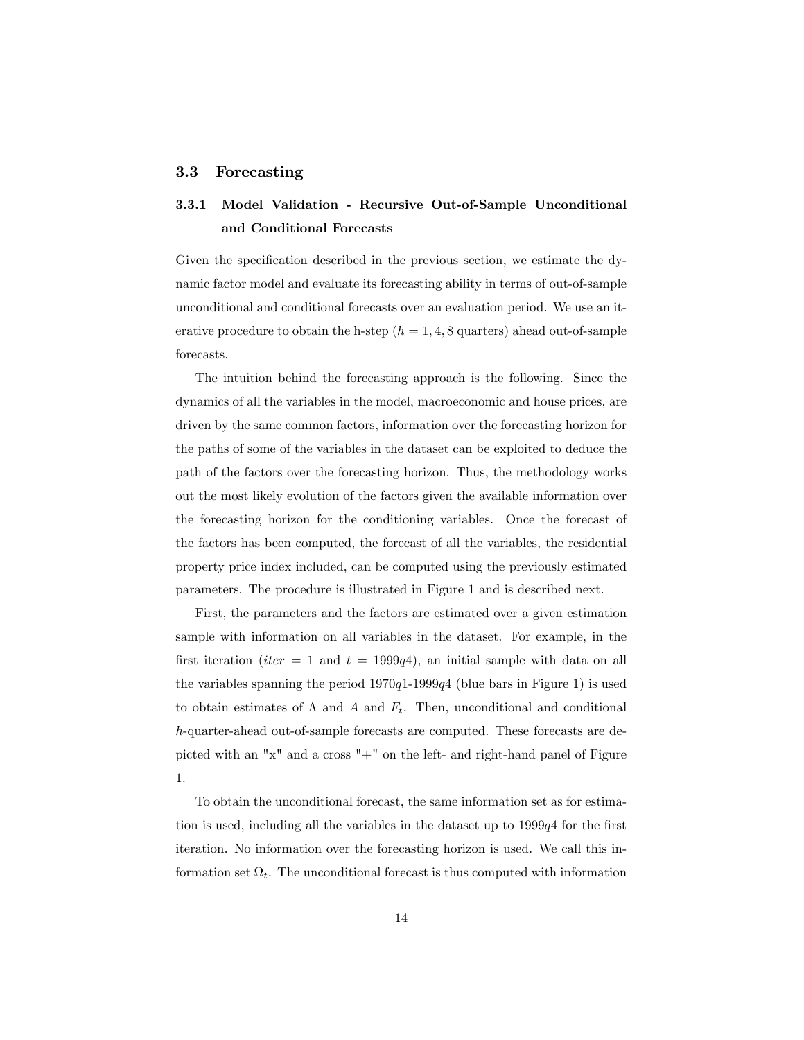## 3.3 Forecasting

### 3.3.1 Model Validation - Recursive Out-of-Sample Unconditional and Conditional Forecasts

Given the specification described in the previous section, we estimate the dynamic factor model and evaluate its forecasting ability in terms of out-of-sample unconditional and conditional forecasts over an evaluation period. We use an iterative procedure to obtain the h-step ($h = 1, 4, 8$ quarters) ahead out-of-sample forecasts.

The intuition behind the forecasting approach is the following. Since the dynamics of all the variables in the model, macroeconomic and house prices, are driven by the same common factors, information over the forecasting horizon for the paths of some of the variables in the dataset can be exploited to deduce the path of the factors over the forecasting horizon. Thus, the methodology works out the most likely evolution of the factors given the available information over the forecasting horizon for the conditioning variables. Once the forecast of the factors has been computed, the forecast of all the variables, the residential property price index included, can be computed using the previously estimated parameters. The procedure is illustrated in Figure 1 and is described next.

First, the parameters and the factors are estimated over a given estimation sample with information on all variables in the dataset. For example, in the first iteration ($iter = 1$ and $t = 1999q4$), an initial sample with data on all the variables spanning the period $1970q1$-$1999q4$ (blue bars in Figure 1) is used to obtain estimates of $\Lambda$ and $A$ and $F_t$. Then, unconditional and conditional $h$-quarter-ahead out-of-sample forecasts are computed. These forecasts are depicted with an "x" and a cross "+" on the left- and right-hand panel of Figure 1.

To obtain the unconditional forecast, the same information set as for estimation is used, including all the variables in the dataset up to $1999q4$ for the first iteration. No information over the forecasting horizon is used. We call this information set $\Omega_t$. The unconditional forecast is thus computed with information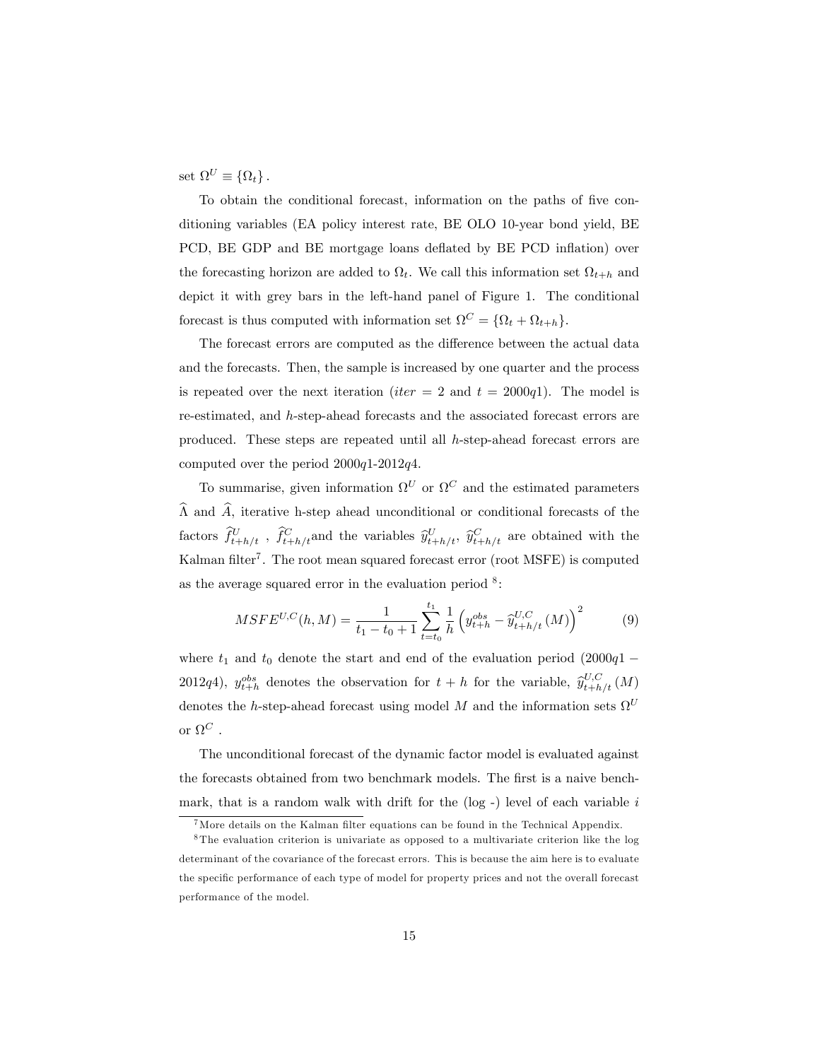set $\Omega^U \equiv \{\Omega_t\}$.

To obtain the conditional forecast, information on the paths of five conditioning variables (EA policy interest rate, BE OLO 10-year bond yield, BE PCD, BE GDP and BE mortgage loans deflated by BE PCD inflation) over the forecasting horizon are added to $\Omega_t$. We call this information set $\Omega_{t+h}$ and depict it with grey bars in the left-hand panel of Figure 1. The conditional forecast is thus computed with information set $\Omega^C = \{\Omega_t + \Omega_{t+h}\}$.

The forecast errors are computed as the difference between the actual data and the forecasts. Then, the sample is increased by one quarter and the process is repeated over the next iteration ($iter = 2$ and $t = 2000q1$). The model is re-estimated, and $h$-step-ahead forecasts and the associated forecast errors are produced. These steps are repeated until all $h$-step-ahead forecast errors are computed over the period $2000q1$-$2012q4$.

To summarise, given information $\Omega^U$ or $\Omega^C$ and the estimated parameters $\widehat{\Lambda}$ and $\widehat{A}$, iterative h-step ahead unconditional or conditional forecasts of the factors $\widehat{f}^U_{t+h/t}$ , $\widehat{f}^C_{t+h/t}$and the variables $\widehat{y}^U_{t+h/t}$, $\widehat{y}^C_{t+h/t}$ are obtained with the Kalman filter[7]. The root mean squared forecast error (root MSFE) is computed as the average squared error in the evaluation period [8]:

$$MSFE^{U,C}(h, M) = \frac{1}{t_1 - t_0 + 1} \sum_{t=t_0}^{t_1} \frac{1}{h} \left( y^{obs}_{t+h} - \widehat{y}^{U,C}_{t+h/t}(M) \right)^2 \qquad (9)$$

where $t_1$ and $t_0$ denote the start and end of the evaluation period ($2000q1 - 2012q4$), $y^{obs}_{t+h}$ denotes the observation for $t + h$ for the variable, $\widehat{y}^{U,C}_{t+h/t}(M)$ denotes the $h$-step-ahead forecast using model $M$ and the information sets $\Omega^U$ or $\Omega^C$ .

The unconditional forecast of the dynamic factor model is evaluated against the forecasts obtained from two benchmark models. The first is a naive benchmark, that is a random walk with drift for the (log -) level of each variable $i$

[7] More details on the Kalman filter equations can be found in the Technical Appendix.

[8] The evaluation criterion is univariate as opposed to a multivariate criterion like the log determinant of the covariance of the forecast errors. This is because the aim here is to evaluate the specific performance of each type of model for property prices and not the overall forecast performance of the model.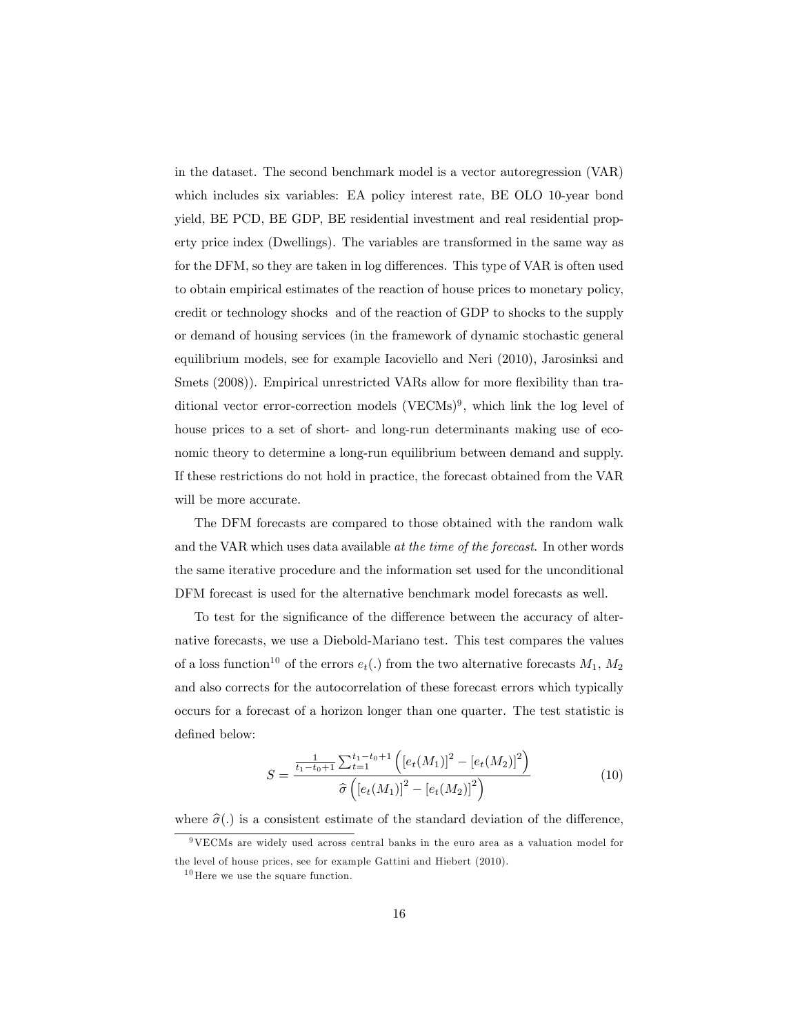in the dataset. The second benchmark model is a vector autoregression (VAR) which includes six variables: EA policy interest rate, BE OLO 10-year bond yield, BE PCD, BE GDP, BE residential investment and real residential property price index (Dwellings). The variables are transformed in the same way as for the DFM, so they are taken in log differences. This type of VAR is often used to obtain empirical estimates of the reaction of house prices to monetary policy, credit or technology shocks and of the reaction of GDP to shocks to the supply or demand of housing services (in the framework of dynamic stochastic general equilibrium models, see for example Iacoviello and Neri (2010), Jarosinksi and Smets (2008)). Empirical unrestricted VARs allow for more flexibility than traditional vector error-correction models (VECMs)[9], which link the log level of house prices to a set of short- and long-run determinants making use of economic theory to determine a long-run equilibrium between demand and supply. If these restrictions do not hold in practice, the forecast obtained from the VAR will be more accurate.

The DFM forecasts are compared to those obtained with the random walk and the VAR which uses data available *at the time of the forecast*. In other words the same iterative procedure and the information set used for the unconditional DFM forecast is used for the alternative benchmark model forecasts as well.

To test for the significance of the difference between the accuracy of alternative forecasts, we use a Diebold-Mariano test. This test compares the values of a loss function[10] of the errors $e_t(.)$ from the two alternative forecasts $M_1$, $M_2$ and also corrects for the autocorrelation of these forecast errors which typically occurs for a forecast of a horizon longer than one quarter. The test statistic is defined below:

$$S = \frac{\frac{1}{t_1 - t_0 + 1} \sum_{t=1}^{t_1 - t_0 + 1} \left( [e_t(M_1)]^2 - [e_t(M_2)]^2 \right)}{\widehat{\sigma} \left( [e_t(M_1)]^2 - [e_t(M_2)]^2 \right)} \tag{10}$$

where $\widehat{\sigma}(.)$ is a consistent estimate of the standard deviation of the difference,

[9] VECMs are widely used across central banks in the euro area as a valuation model for the level of house prices, see for example Gattini and Hiebert (2010).

[10] Here we use the square function.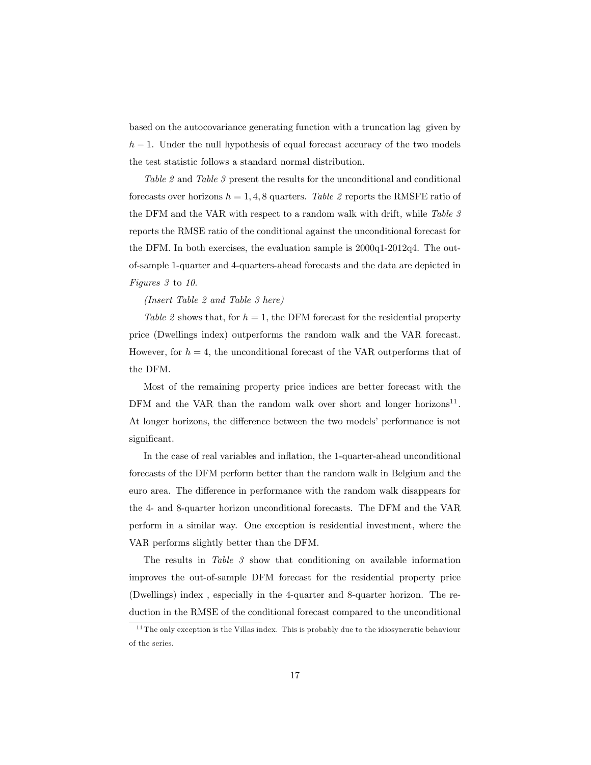based on the autocovariance generating function with a truncation lag given by $h-1$. Under the null hypothesis of equal forecast accuracy of the two models the test statistic follows a standard normal distribution.

*Table 2* and *Table 3* present the results for the unconditional and conditional forecasts over horizons $h = 1, 4, 8$ quarters. *Table 2* reports the RMSFE ratio of the DFM and the VAR with respect to a random walk with drift, while *Table 3* reports the RMSE ratio of the conditional against the unconditional forecast for the DFM. In both exercises, the evaluation sample is 2000q1-2012q4. The out-of-sample 1-quarter and 4-quarters-ahead forecasts and the data are depicted in *Figures 3* to *10*.

*(Insert Table 2 and Table 3 here)*

*Table 2* shows that, for $h = 1$, the DFM forecast for the residential property price (Dwellings index) outperforms the random walk and the VAR forecast. However, for $h = 4$, the unconditional forecast of the VAR outperforms that of the DFM.

Most of the remaining property price indices are better forecast with the DFM and the VAR than the random walk over short and longer horizons[11]. At longer horizons, the difference between the two models' performance is not significant.

In the case of real variables and inflation, the 1-quarter-ahead unconditional forecasts of the DFM perform better than the random walk in Belgium and the euro area. The difference in performance with the random walk disappears for the 4- and 8-quarter horizon unconditional forecasts. The DFM and the VAR perform in a similar way. One exception is residential investment, where the VAR performs slightly better than the DFM.

The results in *Table 3* show that conditioning on available information improves the out-of-sample DFM forecast for the residential property price (Dwellings) index , especially in the 4-quarter and 8-quarter horizon. The reduction in the RMSE of the conditional forecast compared to the unconditional

[11] The only exception is the Villas index. This is probably due to the idiosyncratic behaviour of the series.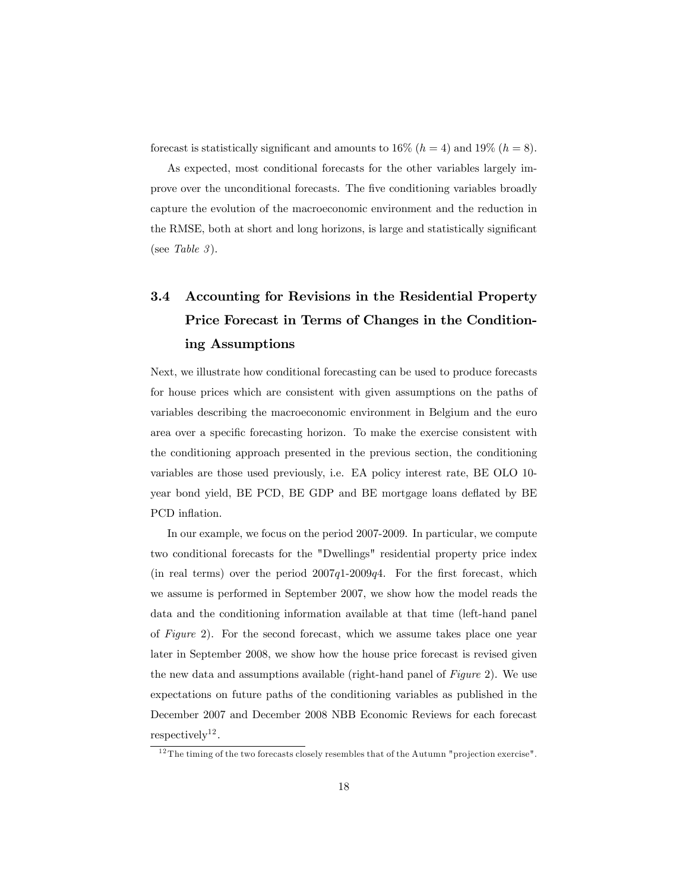forecast is statistically significant and amounts to 16% ($h = 4$) and 19% ($h = 8$).

As expected, most conditional forecasts for the other variables largely improve over the unconditional forecasts. The five conditioning variables broadly capture the evolution of the macroeconomic environment and the reduction in the RMSE, both at short and long horizons, is large and statistically significant (see *Table 3*).

### 3.4 Accounting for Revisions in the Residential Property Price Forecast in Terms of Changes in the Conditioning Assumptions

Next, we illustrate how conditional forecasting can be used to produce forecasts for house prices which are consistent with given assumptions on the paths of variables describing the macroeconomic environment in Belgium and the euro area over a specific forecasting horizon. To make the exercise consistent with the conditioning approach presented in the previous section, the conditioning variables are those used previously, i.e. EA policy interest rate, BE OLO 10-year bond yield, BE PCD, BE GDP and BE mortgage loans deflated by BE PCD inflation.

In our example, we focus on the period 2007-2009. In particular, we compute two conditional forecasts for the "Dwellings" residential property price index (in real terms) over the period 2007$q$1-2009$q$4. For the first forecast, which we assume is performed in September 2007, we show how the model reads the data and the conditioning information available at that time (left-hand panel of *Figure* 2). For the second forecast, which we assume takes place one year later in September 2008, we show how the house price forecast is revised given the new data and assumptions available (right-hand panel of *Figure* 2). We use expectations on future paths of the conditioning variables as published in the December 2007 and December 2008 NBB Economic Reviews for each forecast respectively[12].

[12] The timing of the two forecasts closely resembles that of the Autumn "projection exercise".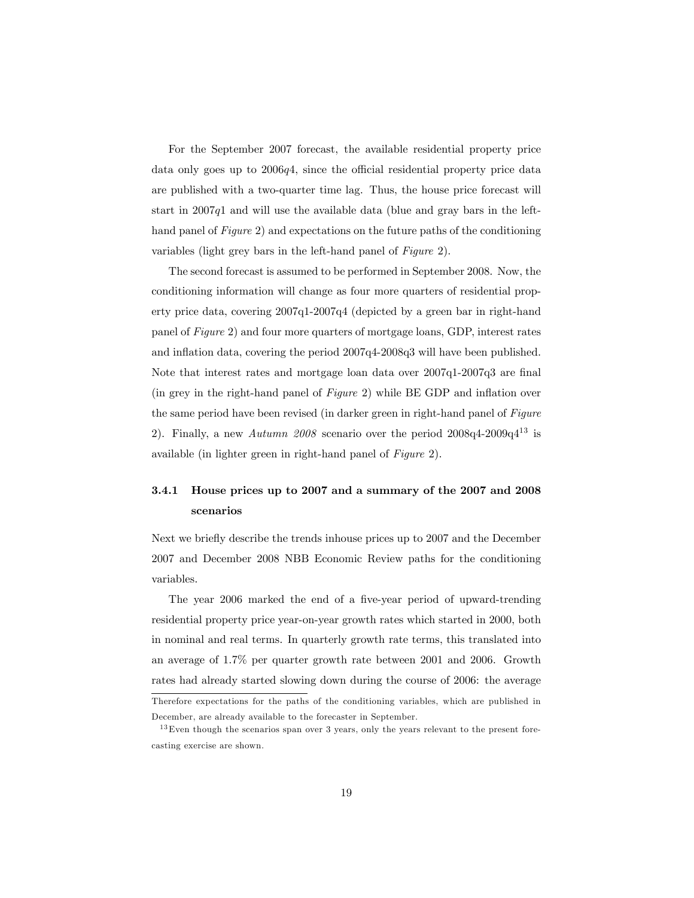For the September 2007 forecast, the available residential property price data only goes up to 2006$q4$, since the official residential property price data are published with a two-quarter time lag. Thus, the house price forecast will start in 2007$q1$ and will use the available data (blue and gray bars in the left-hand panel of *Figure* 2) and expectations on the future paths of the conditioning variables (light grey bars in the left-hand panel of *Figure* 2).

The second forecast is assumed to be performed in September 2008. Now, the conditioning information will change as four more quarters of residential property price data, covering 2007q1-2007q4 (depicted by a green bar in right-hand panel of *Figure* 2) and four more quarters of mortgage loans, GDP, interest rates and inflation data, covering the period 2007q4-2008q3 will have been published. Note that interest rates and mortgage loan data over 2007q1-2007q3 are final (in grey in the right-hand panel of *Figure* 2) while BE GDP and inflation over the same period have been revised (in darker green in right-hand panel of *Figure* 2). Finally, a new *Autumn 2008* scenario over the period 2008q4-2009q4[13] is available (in lighter green in right-hand panel of *Figure* 2).

### 3.4.1 House prices up to 2007 and a summary of the 2007 and 2008 scenarios

Next we briefly describe the trends inhouse prices up to 2007 and the December 2007 and December 2008 NBB Economic Review paths for the conditioning variables.

The year 2006 marked the end of a five-year period of upward-trending residential property price year-on-year growth rates which started in 2000, both in nominal and real terms. In quarterly growth rate terms, this translated into an average of 1.7% per quarter growth rate between 2001 and 2006. Growth rates had already started slowing down during the course of 2006: the average

Therefore expectations for the paths of the conditioning variables, which are published in December, are already available to the forecaster in September.

[13] Even though the scenarios span over 3 years, only the years relevant to the present forecasting exercise are shown.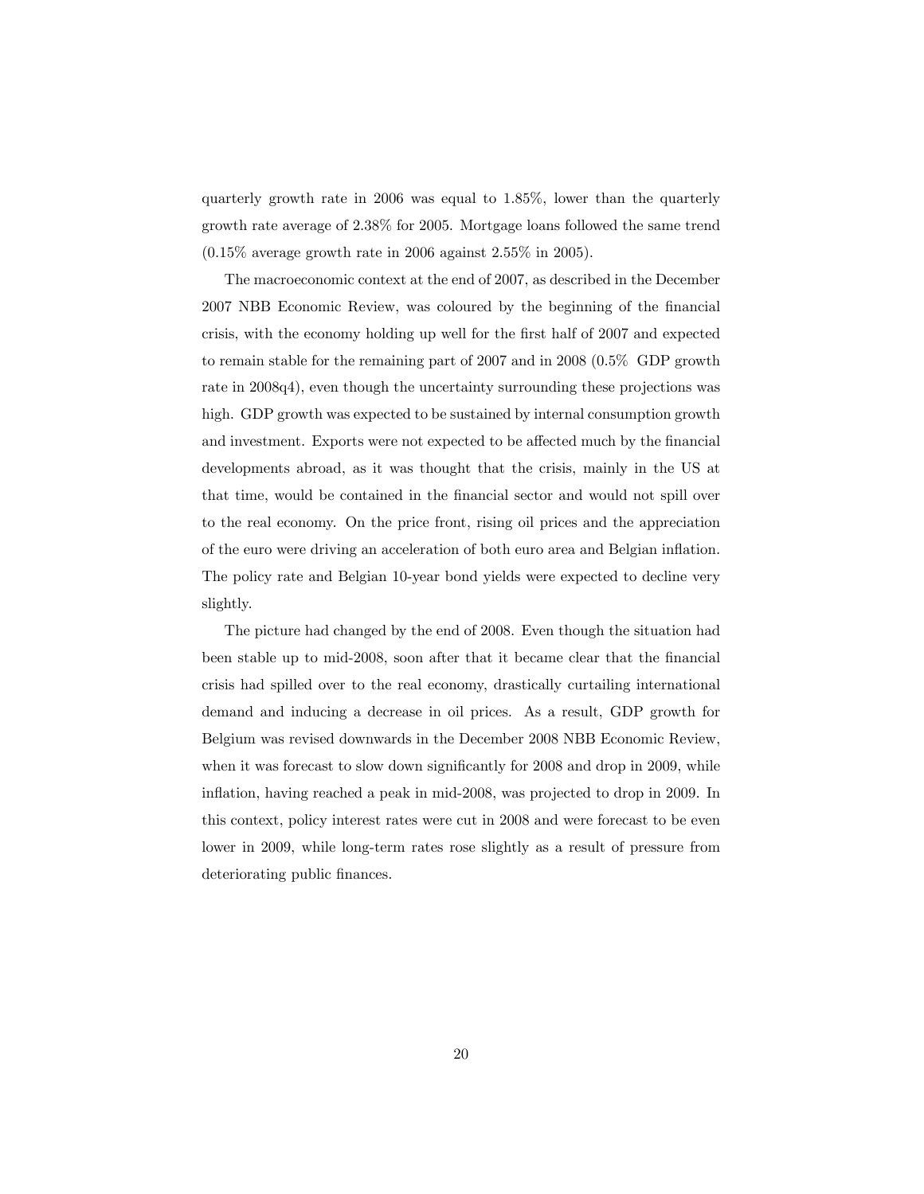quarterly growth rate in 2006 was equal to 1.85%, lower than the quarterly growth rate average of 2.38% for 2005. Mortgage loans followed the same trend (0.15% average growth rate in 2006 against 2.55% in 2005).

The macroeconomic context at the end of 2007, as described in the December 2007 NBB Economic Review, was coloured by the beginning of the financial crisis, with the economy holding up well for the first half of 2007 and expected to remain stable for the remaining part of 2007 and in 2008 (0.5% GDP growth rate in 2008q4), even though the uncertainty surrounding these projections was high. GDP growth was expected to be sustained by internal consumption growth and investment. Exports were not expected to be affected much by the financial developments abroad, as it was thought that the crisis, mainly in the US at that time, would be contained in the financial sector and would not spill over to the real economy. On the price front, rising oil prices and the appreciation of the euro were driving an acceleration of both euro area and Belgian inflation. The policy rate and Belgian 10-year bond yields were expected to decline very slightly.

The picture had changed by the end of 2008. Even though the situation had been stable up to mid-2008, soon after that it became clear that the financial crisis had spilled over to the real economy, drastically curtailing international demand and inducing a decrease in oil prices. As a result, GDP growth for Belgium was revised downwards in the December 2008 NBB Economic Review, when it was forecast to slow down significantly for 2008 and drop in 2009, while inflation, having reached a peak in mid-2008, was projected to drop in 2009. In this context, policy interest rates were cut in 2008 and were forecast to be even lower in 2009, while long-term rates rose slightly as a result of pressure from deteriorating public finances.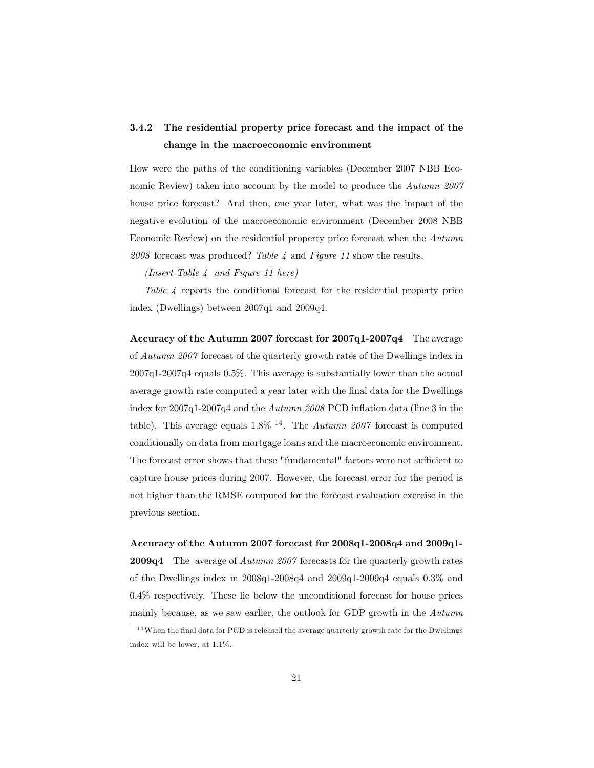### 3.4.2 The residential property price forecast and the impact of the change in the macroeconomic environment

How were the paths of the conditioning variables (December 2007 NBB Economic Review) taken into account by the model to produce the *Autumn 2007* house price forecast? And then, one year later, what was the impact of the negative evolution of the macroeconomic environment (December 2008 NBB Economic Review) on the residential property price forecast when the *Autumn 2008* forecast was produced? *Table 4* and *Figure 11* show the results.

*(Insert Table 4 and Figure 11 here)*

*Table 4* reports the conditional forecast for the residential property price index (Dwellings) between 2007q1 and 2009q4.

**Accuracy of the Autumn 2007 forecast for 2007q1-2007q4** The average of *Autumn 2007* forecast of the quarterly growth rates of the Dwellings index in 2007q1-2007q4 equals 0.5%. This average is substantially lower than the actual average growth rate computed a year later with the final data for the Dwellings index for 2007q1-2007q4 and the *Autumn 2008* PCD inflation data (line 3 in the table). This average equals 1.8% [14]. The *Autumn 2007* forecast is computed conditionally on data from mortgage loans and the macroeconomic environment. The forecast error shows that these "fundamental" factors were not sufficient to capture house prices during 2007. However, the forecast error for the period is not higher than the RMSE computed for the forecast evaluation exercise in the previous section.

**Accuracy of the Autumn 2007 forecast for 2008q1-2008q4 and 2009q1-2009q4** The average of *Autumn 2007* forecasts for the quarterly growth rates of the Dwellings index in 2008q1-2008q4 and 2009q1-2009q4 equals 0.3% and 0.4% respectively. These lie below the unconditional forecast for house prices mainly because, as we saw earlier, the outlook for GDP growth in the *Autumn*

[14] When the final data for PCD is released the average quarterly growth rate for the Dwellings index will be lower, at 1.1%.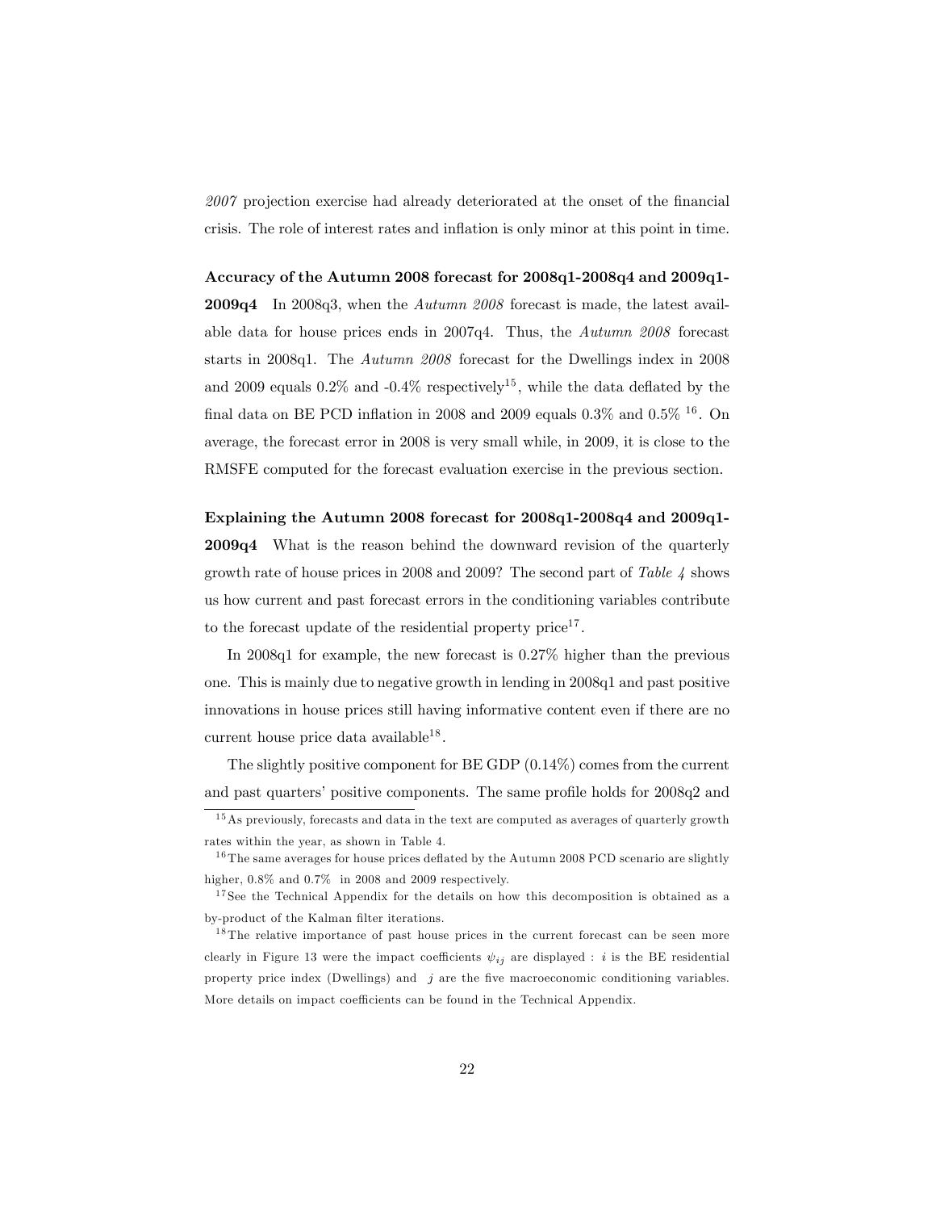*2007* projection exercise had already deteriorated at the onset of the financial crisis. The role of interest rates and inflation is only minor at this point in time.

**Accuracy of the Autumn 2008 forecast for 2008q1-2008q4 and 2009q1-2009q4** In 2008q3, when the *Autumn 2008* forecast is made, the latest available data for house prices ends in 2007q4. Thus, the *Autumn 2008* forecast starts in 2008q1. The *Autumn 2008* forecast for the Dwellings index in 2008 and 2009 equals 0.2% and -0.4% respectively[15], while the data deflated by the final data on BE PCD inflation in 2008 and 2009 equals 0.3% and 0.5% [16]. On average, the forecast error in 2008 is very small while, in 2009, it is close to the RMSFE computed for the forecast evaluation exercise in the previous section.

**Explaining the Autumn 2008 forecast for 2008q1-2008q4 and 2009q1-2009q4** What is the reason behind the downward revision of the quarterly growth rate of house prices in 2008 and 2009? The second part of *Table 4* shows us how current and past forecast errors in the conditioning variables contribute to the forecast update of the residential property price[17].

In 2008q1 for example, the new forecast is 0.27% higher than the previous one. This is mainly due to negative growth in lending in 2008q1 and past positive innovations in house prices still having informative content even if there are no current house price data available[18].

The slightly positive component for BE GDP (0.14%) comes from the current and past quarters' positive components. The same profile holds for 2008q2 and

---

[15] As previously, forecasts and data in the text are computed as averages of quarterly growth rates within the year, as shown in Table 4.

[16] The same averages for house prices deflated by the Autumn 2008 PCD scenario are slightly higher, 0.8% and 0.7% in 2008 and 2009 respectively.

[17] See the Technical Appendix for the details on how this decomposition is obtained as a by-product of the Kalman filter iterations.

[18] The relative importance of past house prices in the current forecast can be seen more clearly in Figure 13 were the impact coefficients $\psi_{ij}$ are displayed : $i$ is the BE residential property price index (Dwellings) and $j$ are the five macroeconomic conditioning variables. More details on impact coefficients can be found in the Technical Appendix.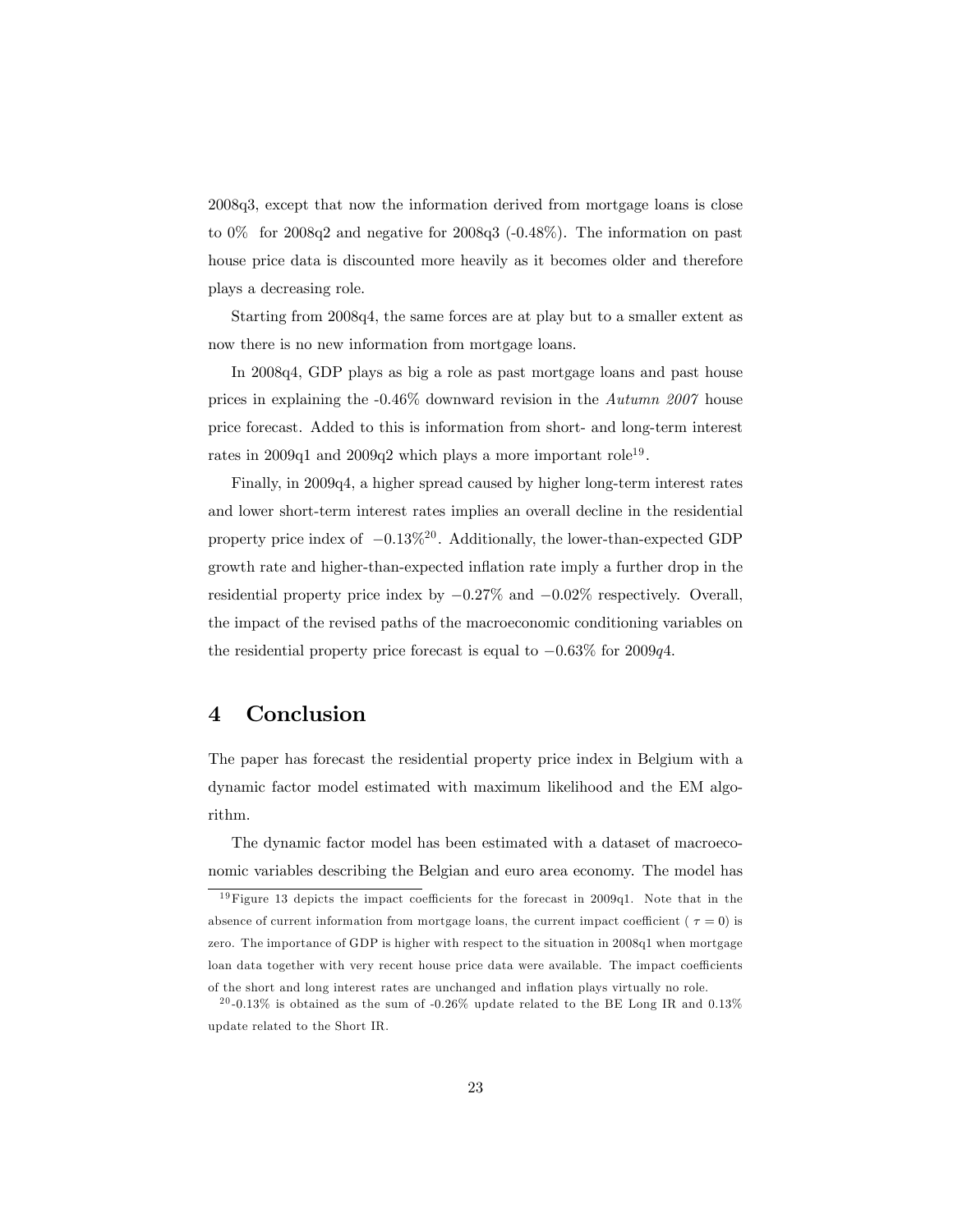2008q3, except that now the information derived from mortgage loans is close to 0% for 2008q2 and negative for 2008q3 (-0.48%). The information on past house price data is discounted more heavily as it becomes older and therefore plays a decreasing role.

Starting from 2008q4, the same forces are at play but to a smaller extent as now there is no new information from mortgage loans.

In 2008q4, GDP plays as big a role as past mortgage loans and past house prices in explaining the -0.46% downward revision in the *Autumn 2007* house price forecast. Added to this is information from short- and long-term interest rates in 2009q1 and 2009q2 which plays a more important role[19].

Finally, in 2009q4, a higher spread caused by higher long-term interest rates and lower short-term interest rates implies an overall decline in the residential property price index of $-0.13\%$[20]. Additionally, the lower-than-expected GDP growth rate and higher-than-expected inflation rate imply a further drop in the residential property price index by $-0.27\%$ and $-0.02\%$ respectively. Overall, the impact of the revised paths of the macroeconomic conditioning variables on the residential property price forecast is equal to $-0.63\%$ for $2009q4$.

# 4 Conclusion

The paper has forecast the residential property price index in Belgium with a dynamic factor model estimated with maximum likelihood and the EM algorithm.

The dynamic factor model has been estimated with a dataset of macroeconomic variables describing the Belgian and euro area economy. The model has

---

[19] Figure 13 depicts the impact coefficients for the forecast in 2009q1. Note that in the absence of current information from mortgage loans, the current impact coefficient ( $\tau = 0$) is zero. The importance of GDP is higher with respect to the situation in 2008q1 when mortgage loan data together with very recent house price data were available. The impact coefficients of the short and long interest rates are unchanged and inflation plays virtually no role.

[20] -0.13% is obtained as the sum of -0.26% update related to the BE Long IR and 0.13% update related to the Short IR.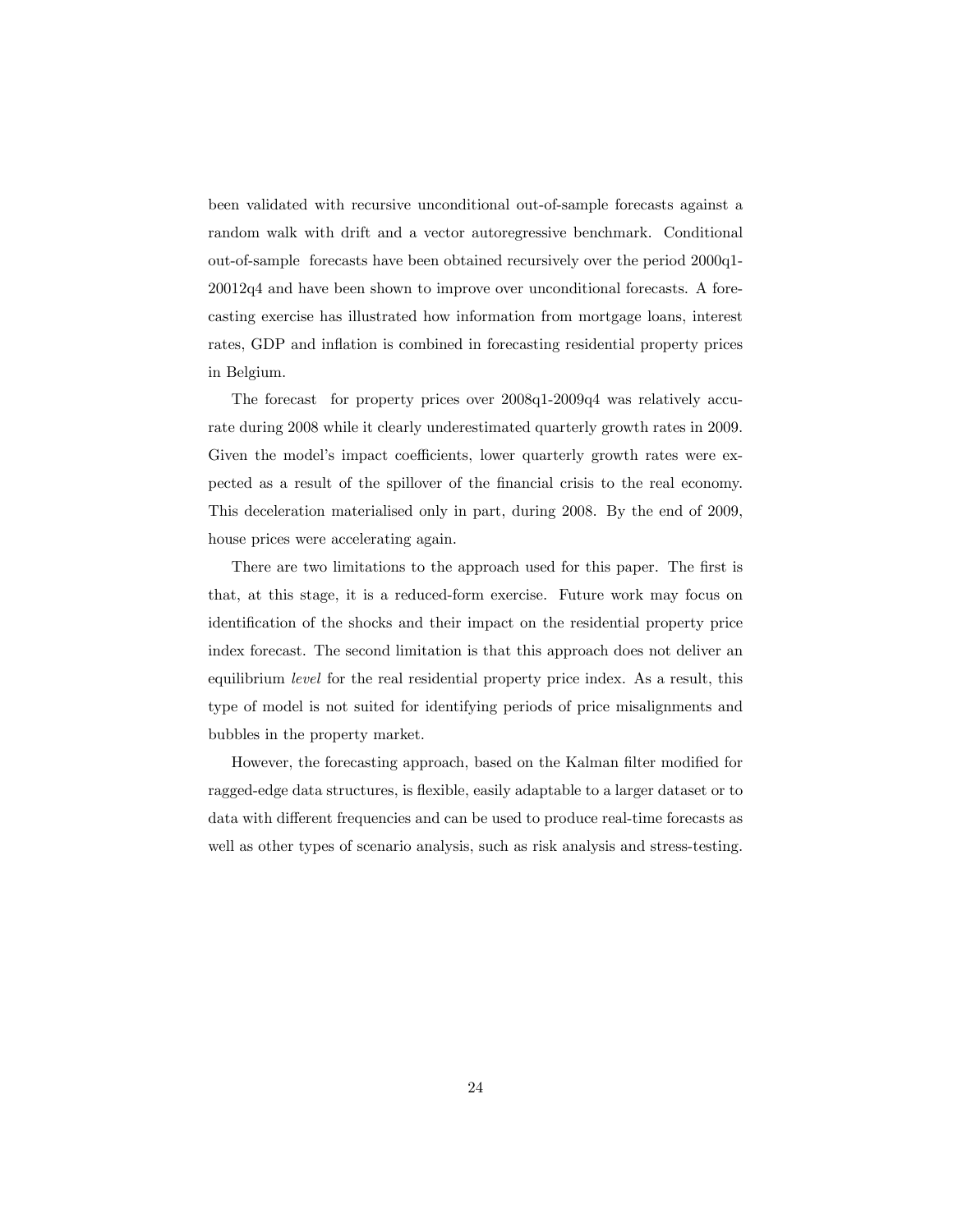been validated with recursive unconditional out-of-sample forecasts against a random walk with drift and a vector autoregressive benchmark. Conditional out-of-sample forecasts have been obtained recursively over the period 2000q1-20012q4 and have been shown to improve over unconditional forecasts. A forecasting exercise has illustrated how information from mortgage loans, interest rates, GDP and inflation is combined in forecasting residential property prices in Belgium.

The forecast for property prices over 2008q1-2009q4 was relatively accurate during 2008 while it clearly underestimated quarterly growth rates in 2009. Given the model's impact coefficients, lower quarterly growth rates were expected as a result of the spillover of the financial crisis to the real economy. This deceleration materialised only in part, during 2008. By the end of 2009, house prices were accelerating again.

There are two limitations to the approach used for this paper. The first is that, at this stage, it is a reduced-form exercise. Future work may focus on identification of the shocks and their impact on the residential property price index forecast. The second limitation is that this approach does not deliver an equilibrium *level* for the real residential property price index. As a result, this type of model is not suited for identifying periods of price misalignments and bubbles in the property market.

However, the forecasting approach, based on the Kalman filter modified for ragged-edge data structures, is flexible, easily adaptable to a larger dataset or to data with different frequencies and can be used to produce real-time forecasts as well as other types of scenario analysis, such as risk analysis and stress-testing.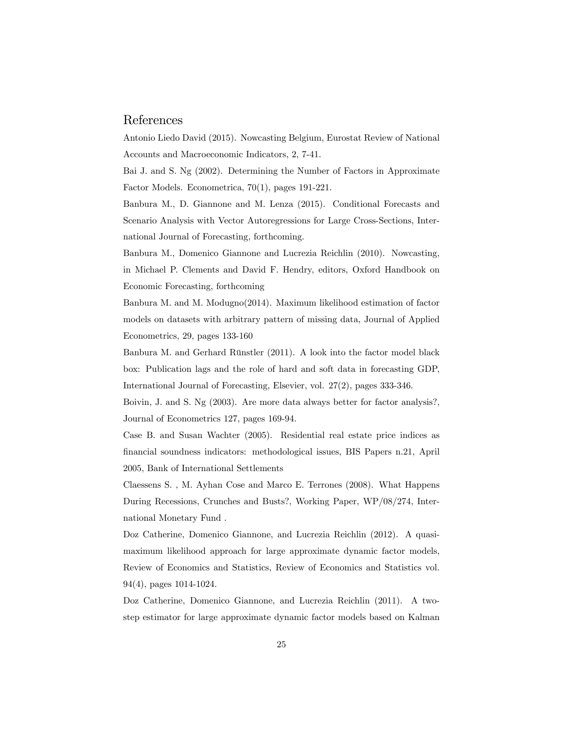## References

Antonio Liedo David (2015). Nowcasting Belgium, Eurostat Review of National Accounts and Macroeconomic Indicators, 2, 7-41.

Bai J. and S. Ng (2002). Determining the Number of Factors in Approximate Factor Models. Econometrica, 70(1), pages 191-221.

Banbura M., D. Giannone and M. Lenza (2015). Conditional Forecasts and Scenario Analysis with Vector Autoregressions for Large Cross-Sections, International Journal of Forecasting, forthcoming.

Banbura M., Domenico Giannone and Lucrezia Reichlin (2010). Nowcasting, in Michael P. Clements and David F. Hendry, editors, Oxford Handbook on Economic Forecasting, forthcoming

Banbura M. and M. Modugno(2014). Maximum likelihood estimation of factor models on datasets with arbitrary pattern of missing data, Journal of Applied Econometrics, 29, pages 133-160

Banbura M. and Gerhard Rünstler (2011). A look into the factor model black box: Publication lags and the role of hard and soft data in forecasting GDP, International Journal of Forecasting, Elsevier, vol. 27(2), pages 333-346.

Boivin, J. and S. Ng (2003). Are more data always better for factor analysis?, Journal of Econometrics 127, pages 169-94.

Case B. and Susan Wachter (2005). Residential real estate price indices as financial soundness indicators: methodological issues, BIS Papers n.21, April 2005, Bank of International Settlements

Claessens S. , M. Ayhan Cose and Marco E. Terrones (2008). What Happens During Recessions, Crunches and Busts?, Working Paper, WP/08/274, International Monetary Fund .

Doz Catherine, Domenico Giannone, and Lucrezia Reichlin (2012). A quasi-maximum likelihood approach for large approximate dynamic factor models, Review of Economics and Statistics, Review of Economics and Statistics vol. 94(4), pages 1014-1024.

Doz Catherine, Domenico Giannone, and Lucrezia Reichlin (2011). A two-step estimator for large approximate dynamic factor models based on Kalman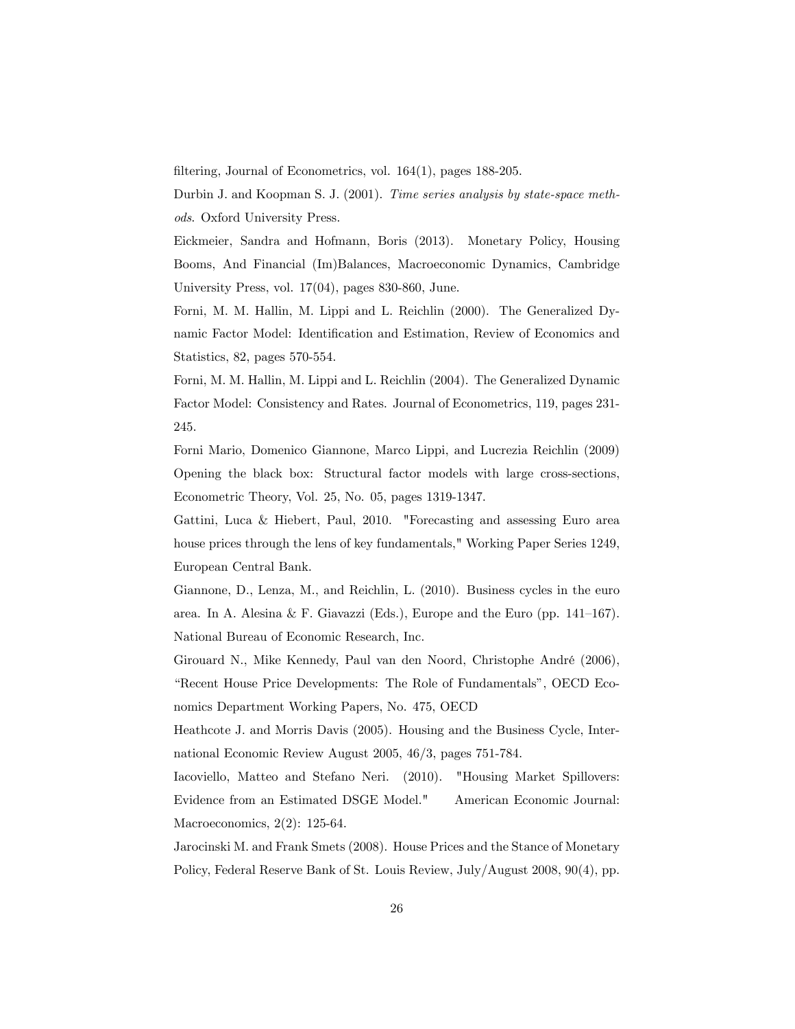filtering, Journal of Econometrics, vol. 164(1), pages 188-205.

Durbin J. and Koopman S. J. (2001). *Time series analysis by state-space methods*. Oxford University Press.

Eickmeier, Sandra and Hofmann, Boris (2013). Monetary Policy, Housing Booms, And Financial (Im)Balances, Macroeconomic Dynamics, Cambridge University Press, vol. 17(04), pages 830-860, June.

Forni, M. M. Hallin, M. Lippi and L. Reichlin (2000). The Generalized Dynamic Factor Model: Identification and Estimation, Review of Economics and Statistics, 82, pages 570-554.

Forni, M. M. Hallin, M. Lippi and L. Reichlin (2004). The Generalized Dynamic Factor Model: Consistency and Rates. Journal of Econometrics, 119, pages 231-245.

Forni Mario, Domenico Giannone, Marco Lippi, and Lucrezia Reichlin (2009) Opening the black box: Structural factor models with large cross-sections, Econometric Theory, Vol. 25, No. 05, pages 1319-1347.

Gattini, Luca & Hiebert, Paul, 2010. "Forecasting and assessing Euro area house prices through the lens of key fundamentals," Working Paper Series 1249, European Central Bank.

Giannone, D., Lenza, M., and Reichlin, L. (2010). Business cycles in the euro area. In A. Alesina & F. Giavazzi (Eds.), Europe and the Euro (pp. 141–167). National Bureau of Economic Research, Inc.

Girouard N., Mike Kennedy, Paul van den Noord, Christophe André (2006), "Recent House Price Developments: The Role of Fundamentals", OECD Economics Department Working Papers, No. 475, OECD

Heathcote J. and Morris Davis (2005). Housing and the Business Cycle, International Economic Review August 2005, 46/3, pages 751-784.

Iacoviello, Matteo and Stefano Neri. (2010). "Housing Market Spillovers: Evidence from an Estimated DSGE Model." American Economic Journal: Macroeconomics, 2(2): 125-64.

Jarocinski M. and Frank Smets (2008). House Prices and the Stance of Monetary Policy, Federal Reserve Bank of St. Louis Review, July/August 2008, 90(4), pp.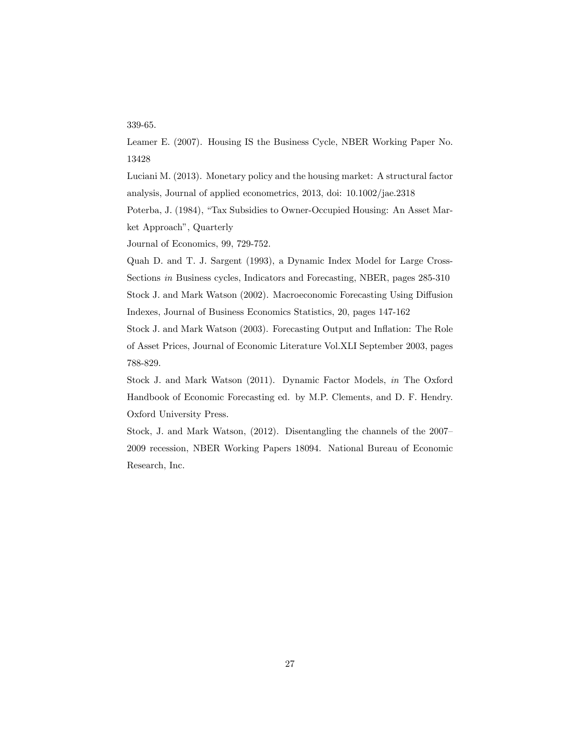339-65.

Leamer E. (2007). Housing IS the Business Cycle, NBER Working Paper No. 13428

Luciani M. (2013). Monetary policy and the housing market: A structural factor analysis, Journal of applied econometrics, 2013, doi: 10.1002/jae.2318

Poterba, J. (1984), "Tax Subsidies to Owner-Occupied Housing: An Asset Market Approach", Quarterly

Journal of Economics, 99, 729-752.

Quah D. and T. J. Sargent (1993), a Dynamic Index Model for Large Cross-Sections *in* Business cycles, Indicators and Forecasting, NBER, pages 285-310

Stock J. and Mark Watson (2002). Macroeconomic Forecasting Using Diffusion Indexes, Journal of Business Economics Statistics, 20, pages 147-162

Stock J. and Mark Watson (2003). Forecasting Output and Inflation: The Role of Asset Prices, Journal of Economic Literature Vol.XLI September 2003, pages 788-829.

Stock J. and Mark Watson (2011). Dynamic Factor Models, *in* The Oxford Handbook of Economic Forecasting ed. by M.P. Clements, and D. F. Hendry. Oxford University Press.

Stock, J. and Mark Watson, (2012). Disentangling the channels of the 2007–2009 recession, NBER Working Papers 18094. National Bureau of Economic Research, Inc.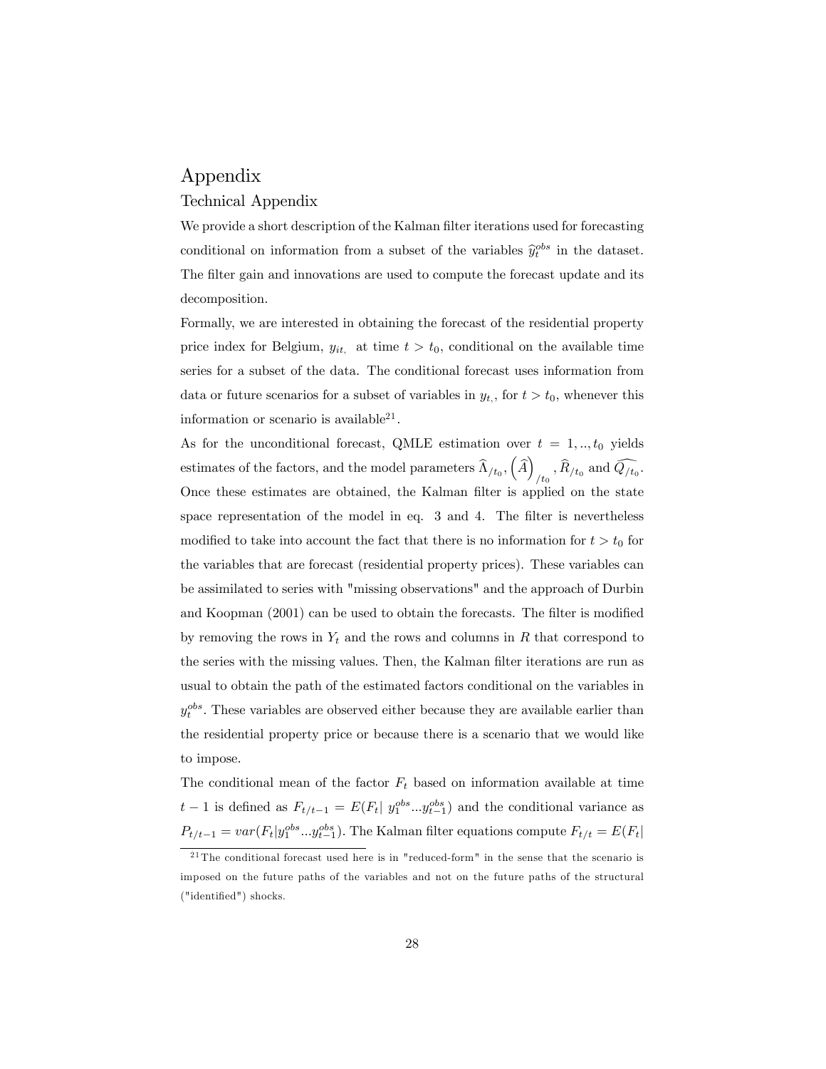# Appendix

## Technical Appendix

We provide a short description of the Kalman filter iterations used for forecasting conditional on information from a subset of the variables $\widehat{y}_t^{obs}$ in the dataset. The filter gain and innovations are used to compute the forecast update and its decomposition.

Formally, we are interested in obtaining the forecast of the residential property price index for Belgium, $y_{it,}$ at time $t > t_0$, conditional on the available time series for a subset of the data. The conditional forecast uses information from data or future scenarios for a subset of variables in $y_{t,}$, for $t > t_0$, whenever this information or scenario is available[21].

As for the unconditional forecast, QMLE estimation over $t = 1, .., t_0$ yields estimates of the factors, and the model parameters $\widehat{\Lambda}_{/t_0}, \left(\widehat{A}\right)_{/t_0}, \widehat{R}_{/t_0}$ and $\widehat{Q_{/t_0}}$. Once these estimates are obtained, the Kalman filter is applied on the state space representation of the model in eq. 3 and 4. The filter is nevertheless modified to take into account the fact that there is no information for $t > t_0$ for the variables that are forecast (residential property prices). These variables can be assimilated to series with "missing observations" and the approach of Durbin and Koopman (2001) can be used to obtain the forecasts. The filter is modified by removing the rows in $Y_t$ and the rows and columns in $R$ that correspond to the series with the missing values. Then, the Kalman filter iterations are run as usual to obtain the path of the estimated factors conditional on the variables in $y_t^{obs}$. These variables are observed either because they are available earlier than the residential property price or because there is a scenario that we would like to impose.

The conditional mean of the factor $F_t$ based on information available at time $t-1$ is defined as $F_{t/t-1} = E(F_t | \; y_1^{obs}...y_{t-1}^{obs})$ and the conditional variance as $P_{t/t-1} = var(F_t | y_1^{obs}...y_{t-1}^{obs})$. The Kalman filter equations compute $F_{t/t} = E(F_t |$

[21] The conditional forecast used here is in "reduced-form" in the sense that the scenario is imposed on the future paths of the variables and not on the future paths of the structural ("identified") shocks.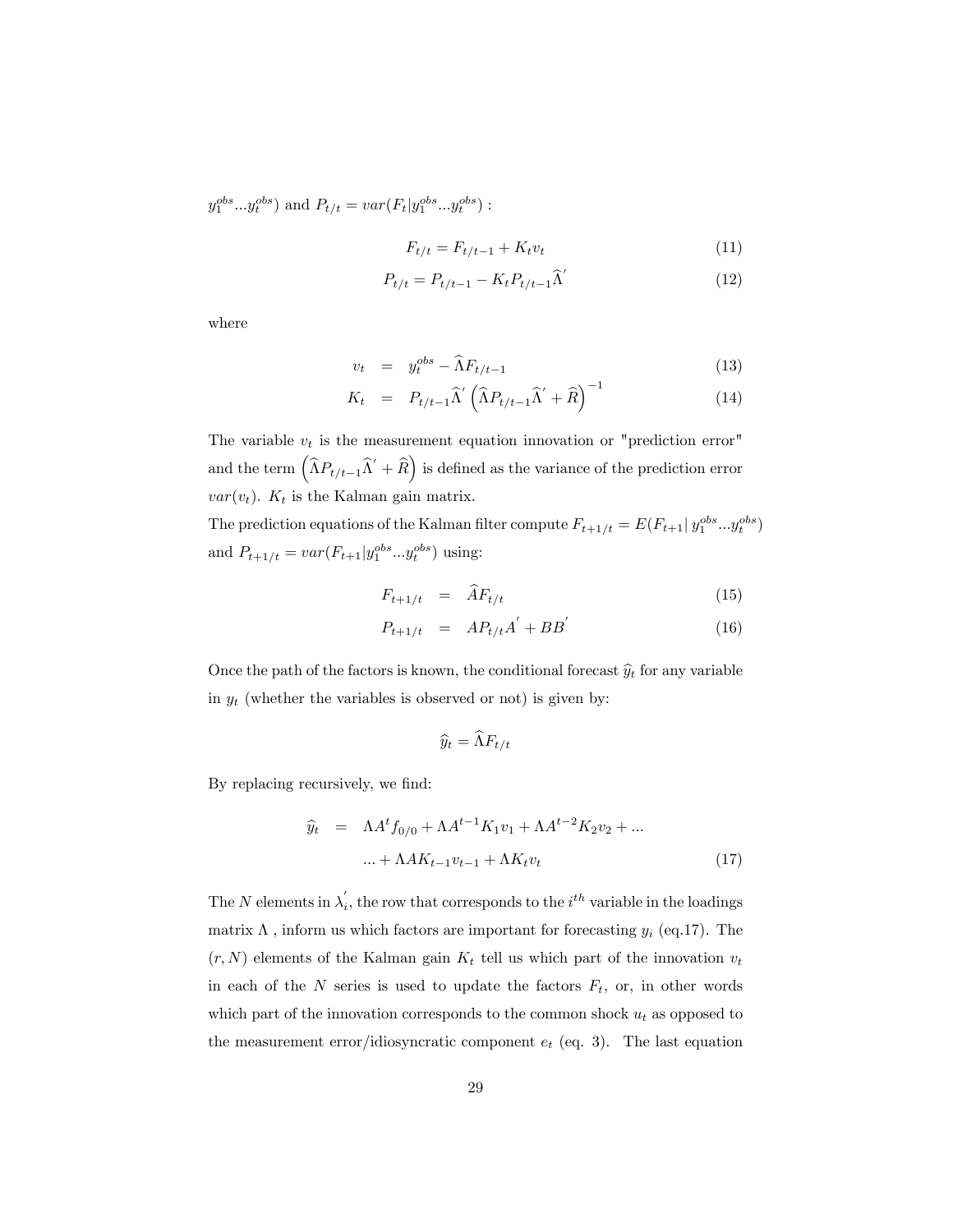$y_1^{obs}...y_t^{obs}$) and $P_{t/t} = var(F_t|y_1^{obs}...y_t^{obs})$ :

$$F_{t/t} = F_{t/t-1} + K_t v_t \tag{11}$$

$$P_{t/t} = P_{t/t-1} - K_t P_{t/t-1} \widehat{\Lambda}^{'} \tag{12}$$

where

$$v_t = y_t^{obs} - \widehat{\Lambda} F_{t/t-1} \tag{13}$$

$$K_t = P_{t/t-1} \widehat{\Lambda}^{'} \left( \widehat{\Lambda} P_{t/t-1} \widehat{\Lambda}^{'} + \widehat{R} \right)^{-1} \tag{14}$$

The variable $v_t$ is the measurement equation innovation or "prediction error" and the term $\left( \widehat{\Lambda} P_{t/t-1} \widehat{\Lambda}^{'} + \widehat{R} \right)$ is defined as the variance of the prediction error $var(v_t)$. $K_t$ is the Kalman gain matrix.
The prediction equations of the Kalman filter compute $F_{t+1/t} = E(F_{t+1}|\, y_1^{obs}...y_t^{obs})$ and $P_{t+1/t} = var(F_{t+1}|y_1^{obs}...y_t^{obs})$ using:

$$F_{t+1/t} = \widehat{A} F_{t/t} \tag{15}$$

$$P_{t+1/t} = A P_{t/t} A^{'} + BB^{'} \tag{16}$$

Once the path of the factors is known, the conditional forecast $\widehat{y}_t$ for any variable in $y_t$ (whether the variables is observed or not) is given by:

$$\widehat{y}_t = \widehat{\Lambda} F_{t/t}$$

By replacing recursively, we find:

$$\begin{aligned} \widehat{y}_t &= \Lambda A^t f_{0/0} + \Lambda A^{t-1} K_1 v_1 + \Lambda A^{t-2} K_2 v_2 + ... \\ &... + \Lambda A K_{t-1} v_{t-1} + \Lambda K_t v_t \end{aligned} \tag{17}$$

The $N$ elements in $\lambda_i^{'}$, the row that corresponds to the $i^{th}$ variable in the loadings matrix $\Lambda$ , inform us which factors are important for forecasting $y_i$ (eq.17). The $(r, N)$ elements of the Kalman gain $K_t$ tell us which part of the innovation $v_t$ in each of the $N$ series is used to update the factors $F_t$, or, in other words which part of the innovation corresponds to the common shock $u_t$ as opposed to the measurement error/idiosyncratic component $e_t$ (eq. 3). The last equation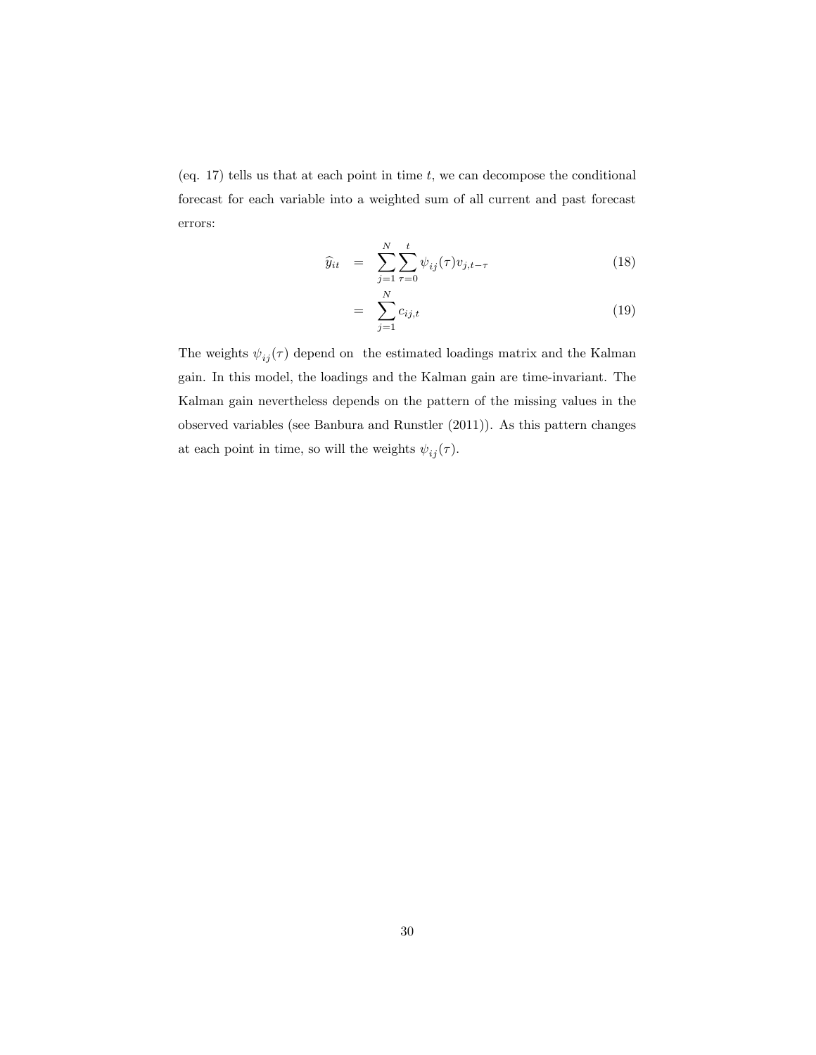(eq. 17) tells us that at each point in time $t$, we can decompose the conditional forecast for each variable into a weighted sum of all current and past forecast errors:

$$
\begin{aligned}
\widehat{y}_{it} &= \sum_{j=1}^{N} \sum_{\tau=0}^{t} \psi_{ij}(\tau) v_{j,t-\tau} && (18) \\
&= \sum_{j=1}^{N} c_{ij,t} && (19)
\end{aligned}
$$

The weights $\psi_{ij}(\tau)$ depend on the estimated loadings matrix and the Kalman gain. In this model, the loadings and the Kalman gain are time-invariant. The Kalman gain nevertheless depends on the pattern of the missing values in the observed variables (see Banbura and Runstler (2011)). As this pattern changes at each point in time, so will the weights $\psi_{ij}(\tau)$.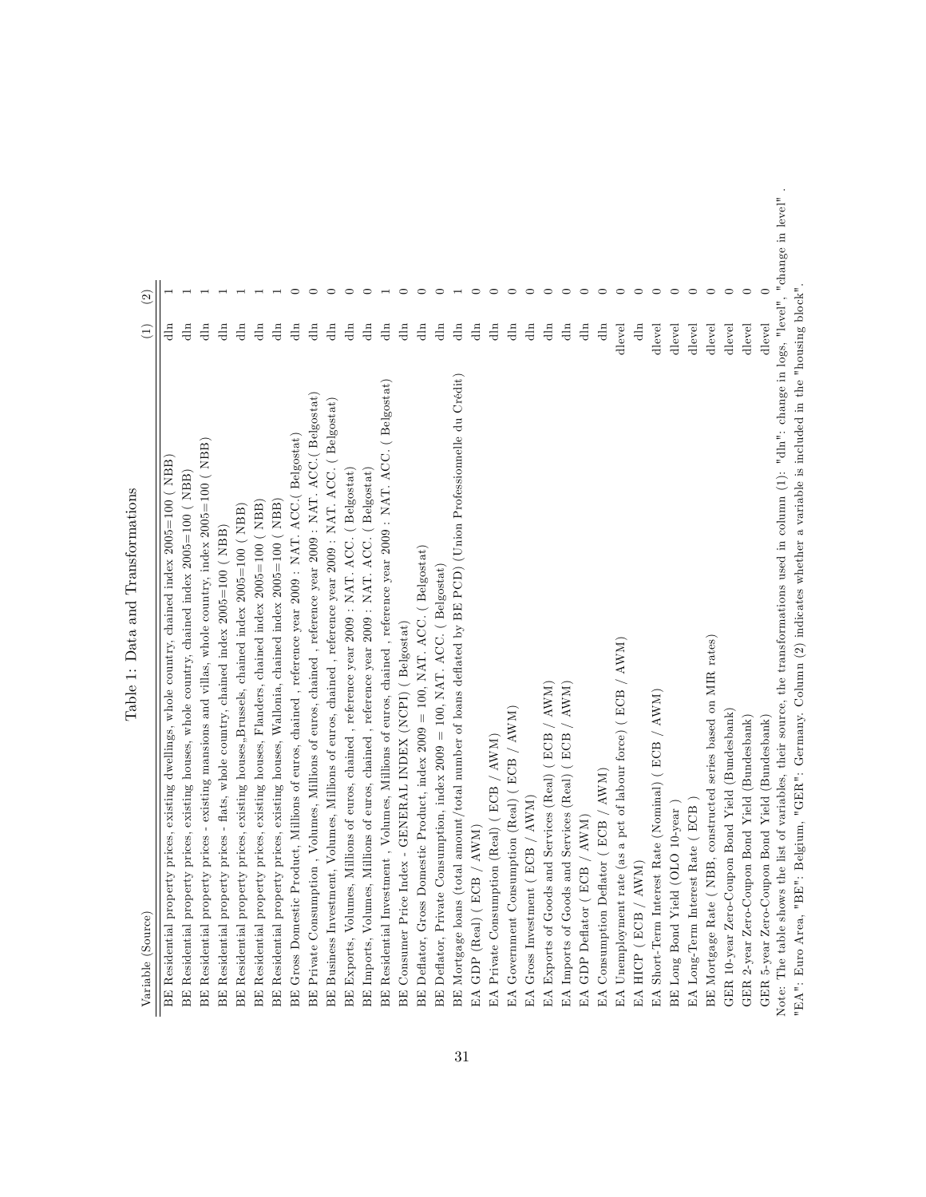Table 1: Data and Transformations

| Variable (Source) | (1) | (2) |
|---|---|---|
| BE Residential property prices, existing dwellings, whole country, chained index 2005=100 ( NBB) | dln | 1 |
| BE Residential property prices, existing houses, whole country, chained index 2005=100 ( NBB) | dln | 1 |
| BE Residential property prices - existing mansions and villas, whole country, index 2005=100 ( NBB) | dln | 1 |
| BE Residential property prices - flats, whole country, chained index 2005=100 ( NBB) | dln | 1 |
| BE Residential property prices, existing houses,,Brussels, chained index 2005=100 ( NBB) | dln | 1 |
| BE Residential property prices, existing houses, Flanders, chained index 2005=100 ( NBB) | dln | 1 |
| BE Residential property prices, existing houses, Wallonia, chained index 2005=100 ( NBB) | dln | 1 |
| BE Gross Domestic Product, Millions of euros, chained , reference year 2009 : NAT. ACC.( Belgostat) | dln | 0 |
| BE Private Consumption , Volumes, Millions of euros, chained , reference year 2009 : NAT. ACC.( Belgostat) | dln | 0 |
| BE Business Investment, Volumes, Millions of euros, chained , reference year 2009 : NAT. ACC. ( Belgostat) | dln | 0 |
| BE Exports, Volumes, Millions of euros, chained , reference year 2009 : NAT. ACC. ( Belgostat) | dln | 0 |
| BE Imports, Volumes, Millions of euros, chained , reference year 2009 : NAT. ACC. ( Belgostat) | dln | 0 |
| BE Residential Investment , Volumes, Millions of euros, chained , reference year 2009 : NAT. ACC. ( Belgostat) | dln | 1 |
| BE Consumer Price Index - GENERAL INDEX (NCPI) ( Belgostat) | dln | 0 |
| BE Deflator, Gross Domestic Product, index 2009 = 100, NAT. ACC. ( Belgostat) | dln | 0 |
| BE Deflator, Private Consumption, index 2009 = 100, NAT. ACC. ( Belgostat) | dln | 0 |
| BE Mortgage loans (total amount/total number of loans deflated by BE PCD) (Union Professionnelle du Crédit) | dln | 1 |
| EA GDP (Real) ( ECB / AWM) | dln | 0 |
| EA Private Consumption (Real) ( ECB / AWM) | dln | 0 |
| EA Government Consumption (Real) ( ECB / AWM) | dln | 0 |
| EA Gross Investment ( ECB / AWM) | dln | 0 |
| EA Exports of Goods and Services (Real) ( ECB / AWM) | dln | 0 |
| EA Imports of Goods and Services (Real) ( ECB / AWM) | dln | 0 |
| EA GDP Deflator ( ECB / AWM) | dln | 0 |
| EA Consumption Deflator ( ECB / AWM) | dln | 0 |
| EA Unemployment rate (as a pct of labour force) ( ECB / AWM) | dlevel | 0 |
| EA HICP ( ECB / AWM) | dln | 0 |
| EA Short-Term Interest Rate (Nominal) ( ECB / AWM) | dlevel | 0 |
| BE Long Bond Yield (OLO 10-year ) | dlevel | 0 |
| EA Long-Term Interest Rate ( ECB ) | dlevel | 0 |
| BE Mortgage Rate ( NBB, constructed series based on MIR rates) | dlevel | 0 |
| GER 10-year Zero-Coupon Bond Yield (Bundesbank) | dlevel | 0 |
| GER 2-year Zero-Coupon Bond Yield (Bundesbank) | dlevel | 0 |
| GER 5-year Zero-Coupon Bond Yield (Bundesbank) | dlevel | 0 |

Note: The table shows the list of variables, their source, the transformations used in column (1): "dln": change in logs, "level", "change in level" . "EA": Euro Area, "BE": Belgium, "GER": Germany. Column (2) indicates whether a variable is included in the "housing block".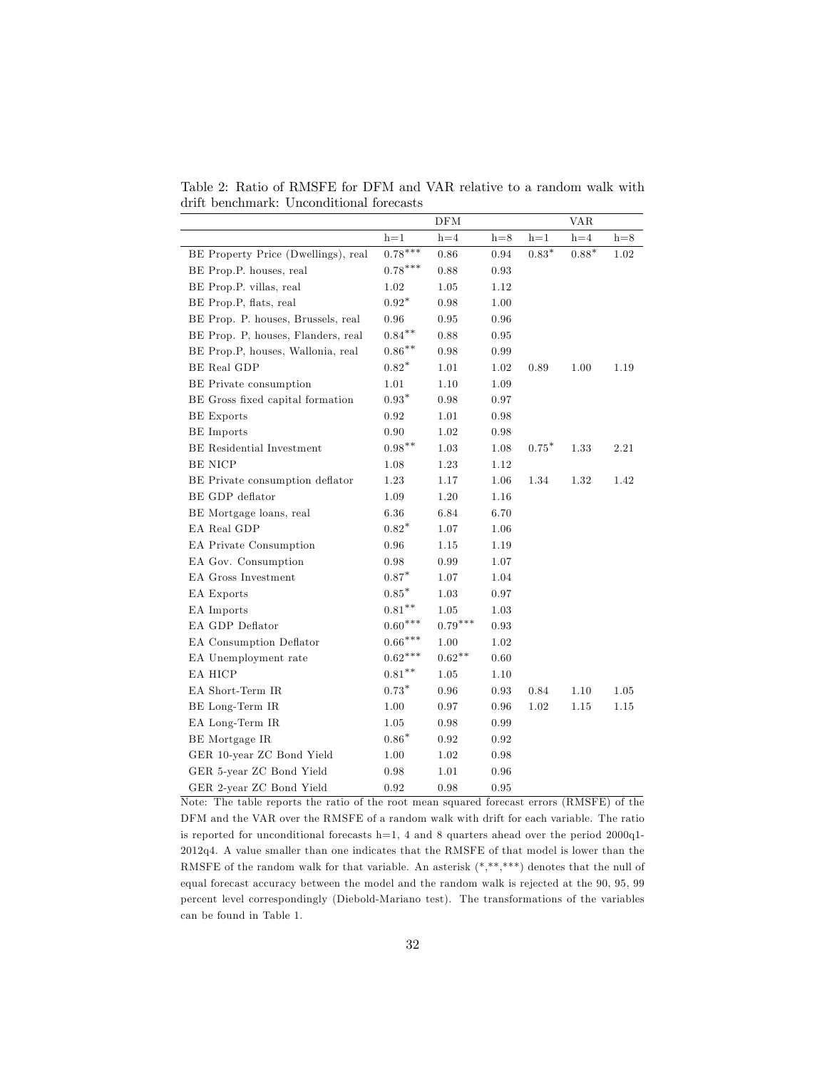Table 2: Ratio of RMSFE for DFM and VAR relative to a random walk with drift benchmark: Unconditional forecasts

| | DFM | | | VAR | | |
|---|---|---|---|---|---|---|
| | h=1 | h=4 | h=8 | h=1 | h=4 | h=8 |
| BE Property Price (Dwellings), real | 0.78*** | 0.86 | 0.94 | 0.83* | 0.88* | 1.02 |
| BE Prop.P. houses, real | 0.78*** | 0.88 | 0.93 | | | |
| BE Prop.P. villas, real | 1.02 | 1.05 | 1.12 | | | |
| BE Prop.P, flats, real | 0.92* | 0.98 | 1.00 | | | |
| BE Prop. P. houses, Brussels, real | 0.96 | 0.95 | 0.96 | | | |
| BE Prop. P, houses, Flanders, real | 0.84** | 0.88 | 0.95 | | | |
| BE Prop.P, houses, Wallonia, real | 0.86** | 0.98 | 0.99 | | | |
| BE Real GDP | 0.82* | 1.01 | 1.02 | 0.89 | 1.00 | 1.19 |
| BE Private consumption | 1.01 | 1.10 | 1.09 | | | |
| BE Gross fixed capital formation | 0.93* | 0.98 | 0.97 | | | |
| BE Exports | 0.92 | 1.01 | 0.98 | | | |
| BE Imports | 0.90 | 1.02 | 0.98 | | | |
| BE Residential Investment | 0.98** | 1.03 | 1.08 | 0.75* | 1.33 | 2.21 |
| BE NICP | 1.08 | 1.23 | 1.12 | | | |
| BE Private consumption deflator | 1.23 | 1.17 | 1.06 | 1.34 | 1.32 | 1.42 |
| BE GDP deflator | 1.09 | 1.20 | 1.16 | | | |
| BE Mortgage loans, real | 6.36 | 6.84 | 6.70 | | | |
| EA Real GDP | 0.82* | 1.07 | 1.06 | | | |
| EA Private Consumption | 0.96 | 1.15 | 1.19 | | | |
| EA Gov. Consumption | 0.98 | 0.99 | 1.07 | | | |
| EA Gross Investment | 0.87* | 1.07 | 1.04 | | | |
| EA Exports | 0.85* | 1.03 | 0.97 | | | |
| EA Imports | 0.81** | 1.05 | 1.03 | | | |
| EA GDP Deflator | 0.60*** | 0.79*** | 0.93 | | | |
| EA Consumption Deflator | 0.66*** | 1.00 | 1.02 | | | |
| EA Unemployment rate | 0.62*** | 0.62** | 0.60 | | | |
| EA HICP | 0.81** | 1.05 | 1.10 | | | |
| EA Short-Term IR | 0.73* | 0.96 | 0.93 | 0.84 | 1.10 | 1.05 |
| BE Long-Term IR | 1.00 | 0.97 | 0.96 | 1.02 | 1.15 | 1.15 |
| EA Long-Term IR | 1.05 | 0.98 | 0.99 | | | |
| BE Mortgage IR | 0.86* | 0.92 | 0.92 | | | |
| GER 10-year ZC Bond Yield | 1.00 | 1.02 | 0.98 | | | |
| GER 5-year ZC Bond Yield | 0.98 | 1.01 | 0.96 | | | |
| GER 2-year ZC Bond Yield | 0.92 | 0.98 | 0.95 | | | |

Note: The table reports the ratio of the root mean squared forecast errors (RMSFE) of the DFM and the VAR over the RMSFE of a random walk with drift for each variable. The ratio is reported for unconditional forecasts h=1, 4 and 8 quarters ahead over the period 2000q1-2012q4. A value smaller than one indicates that the RMSFE of that model is lower than the RMSFE of the random walk for that variable. An asterisk (*,**,***) denotes that the null of equal forecast accuracy between the model and the random walk is rejected at the 90, 95, 99 percent level correspondingly (Diebold-Mariano test). The transformations of the variables can be found in Table 1.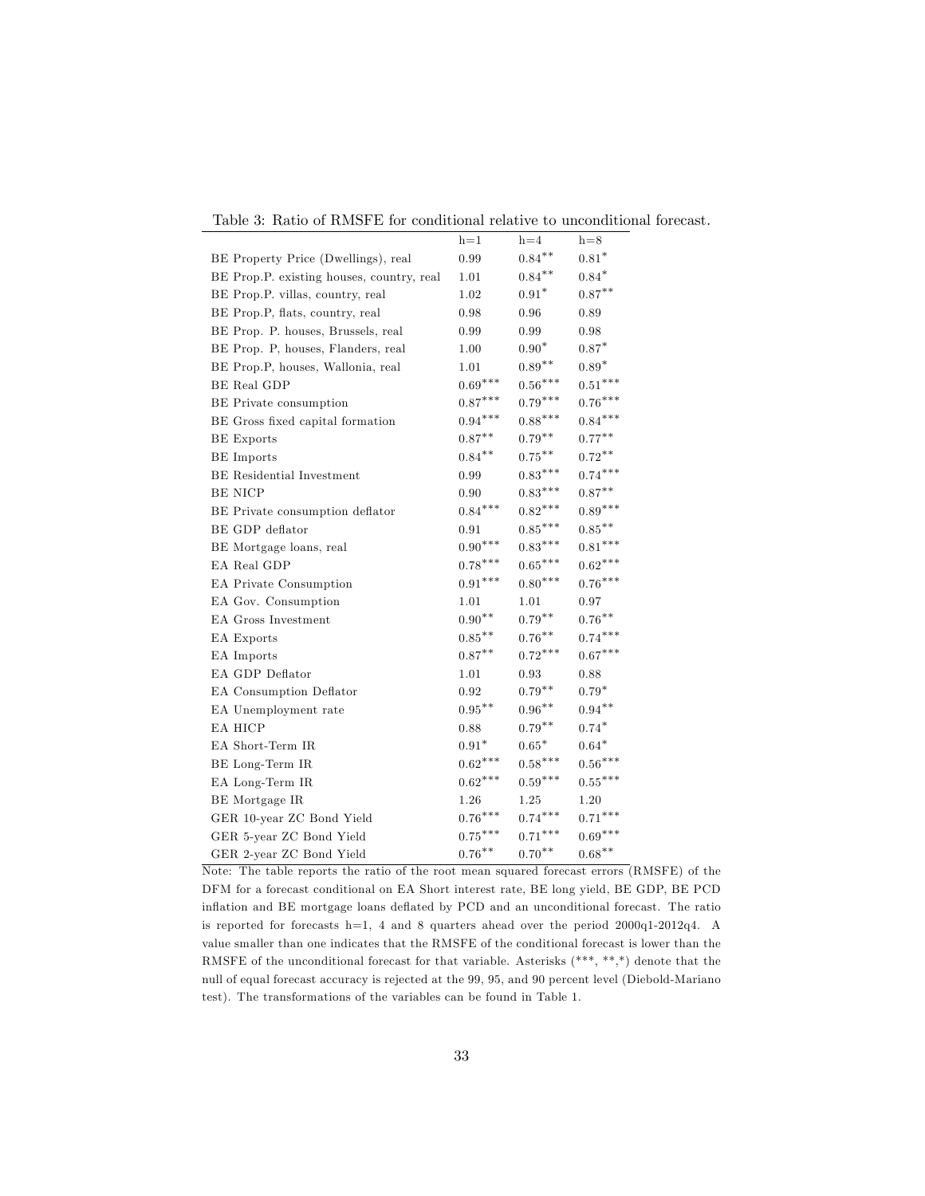Table 3: Ratio of RMSFE for conditional relative to unconditional forecast.

| | h=1 | h=4 | h=8 |
|---|---|---|---|
| BE Property Price (Dwellings), real | 0.99 | $0.84^{**}$ | $0.81^{*}$ |
| BE Prop.P. existing houses, country, real | 1.01 | $0.84^{**}$ | $0.84^{*}$ |
| BE Prop.P. villas, country, real | 1.02 | $0.91^{*}$ | $0.87^{**}$ |
| BE Prop.P, flats, country, real | 0.98 | 0.96 | 0.89 |
| BE Prop. P. houses, Brussels, real | 0.99 | 0.99 | 0.98 |
| BE Prop. P, houses, Flanders, real | 1.00 | $0.90^{*}$ | $0.87^{*}$ |
| BE Prop.P, houses, Wallonia, real | 1.01 | $0.89^{**}$ | $0.89^{*}$ |
| BE Real GDP | $0.69^{***}$ | $0.56^{***}$ | $0.51^{***}$ |
| BE Private consumption | $0.87^{***}$ | $0.79^{***}$ | $0.76^{***}$ |
| BE Gross fixed capital formation | $0.94^{***}$ | $0.88^{***}$ | $0.84^{***}$ |
| BE Exports | $0.87^{**}$ | $0.79^{**}$ | $0.77^{**}$ |
| BE Imports | $0.84^{**}$ | $0.75^{**}$ | $0.72^{**}$ |
| BE Residential Investment | 0.99 | $0.83^{***}$ | $0.74^{***}$ |
| BE NICP | 0.90 | $0.83^{***}$ | $0.87^{**}$ |
| BE Private consumption deflator | $0.84^{***}$ | $0.82^{***}$ | $0.89^{***}$ |
| BE GDP deflator | 0.91 | $0.85^{***}$ | $0.85^{**}$ |
| BE Mortgage loans, real | $0.90^{***}$ | $0.83^{***}$ | $0.81^{***}$ |
| EA Real GDP | $0.78^{***}$ | $0.65^{***}$ | $0.62^{***}$ |
| EA Private Consumption | $0.91^{***}$ | $0.80^{***}$ | $0.76^{***}$ |
| EA Gov. Consumption | 1.01 | 1.01 | 0.97 |
| EA Gross Investment | $0.90^{**}$ | $0.79^{**}$ | $0.76^{**}$ |
| EA Exports | $0.85^{**}$ | $0.76^{**}$ | $0.74^{***}$ |
| EA Imports | $0.87^{**}$ | $0.72^{***}$ | $0.67^{***}$ |
| EA GDP Deflator | 1.01 | 0.93 | 0.88 |
| EA Consumption Deflator | 0.92 | $0.79^{**}$ | $0.79^{*}$ |
| EA Unemployment rate | $0.95^{**}$ | $0.96^{**}$ | $0.94^{**}$ |
| EA HICP | 0.88 | $0.79^{**}$ | $0.74^{*}$ |
| EA Short-Term IR | $0.91^{*}$ | $0.65^{*}$ | $0.64^{*}$ |
| BE Long-Term IR | $0.62^{***}$ | $0.58^{***}$ | $0.56^{***}$ |
| EA Long-Term IR | $0.62^{***}$ | $0.59^{***}$ | $0.55^{***}$ |
| BE Mortgage IR | 1.26 | 1.25 | 1.20 |
| GER 10-year ZC Bond Yield | $0.76^{***}$ | $0.74^{***}$ | $0.71^{***}$ |
| GER 5-year ZC Bond Yield | $0.75^{***}$ | $0.71^{***}$ | $0.69^{***}$ |
| GER 2-year ZC Bond Yield | $0.76^{**}$ | $0.70^{**}$ | $0.68^{**}$ |

Note: The table reports the ratio of the root mean squared forecast errors (RMSFE) of the DFM for a forecast conditional on EA Short interest rate, BE long yield, BE GDP, BE PCD inflation and BE mortgage loans deflated by PCD and an unconditional forecast. The ratio is reported for forecasts h=1, 4 and 8 quarters ahead over the period 2000q1-2012q4. A value smaller than one indicates that the RMSFE of the conditional forecast is lower than the RMSFE of the unconditional forecast for that variable. Asterisks (***, **,*) denote that the null of equal forecast accuracy is rejected at the 99, 95, and 90 percent level (Diebold-Mariano test). The transformations of the variables can be found in Table 1.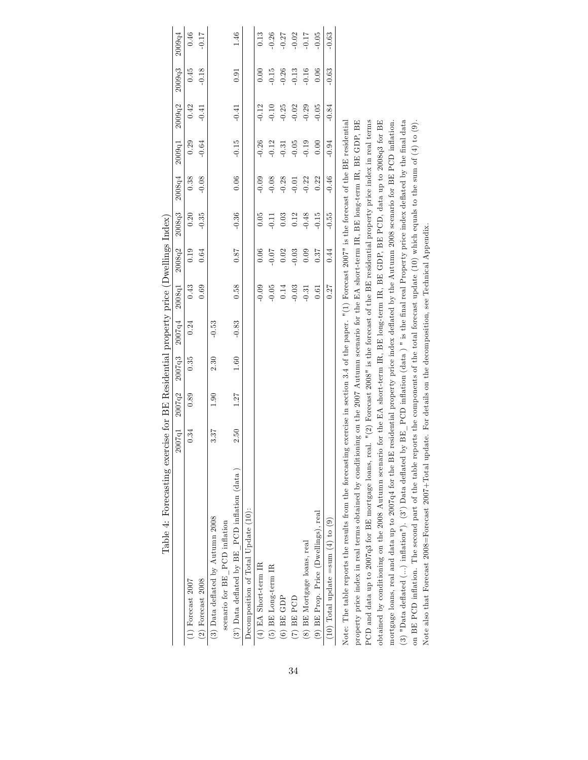Table 4: Forecasting exercise for BE Residential property price (Dwellings Index)

| | 2007q1 | 2007q2 | 2007q3 | 2007q4 | 2008q1 | 2008q2 | 2008q3 | 2008q4 | 2009q1 | 2009q2 | 2009q3 | 2009q4 |
|---|---|---|---|---|---|---|---|---|---|---|---|---|
| (1) Forecast 2007 | 0.34 | 0.89 | 0.35 | 0.24 | 0.43 | 0.19 | 0.20 | 0.38 | 0.29 | 0.42 | 0.45 | 0.46 |
| (2) Forecast 2008 | | | | | 0.69 | 0.64 | -0.35 | -0.08 | -0.64 | -0.41 | -0.18 | -0.17 |
| (3) Data deflated by Autumn 2008 scenario for BE_PCD inflation | 3.37 | 1.90 | 2.30 | -0.53 | | | | | | | | |
| (3') Data deflated by BE_PCD inflation (data ) | 2.50 | 1.27 | 1.60 | -0.83 | 0.58 | 0.87 | -0.36 | 0.06 | -0.15 | -0.41 | 0.91 | 1.46 |
| Decomposition of Total Update (10): | | | | | | | | | | | | |
| (4) EA Short-term IR | | | | | -0.09 | 0.06 | 0.05 | -0.09 | -0.26 | -0.12 | 0.00 | 0.13 |
| (5) BE Long-term IR | | | | | -0.05 | -0.07 | -0.11 | -0.08 | -0.12 | -0.10 | -0.15 | -0.26 |
| (6) BE GDP | | | | | 0.14 | 0.02 | 0.03 | -0.28 | -0.31 | -0.25 | -0.26 | -0.27 |
| (7) BE PCD | | | | | -0.03 | -0.03 | 0.12 | -0.01 | -0.05 | -0.02 | -0.13 | -0.02 |
| (8) BE Mortgage loans, real | | | | | -0.31 | 0.09 | -0.48 | -0.22 | -0.19 | -0.29 | -0.16 | -0.17 |
| (9) BE Prop. Price (Dwellings), real | | | | | 0.61 | 0.37 | -0.15 | 0.22 | 0.00 | -0.05 | 0.06 | -0.05 |
| (10) Total update =sum (4) to (9) | | | | | 0.27 | 0.44 | -0.55 | -0.46 | -0.94 | -0.84 | -0.63 | -0.63 |

Note: The table reports the results from the forecasting exercise in section 3.4 of the paper. "(1) Forecast 2007" is the forecast of the BE residential property price index in real terms obtained by conditioning on the 2007 Autumn scenario for the EA short-term IR, BE long-term IR, BE GDP, BE PCD and data up to 2007q3 for BE mortgage loans, real. "(2) Forecast 2008" is the forecast of the BE residential property price index in real terms obtained by conditioning on the 2008 Autumn scenario for the EA short-term IR, BE long-term IR, BE GDP, BE PCD, data up to 2008q3 for BE mortgage loans, real and data up to 2007q4 for the BE residential property price index deflated by the Autumn 2008 scenario for BE PCD inflation. (3) "Data deflated (...) inflation"). (3') Data deflated by BE_PCD inflation (data ) " is the final real Property price index deflated by the final data on BE PCD inflation. The second part of the table reports the components of the total forecast update (10) which equals to the sum of (4) to (9). Note also that Forecast 2008=Forecast 2007+Total update. For details on the decomposition, see Technical Appendix.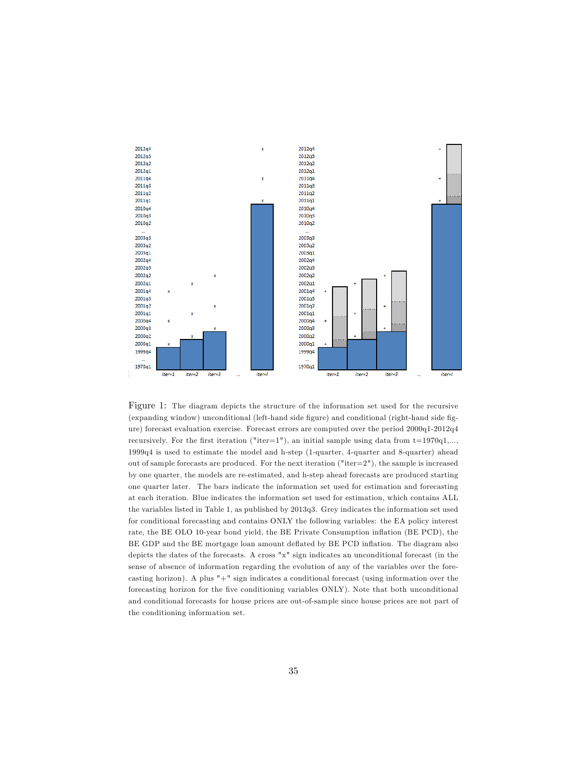Figure 1: The diagram depicts the structure of the information set used for the recursive (expanding window) unconditional (left-hand side figure) and conditional (right-hand side figure) forecast evaluation exercise. Forecast errors are computed over the period 2000q1-2012q4 recursively. For the first iteration ("iter=1"), an initial sample using data from t=1970q1,..., 1999q4 is used to estimate the model and h-step (1-quarter, 4-quarter and 8-quarter) ahead out of sample forecasts are produced. For the next iteration ("iter=2"), the sample is increased by one quarter, the models are re-estimated, and h-step ahead forecasts are produced starting one quarter later. The bars indicate the information set used for estimation and forecasting at each iteration. Blue indicates the information set used for estimation, which contains ALL the variables listed in Table 1, as published by 2013q3. Grey indicates the information set used for conditional forecasting and contains ONLY the following variables: the EA policy interest rate, the BE OLO 10-year bond yield, the BE Private Consumption inflation (BE PCD), the BE GDP and the BE mortgage loan amount deflated by BE PCD inflation. The diagram also depicts the dates of the forecasts. A cross "x" sign indicates an unconditional forecast (in the sense of absence of information regarding the evolution of any of the variables over the forecasting horizon). A plus "+" sign indicates a conditional forecast (using information over the forecasting horizon for the five conditioning variables ONLY). Note that both unconditional and conditional forecasts for house prices are out-of-sample since house prices are not part of the conditioning information set.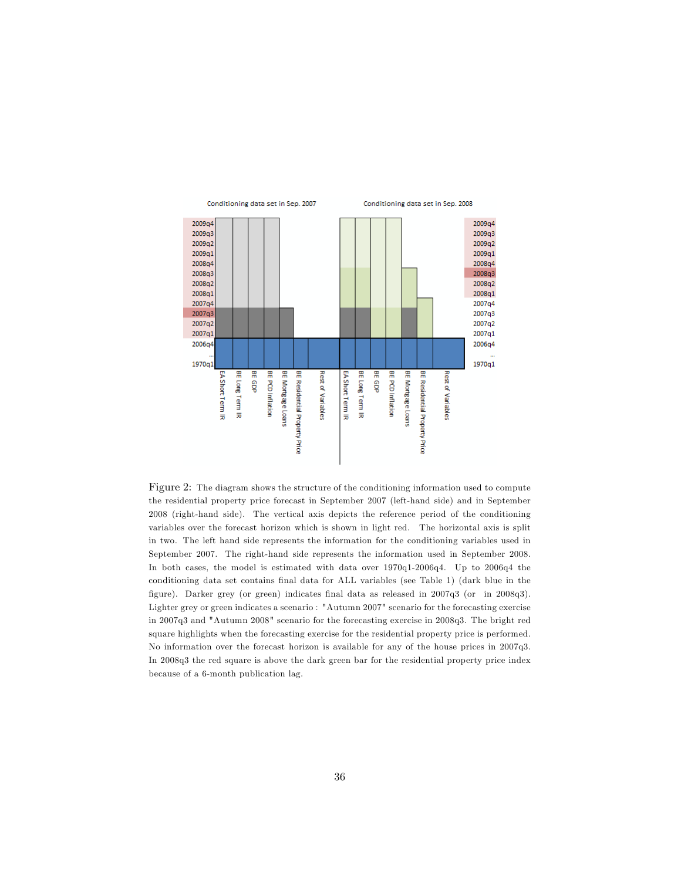Conditioning data set in Sep. 2007

Conditioning data set in Sep. 2008

Figure 2: The diagram shows the structure of the conditioning information used to compute the residential property price forecast in September 2007 (left-hand side) and in September 2008 (right-hand side). The vertical axis depicts the reference period of the conditioning variables over the forecast horizon which is shown in light red. The horizontal axis is split in two. The left hand side represents the information for the conditioning variables used in September 2007. The right-hand side represents the information used in September 2008. In both cases, the model is estimated with data over 1970q1-2006q4. Up to 2006q4 the conditioning data set contains final data for ALL variables (see Table 1) (dark blue in the figure). Darker grey (or green) indicates final data as released in 2007q3 (or in 2008q3). Lighter grey or green indicates a scenario : "Autumn 2007" scenario for the forecasting exercise in 2007q3 and "Autumn 2008" scenario for the forecasting exercise in 2008q3. The bright red square highlights when the forecasting exercise for the residential property price is performed. No information over the forecast horizon is available for any of the house prices in 2007q3. In 2008q3 the red square is above the dark green bar for the residential property price index because of a 6-month publication lag.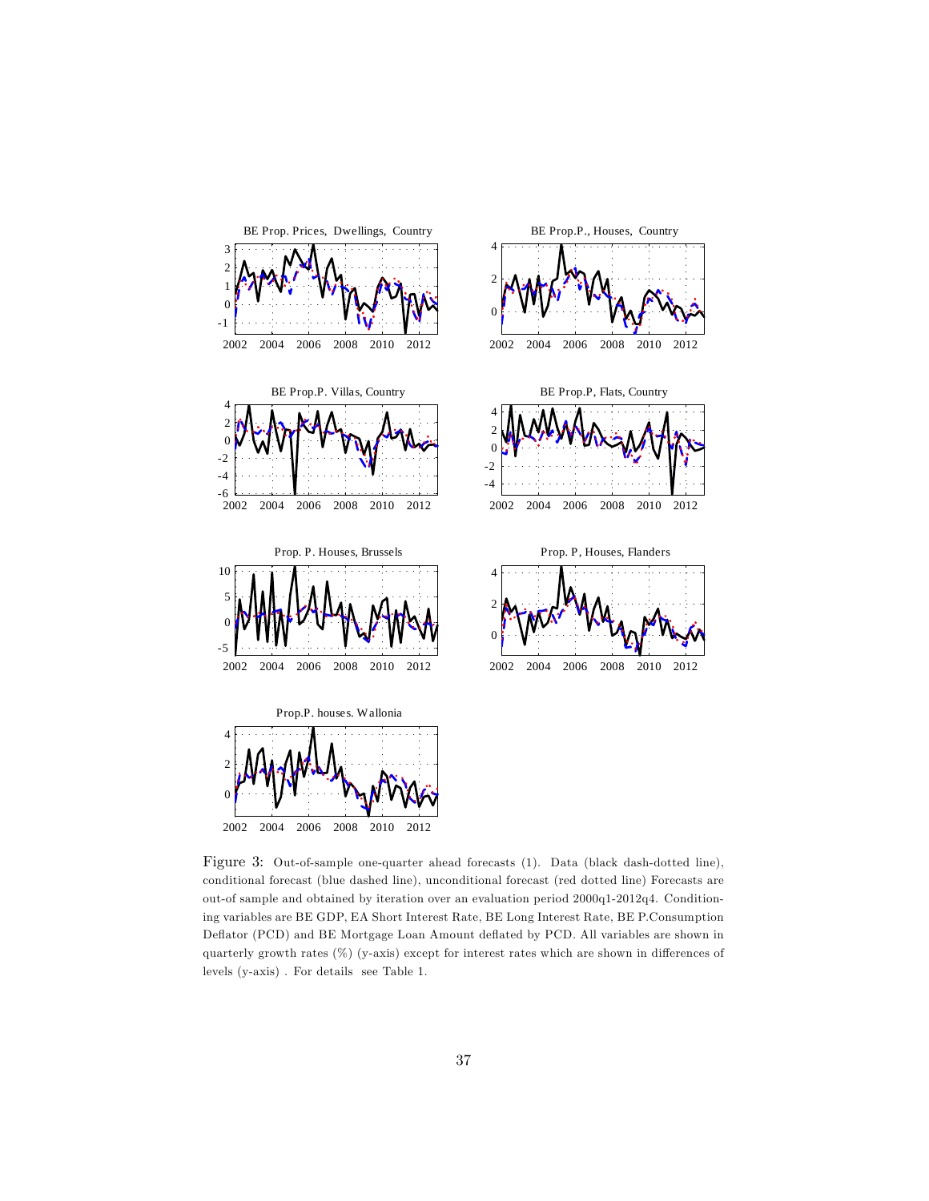Figure 3: Out-of-sample one-quarter ahead forecasts (1). Data (black dash-dotted line), conditional forecast (blue dashed line), unconditional forecast (red dotted line) Forecasts are out-of sample and obtained by iteration over an evaluation period 2000q1-2012q4. Conditioning variables are BE GDP, EA Short Interest Rate, BE Long Interest Rate, BE P.Consumption Deflator (PCD) and BE Mortgage Loan Amount deflated by PCD. All variables are shown in quarterly growth rates (%) (y-axis) except for interest rates which are shown in differences of levels (y-axis) . For details see Table 1.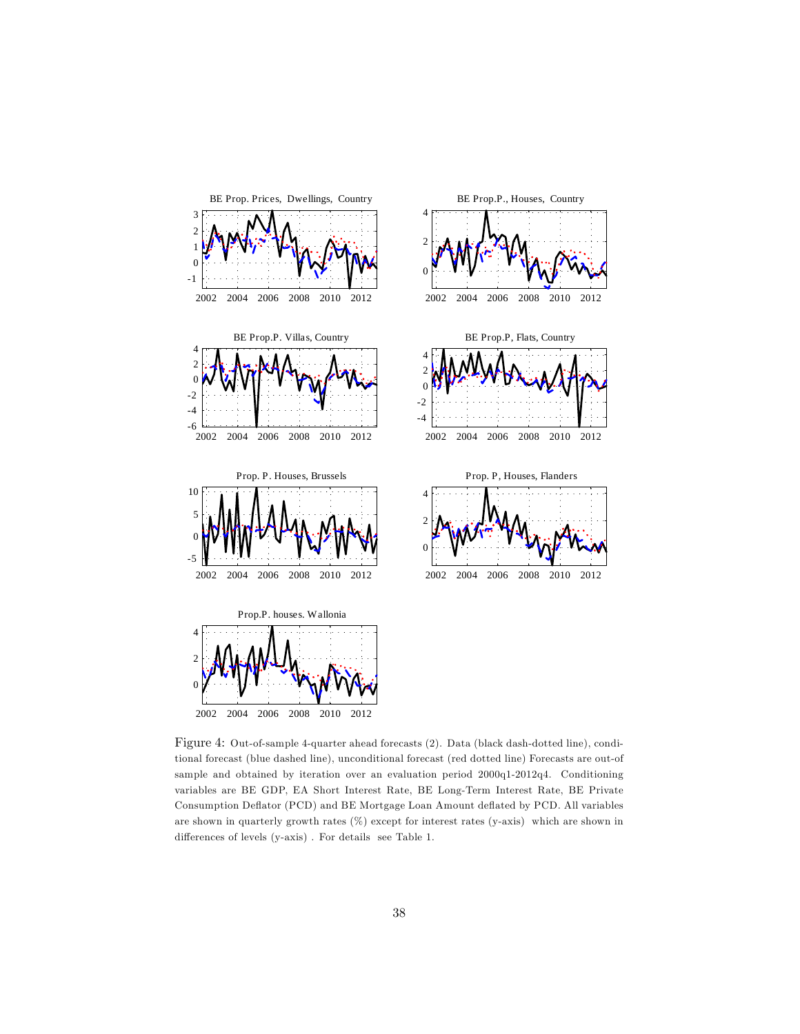BE Prop. Prices, Dwellings, Country

BE Prop.P., Houses, Country

BE Prop.P. Villas, Country

BE Prop.P, Flats, Country

Prop. P. Houses, Brussels

Prop. P, Houses, Flanders

Prop.P. houses. Wallonia

Figure 4: Out-of-sample 4-quarter ahead forecasts (2). Data (black dash-dotted line), conditional forecast (blue dashed line), unconditional forecast (red dotted line) Forecasts are out-of sample and obtained by iteration over an evaluation period 2000q1-2012q4. Conditioning variables are BE GDP, EA Short Interest Rate, BE Long-Term Interest Rate, BE Private Consumption Deflator (PCD) and BE Mortgage Loan Amount deflated by PCD. All variables are shown in quarterly growth rates (%) except for interest rates (y-axis) which are shown in differences of levels (y-axis) . For details see Table 1.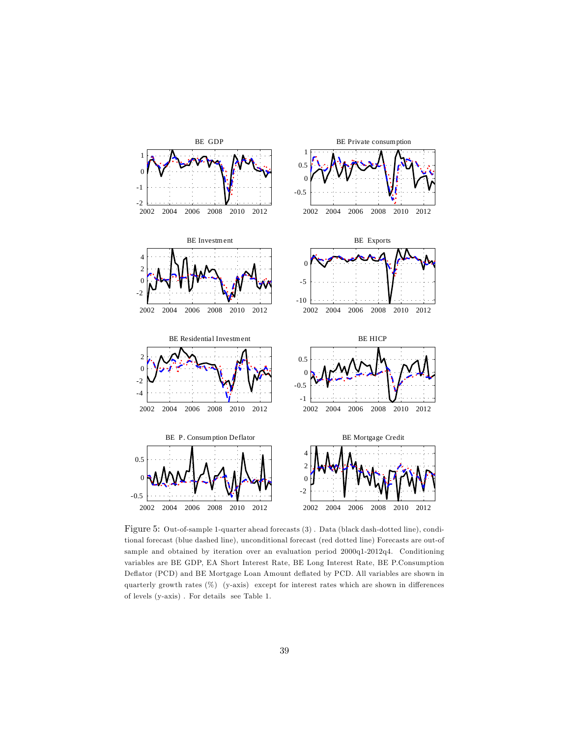Figure 5: Out-of-sample 1-quarter ahead forecasts (3) . Data (black dash-dotted line), conditional forecast (blue dashed line), unconditional forecast (red dotted line) Forecasts are out-of sample and obtained by iteration over an evaluation period 2000q1-2012q4. Conditioning variables are BE GDP, EA Short Interest Rate, BE Long Interest Rate, BE P.Consumption Deflator (PCD) and BE Mortgage Loan Amount deflated by PCD. All variables are shown in quarterly growth rates (%) (y-axis) except for interest rates which are shown in differences of levels (y-axis) . For details see Table 1.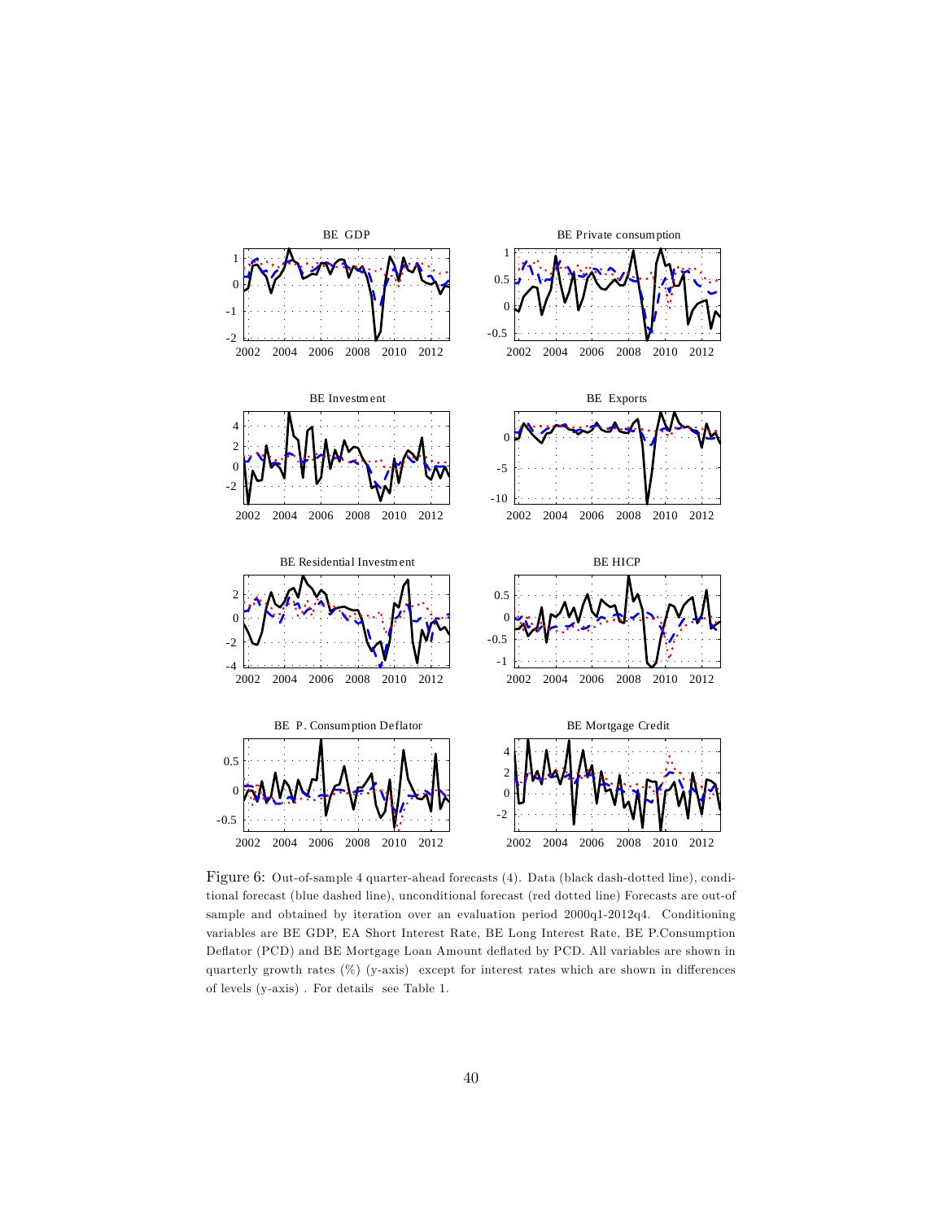Figure 6: Out-of-sample 4 quarter-ahead forecasts (4). Data (black dash-dotted line), conditional forecast (blue dashed line), unconditional forecast (red dotted line) Forecasts are out-of sample and obtained by iteration over an evaluation period 2000q1-2012q4. Conditioning variables are BE GDP, EA Short Interest Rate, BE Long Interest Rate, BE P.Consumption Deflator (PCD) and BE Mortgage Loan Amount deflated by PCD. All variables are shown in quarterly growth rates (%) (y-axis) except for interest rates which are shown in differences of levels (y-axis) . For details see Table 1.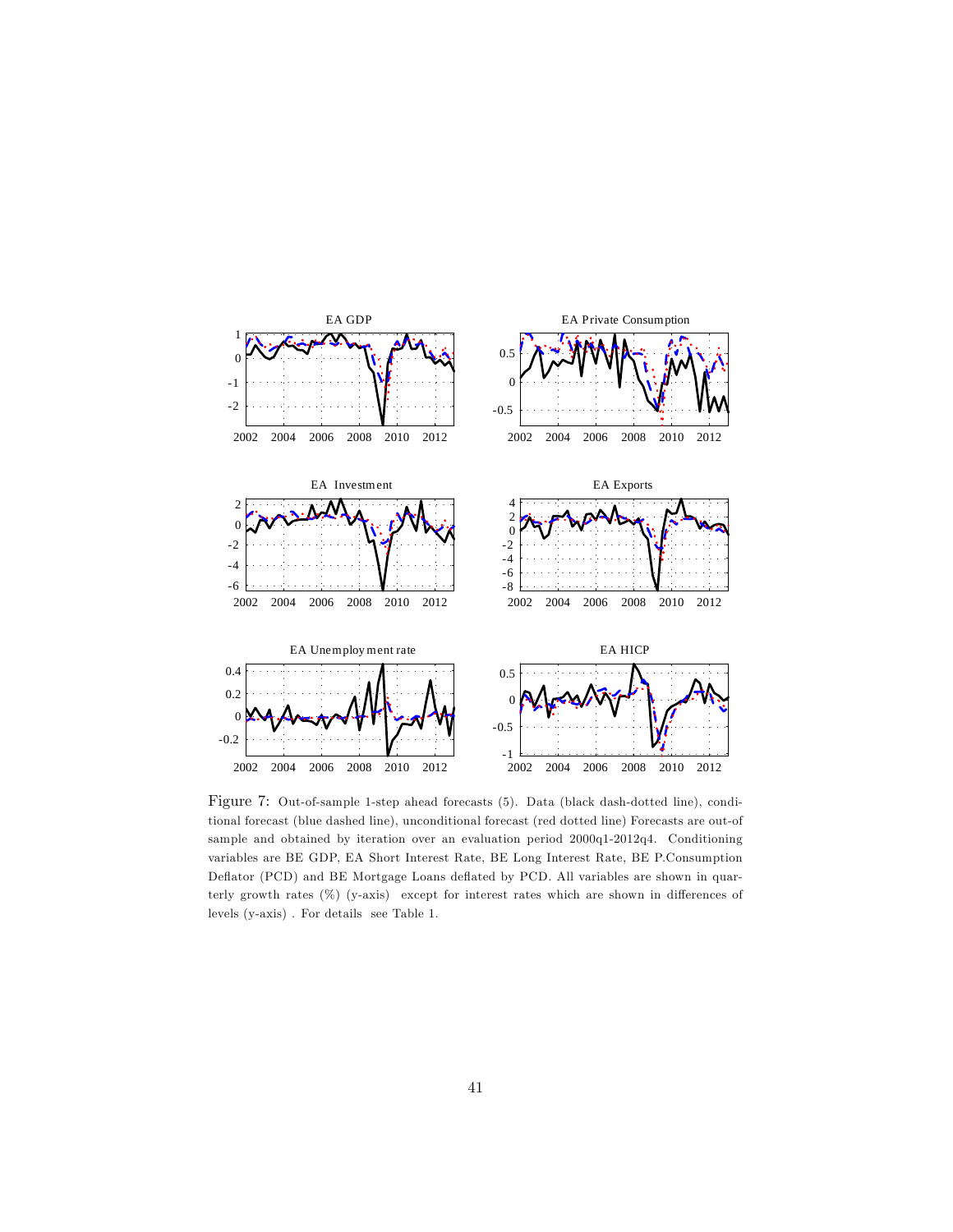Figure 7: Out-of-sample 1-step ahead forecasts (5). Data (black dash-dotted line), conditional forecast (blue dashed line), unconditional forecast (red dotted line) Forecasts are out-of sample and obtained by iteration over an evaluation period 2000q1-2012q4. Conditioning variables are BE GDP, EA Short Interest Rate, BE Long Interest Rate, BE P.Consumption Deflator (PCD) and BE Mortgage Loans deflated by PCD. All variables are shown in quarterly growth rates (%) (y-axis) except for interest rates which are shown in differences of levels (y-axis) . For details see Table 1.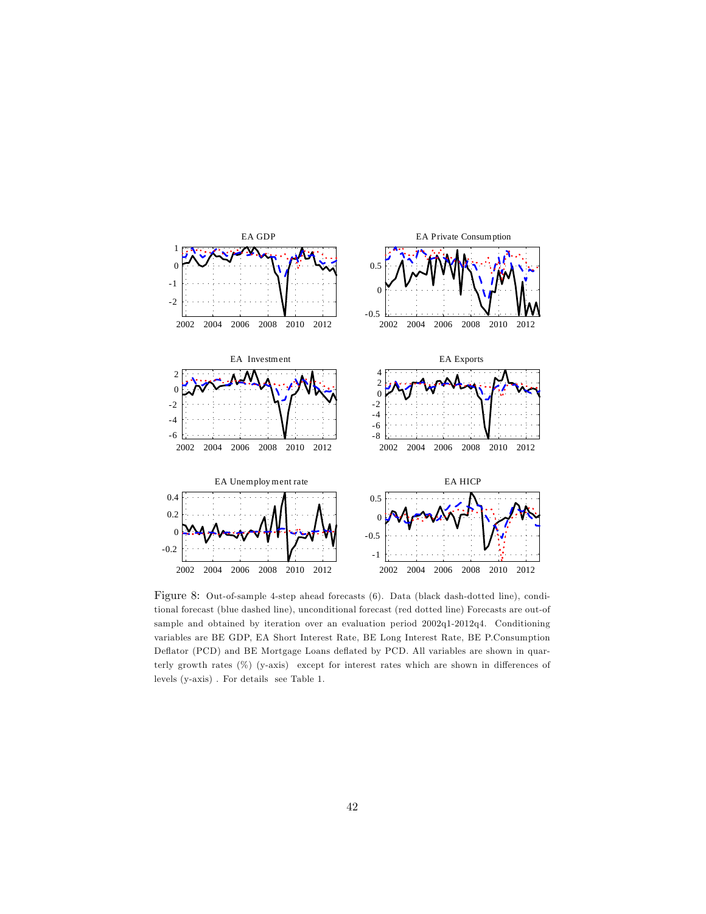Figure 8: Out-of-sample 4-step ahead forecasts (6). Data (black dash-dotted line), conditional forecast (blue dashed line), unconditional forecast (red dotted line) Forecasts are out-of sample and obtained by iteration over an evaluation period 2002q1-2012q4. Conditioning variables are BE GDP, EA Short Interest Rate, BE Long Interest Rate, BE P.Consumption Deflator (PCD) and BE Mortgage Loans deflated by PCD. All variables are shown in quarterly growth rates (%) (y-axis) except for interest rates which are shown in differences of levels (y-axis) . For details see Table 1.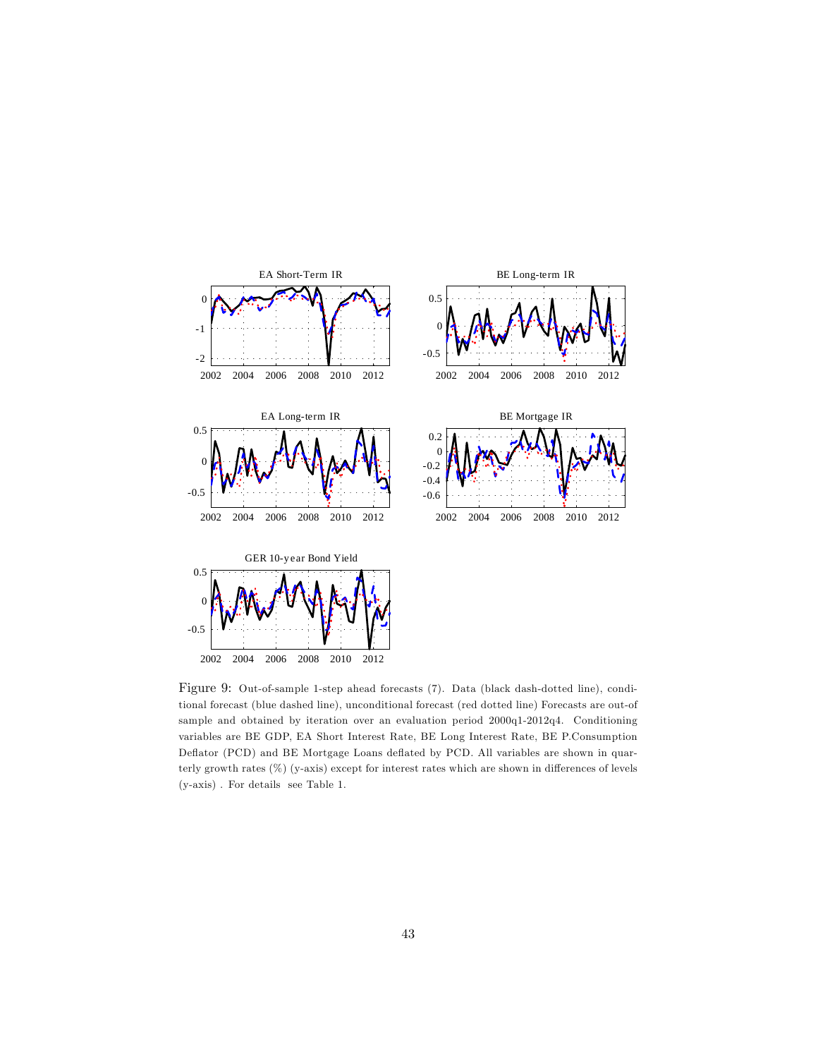Figure 9: Out-of-sample 1-step ahead forecasts (7). Data (black dash-dotted line), conditional forecast (blue dashed line), unconditional forecast (red dotted line) Forecasts are out-of sample and obtained by iteration over an evaluation period 2000q1-2012q4. Conditioning variables are BE GDP, EA Short Interest Rate, BE Long Interest Rate, BE P.Consumption Deflator (PCD) and BE Mortgage Loans deflated by PCD. All variables are shown in quarterly growth rates (%) (y-axis) except for interest rates which are shown in differences of levels (y-axis) . For details see Table 1.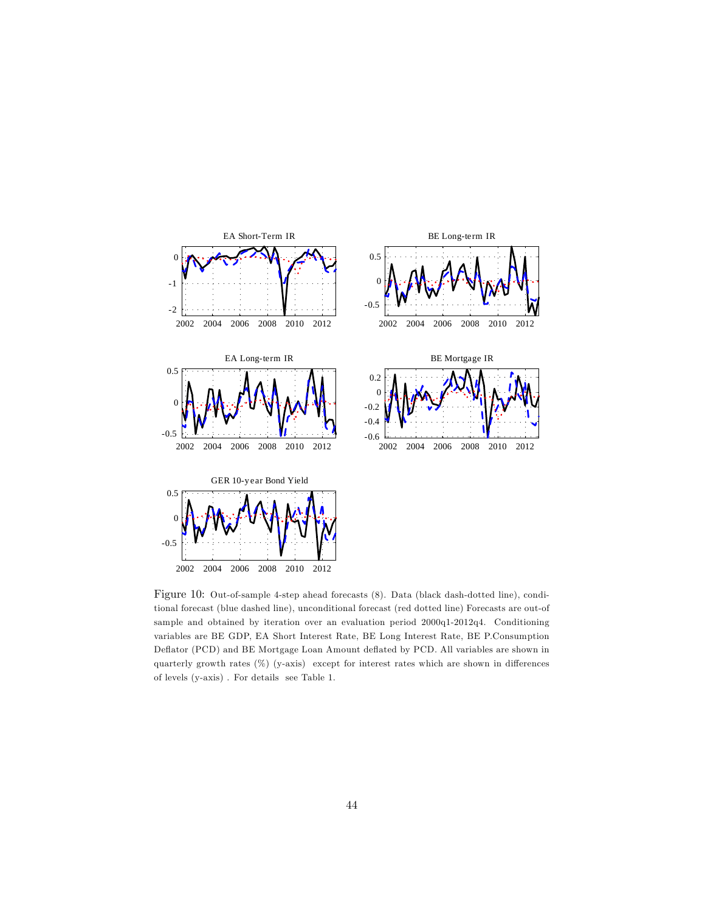Figure 10: Out-of-sample 4-step ahead forecasts (8). Data (black dash-dotted line), conditional forecast (blue dashed line), unconditional forecast (red dotted line) Forecasts are out-of sample and obtained by iteration over an evaluation period 2000q1-2012q4. Conditioning variables are BE GDP, EA Short Interest Rate, BE Long Interest Rate, BE P.Consumption Deflator (PCD) and BE Mortgage Loan Amount deflated by PCD. All variables are shown in quarterly growth rates (%) (y-axis) except for interest rates which are shown in differences of levels (y-axis) . For details see Table 1.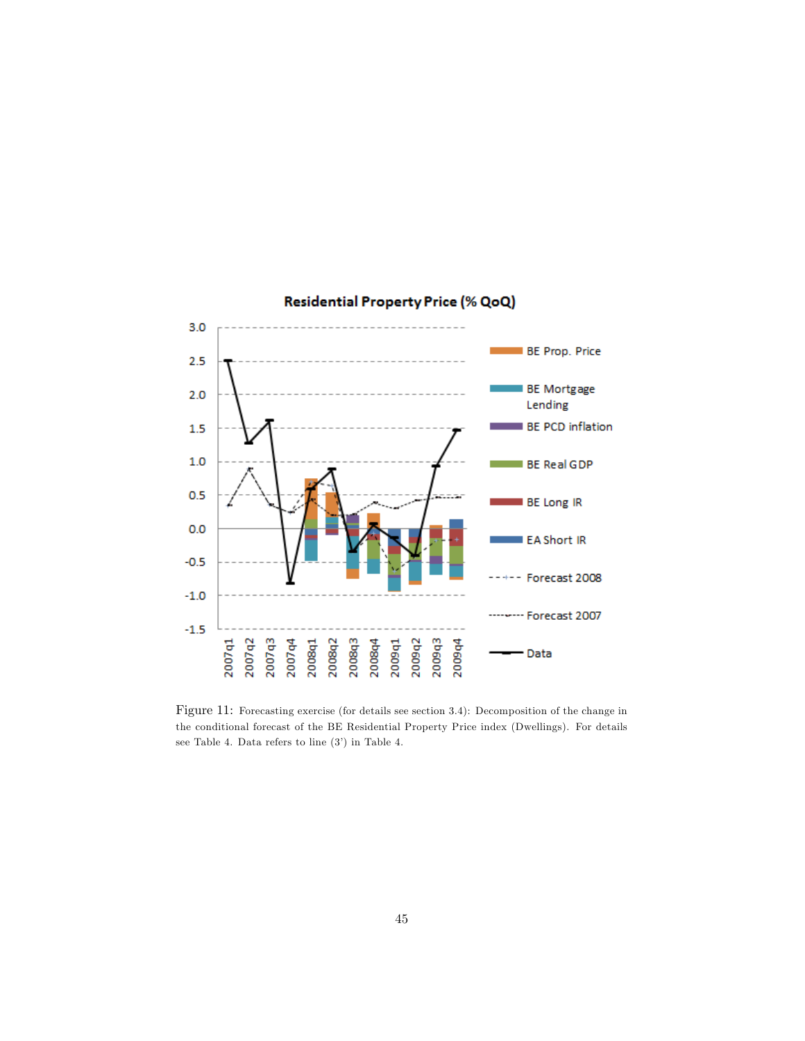Figure 11: Forecasting exercise (for details see section 3.4): Decomposition of the change in the conditional forecast of the BE Residential Property Price index (Dwellings). For details see Table 4. Data refers to line (3') in Table 4.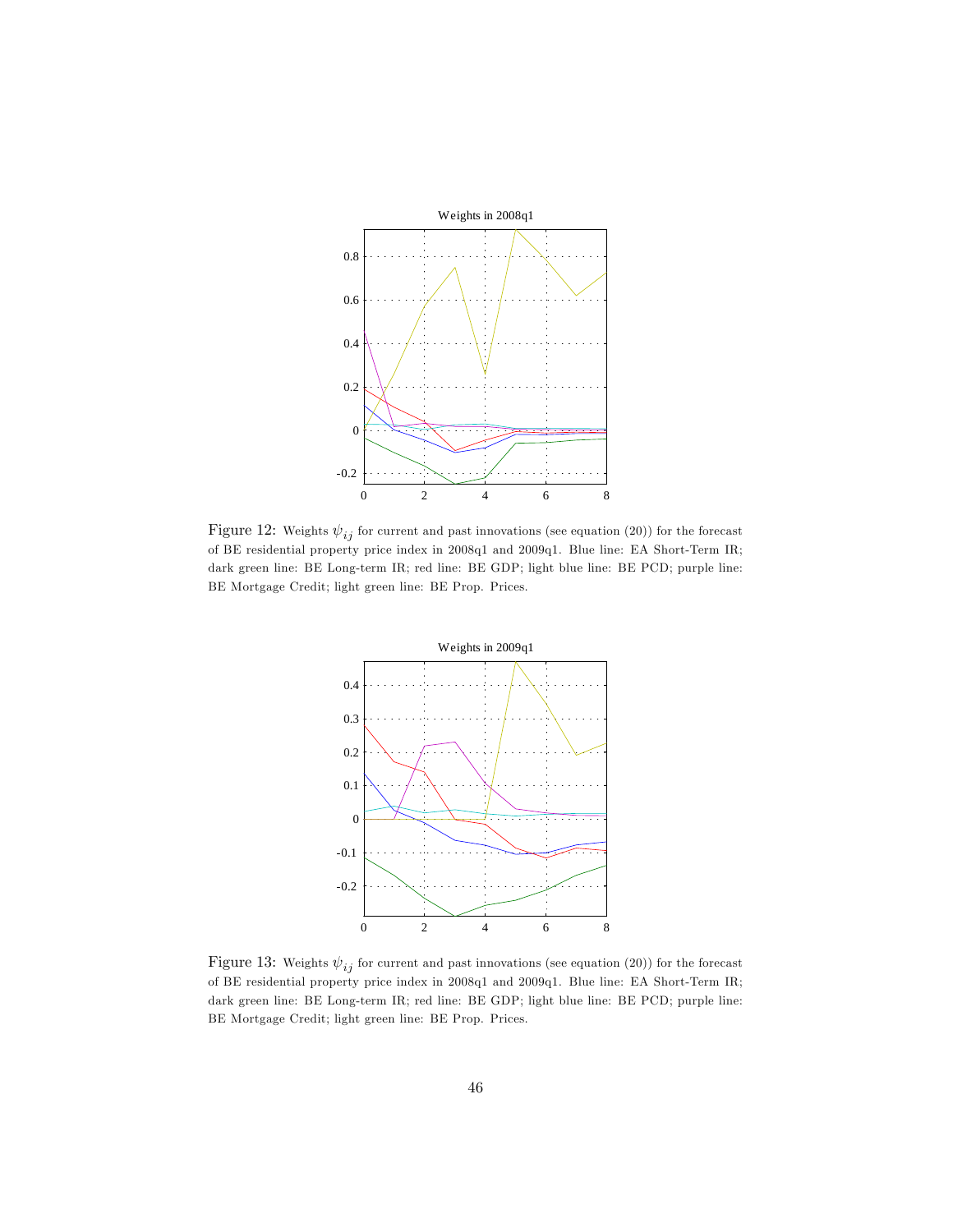Figure 12: Weights $\psi_{ij}$ for current and past innovations (see equation (20)) for the forecast of BE residential property price index in 2008q1 and 2009q1. Blue line: EA Short-Term IR; dark green line: BE Long-term IR; red line: BE GDP; light blue line: BE PCD; purple line: BE Mortgage Credit; light green line: BE Prop. Prices.

Figure 13: Weights $\psi_{ij}$ for current and past innovations (see equation (20)) for the forecast of BE residential property price index in 2008q1 and 2009q1. Blue line: EA Short-Term IR; dark green line: BE Long-term IR; red line: BE GDP; light blue line: BE PCD; purple line: BE Mortgage Credit; light green line: BE Prop. Prices.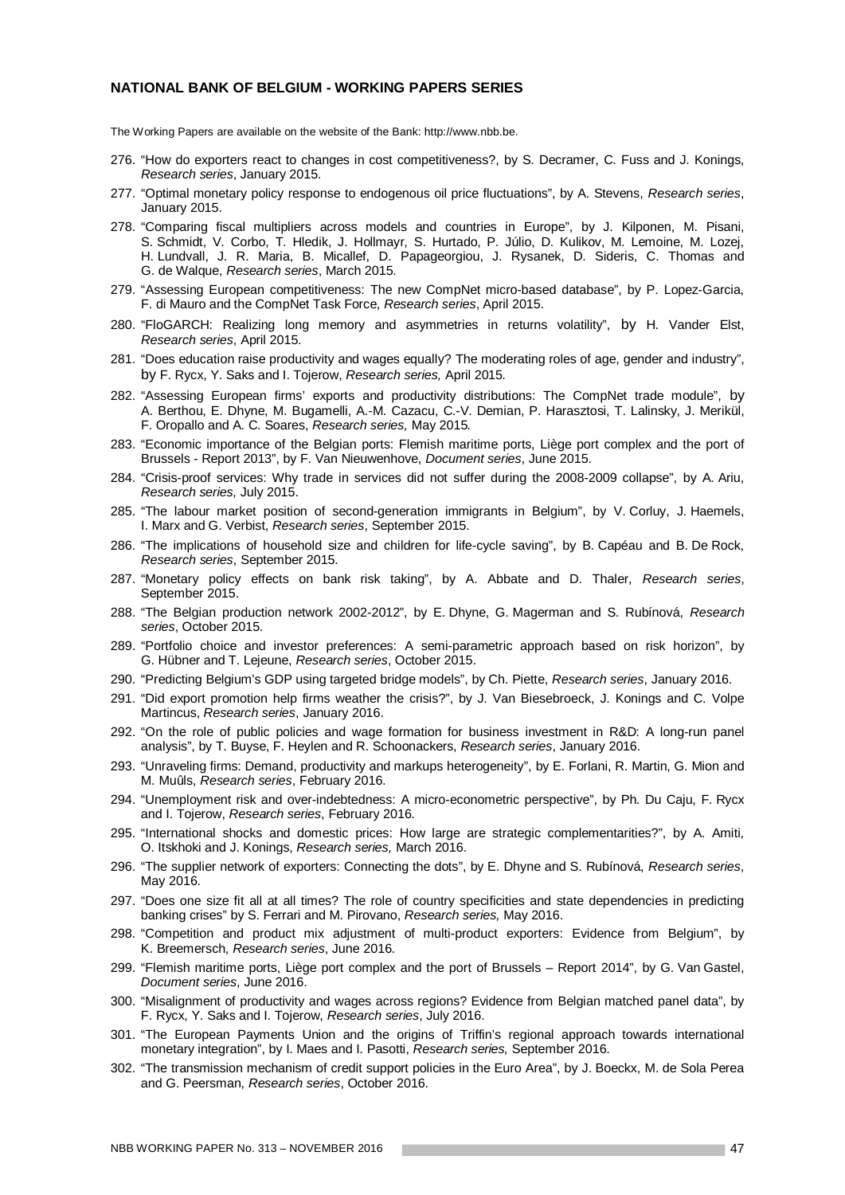**NATIONAL BANK OF BELGIUM - WORKING PAPERS SERIES**

The Working Papers are available on the website of the Bank: http://www.nbb.be.

276. "How do exporters react to changes in cost competitiveness?, by S. Decramer, C. Fuss and J. Konings, *Research series*, January 2015.
277. "Optimal monetary policy response to endogenous oil price fluctuations", by A. Stevens, *Research series*, January 2015.
278. "Comparing fiscal multipliers across models and countries in Europe", by J. Kilponen, M. Pisani, S. Schmidt, V. Corbo, T. Hledik, J. Hollmayr, S. Hurtado, P. Júlio, D. Kulikov, M. Lemoine, M. Lozej, H. Lundvall, J. R. Maria, B. Micallef, D. Papageorgiou, J. Rysanek, D. Sideris, C. Thomas and G. de Walque, *Research series*, March 2015.
279. "Assessing European competitiveness: The new CompNet micro-based database", by P. Lopez-Garcia, F. di Mauro and the CompNet Task Force, *Research series*, April 2015.
280. "FloGARCH: Realizing long memory and asymmetries in returns volatility", by H. Vander Elst, *Research series*, April 2015.
281. "Does education raise productivity and wages equally? The moderating roles of age, gender and industry", by F. Rycx, Y. Saks and I. Tojerow, *Research series,* April 2015.
282. "Assessing European firms' exports and productivity distributions: The CompNet trade module", by A. Berthou, E. Dhyne, M. Bugamelli, A.-M. Cazacu, C.-V. Demian, P. Harasztosi, T. Lalinsky, J. Merikül, F. Oropallo and A. C. Soares, *Research series,* May 2015.
283. "Economic importance of the Belgian ports: Flemish maritime ports, Liège port complex and the port of Brussels - Report 2013", by F. Van Nieuwenhove, *Document series*, June 2015.
284. "Crisis-proof services: Why trade in services did not suffer during the 2008-2009 collapse", by A. Ariu, *Research series,* July 2015.
285. "The labour market position of second-generation immigrants in Belgium", by V. Corluy, J. Haemels, I. Marx and G. Verbist, *Research series*, September 2015.
286. "The implications of household size and children for life-cycle saving", by B. Capéau and B. De Rock, *Research series*, September 2015.
287. "Monetary policy effects on bank risk taking", by A. Abbate and D. Thaler, *Research series*, September 2015.
288. "The Belgian production network 2002-2012", by E. Dhyne, G. Magerman and S. Rubínová, *Research series*, October 2015.
289. "Portfolio choice and investor preferences: A semi-parametric approach based on risk horizon", by G. Hübner and T. Lejeune, *Research series*, October 2015.
290. "Predicting Belgium's GDP using targeted bridge models", by Ch. Piette, *Research series*, January 2016.
291. "Did export promotion help firms weather the crisis?", by J. Van Biesebroeck, J. Konings and C. Volpe Martincus, *Research series*, January 2016.
292. "On the role of public policies and wage formation for business investment in R&D: A long-run panel analysis", by T. Buyse, F. Heylen and R. Schoonackers, *Research series*, January 2016.
293. "Unraveling firms: Demand, productivity and markups heterogeneity", by E. Forlani, R. Martin, G. Mion and M. Muûls, *Research series*, February 2016.
294. "Unemployment risk and over-indebtedness: A micro-econometric perspective", by Ph. Du Caju, F. Rycx and I. Tojerow, *Research series*, February 2016.
295. "International shocks and domestic prices: How large are strategic complementarities?", by A. Amiti, O. Itskhoki and J. Konings, *Research series,* March 2016.
296. "The supplier network of exporters: Connecting the dots", by E. Dhyne and S. Rubínová, *Research series*, May 2016.
297. "Does one size fit all at all times? The role of country specificities and state dependencies in predicting banking crises" by S. Ferrari and M. Pirovano, *Research series,* May 2016.
298. "Competition and product mix adjustment of multi-product exporters: Evidence from Belgium", by K. Breemersch, *Research series*, June 2016.
299. "Flemish maritime ports, Liège port complex and the port of Brussels – Report 2014", by G. Van Gastel, *Document series*, June 2016.
300. "Misalignment of productivity and wages across regions? Evidence from Belgian matched panel data", by F. Rycx, Y. Saks and I. Tojerow, *Research series*, July 2016.
301. "The European Payments Union and the origins of Triffin's regional approach towards international monetary integration", by I. Maes and I. Pasotti, *Research series,* September 2016.
302. "The transmission mechanism of credit support policies in the Euro Area", by J. Boeckx, M. de Sola Perea and G. Peersman, *Research series*, October 2016.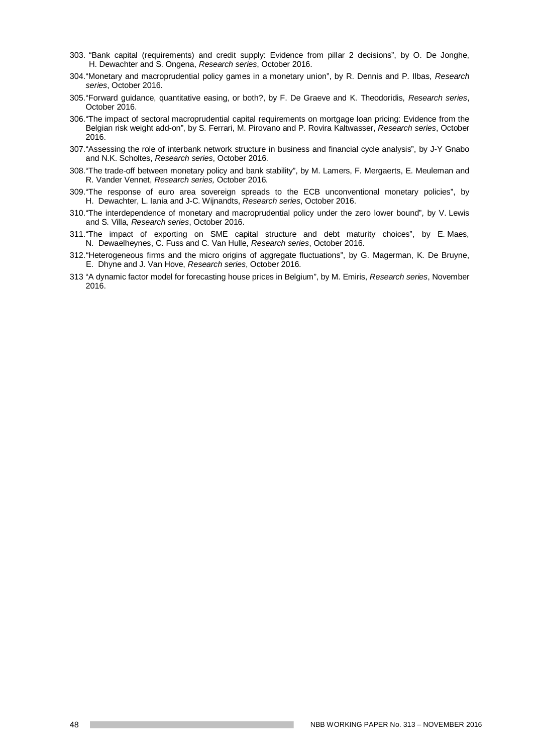303. "Bank capital (requirements) and credit supply: Evidence from pillar 2 decisions", by O. De Jonghe, H. Dewachter and S. Ongena, *Research series*, October 2016.
304. "Monetary and macroprudential policy games in a monetary union", by R. Dennis and P. Ilbas, *Research series*, October 2016.
305. "Forward guidance, quantitative easing, or both?, by F. De Graeve and K. Theodoridis, *Research series*, October 2016.
306. "The impact of sectoral macroprudential capital requirements on mortgage loan pricing: Evidence from the Belgian risk weight add-on", by S. Ferrari, M. Pirovano and P. Rovira Kaltwasser, *Research series*, October 2016.
307. "Assessing the role of interbank network structure in business and financial cycle analysis", by J-Y Gnabo and N.K. Scholtes, *Research series*, October 2016.
308. "The trade-off between monetary policy and bank stability", by M. Lamers, F. Mergaerts, E. Meuleman and R. Vander Vennet, *Research series,* October 2016.
309. "The response of euro area sovereign spreads to the ECB unconventional monetary policies", by H. Dewachter, L. Iania and J-C. Wijnandts, *Research series*, October 2016.
310. "The interdependence of monetary and macroprudential policy under the zero lower bound", by V. Lewis and S. Villa, *Research series*, October 2016.
311. "The impact of exporting on SME capital structure and debt maturity choices", by E. Maes, N. Dewaelheynes, C. Fuss and C. Van Hulle, *Research series*, October 2016.
312. "Heterogeneous firms and the micro origins of aggregate fluctuations", by G. Magerman, K. De Bruyne, E. Dhyne and J. Van Hove, *Research series*, October 2016.
313 "A dynamic factor model for forecasting house prices in Belgium", by M. Emiris, *Research series*, November 2016.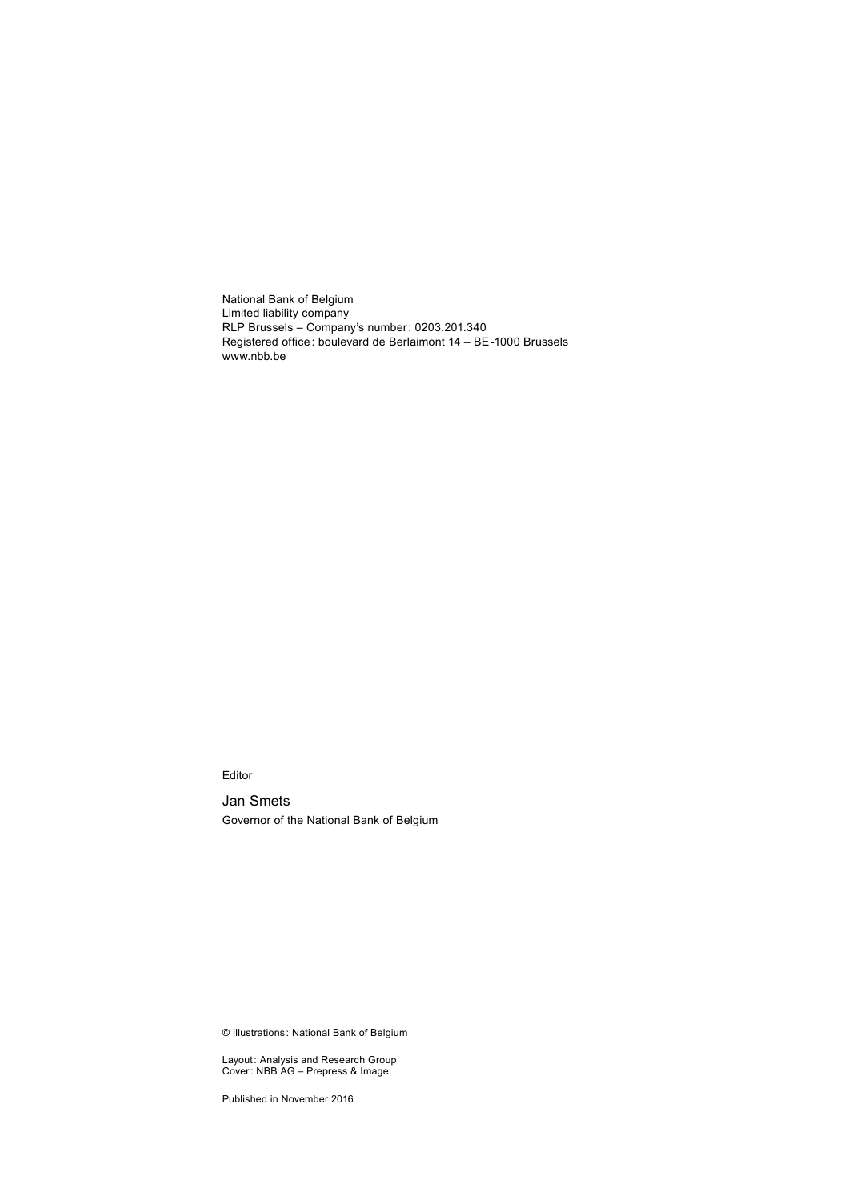National Bank of Belgium
Limited liability company
RLP Brussels – Company's number: 0203.201.340
Registered office: boulevard de Berlaimont 14 – BE-1000 Brussels
www.nbb.be

Editor

Jan Smets
Governor of the National Bank of Belgium

© Illustrations: National Bank of Belgium

Layout: Analysis and Research Group
Cover: NBB AG – Prepress & Image

Published in November 2016